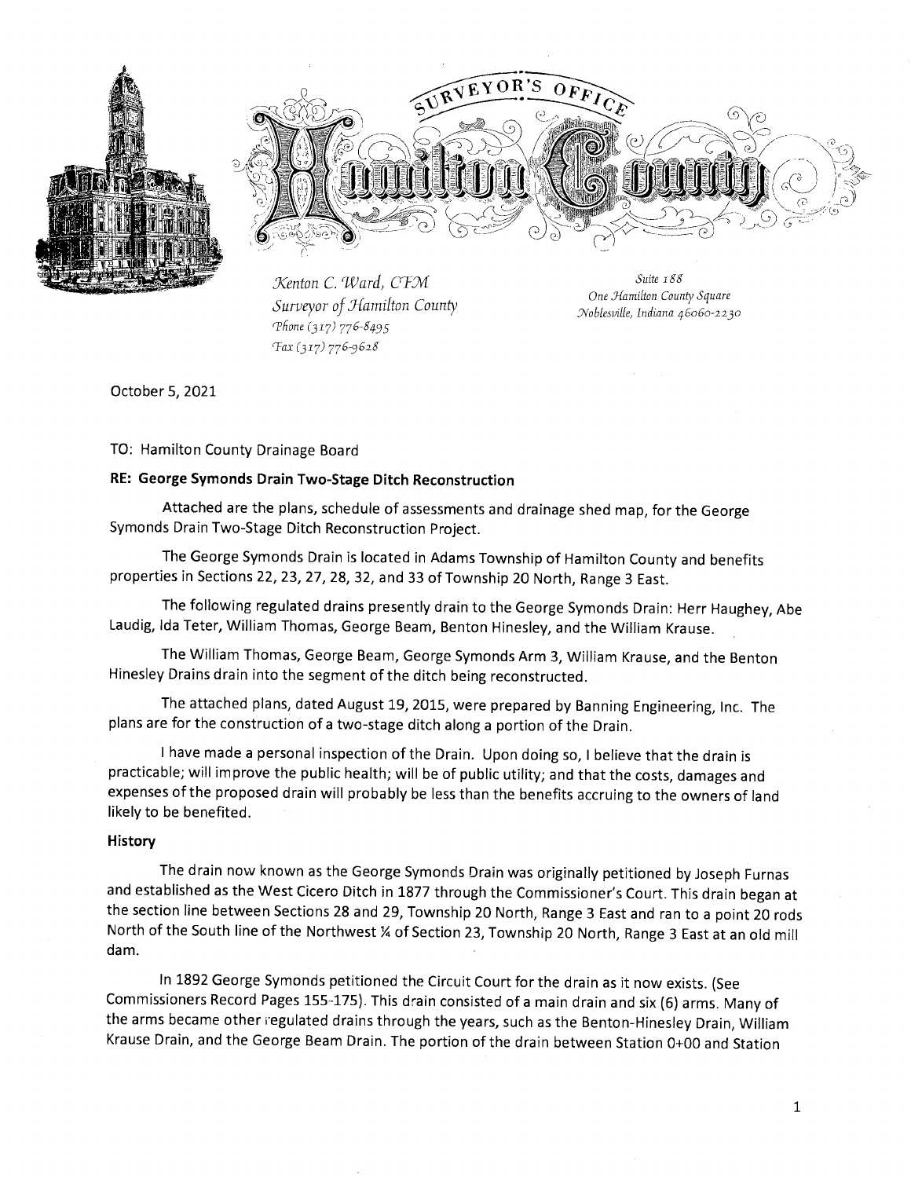SURVEYOR'S OFFICE

Hamilton County

*Kenton C. Ward, CFM*
*Surveyor of Hamilton County*
*Phone (317) 776-8495*
*Fax (317) 776-9628*

*Suite 188*
*One Hamilton County Square*
*Noblesville, Indiana 46060-2230*

October 5, 2021

TO: Hamilton County Drainage Board

**RE: George Symonds Drain Two-Stage Ditch Reconstruction**

Attached are the plans, schedule of assessments and drainage shed map, for the George Symonds Drain Two-Stage Ditch Reconstruction Project.

The George Symonds Drain is located in Adams Township of Hamilton County and benefits properties in Sections 22, 23, 27, 28, 32, and 33 of Township 20 North, Range 3 East.

The following regulated drains presently drain to the George Symonds Drain: Herr Haughey, Abe Laudig, Ida Teter, William Thomas, George Beam, Benton Hinesley, and the William Krause.

The William Thomas, George Beam, George Symonds Arm 3, William Krause, and the Benton Hinesley Drains drain into the segment of the ditch being reconstructed.

The attached plans, dated August 19, 2015, were prepared by Banning Engineering, Inc. The plans are for the construction of a two-stage ditch along a portion of the Drain.

I have made a personal inspection of the Drain. Upon doing so, I believe that the drain is practicable; will improve the public health; will be of public utility; and that the costs, damages and expenses of the proposed drain will probably be less than the benefits accruing to the owners of land likely to be benefited.

**History**

The drain now known as the George Symonds Drain was originally petitioned by Joseph Furnas and established as the West Cicero Ditch in 1877 through the Commissioner's Court. This drain began at the section line between Sections 28 and 29, Township 20 North, Range 3 East and ran to a point 20 rods North of the South line of the Northwest ¼ of Section 23, Township 20 North, Range 3 East at an old mill dam.

In 1892 George Symonds petitioned the Circuit Court for the drain as it now exists. (See Commissioners Record Pages 155-175). This drain consisted of a main drain and six (6) arms. Many of the arms became other regulated drains through the years, such as the Benton-Hinesley Drain, William Krause Drain, and the George Beam Drain. The portion of the drain between Station 0+00 and Station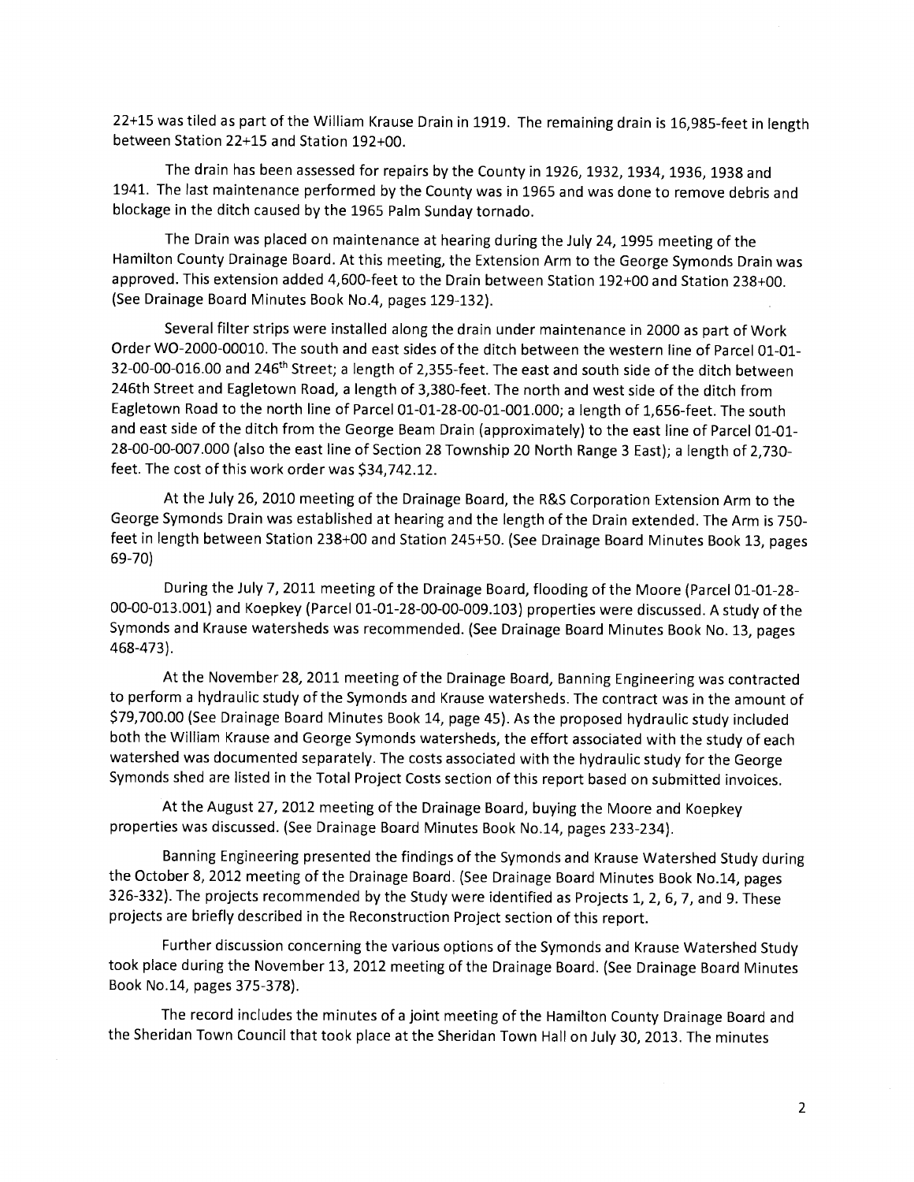22+15 was tiled as part of the William Krause Drain in 1919. The remaining drain is 16,985-feet in length between Station 22+15 and Station 192+00.

The drain has been assessed for repairs by the County in 1926, 1932, 1934, 1936, 1938 and 1941. The last maintenance performed by the County was in 1965 and was done to remove debris and blockage in the ditch caused by the 1965 Palm Sunday tornado.

The Drain was placed on maintenance at hearing during the July 24, 1995 meeting of the Hamilton County Drainage Board. At this meeting, the Extension Arm to the George Symonds Drain was approved. This extension added 4,600-feet to the Drain between Station 192+00 and Station 238+00. (See Drainage Board Minutes Book No.4, pages 129-132).

Several filter strips were installed along the drain under maintenance in 2000 as part of Work Order WO-2000-00010. The south and east sides of the ditch between the western line of Parcel 01-01-32-00-00-016.00 and 246th Street; a length of 2,355-feet. The east and south side of the ditch between 246th Street and Eagletown Road, a length of 3,380-feet. The north and west side of the ditch from Eagletown Road to the north line of Parcel 01-01-28-00-01-001.000; a length of 1,656-feet. The south and east side of the ditch from the George Beam Drain (approximately) to the east line of Parcel 01-01-28-00-00-007.000 (also the east line of Section 28 Township 20 North Range 3 East); a length of 2,730-feet. The cost of this work order was $34,742.12.

At the July 26, 2010 meeting of the Drainage Board, the R&S Corporation Extension Arm to the George Symonds Drain was established at hearing and the length of the Drain extended. The Arm is 750-feet in length between Station 238+00 and Station 245+50. (See Drainage Board Minutes Book 13, pages 69-70)

During the July 7, 2011 meeting of the Drainage Board, flooding of the Moore (Parcel 01-01-28-00-00-013.001) and Koepkey (Parcel 01-01-28-00-00-009.103) properties were discussed. A study of the Symonds and Krause watersheds was recommended. (See Drainage Board Minutes Book No. 13, pages 468-473).

At the November 28, 2011 meeting of the Drainage Board, Banning Engineering was contracted to perform a hydraulic study of the Symonds and Krause watersheds. The contract was in the amount of $79,700.00 (See Drainage Board Minutes Book 14, page 45). As the proposed hydraulic study included both the William Krause and George Symonds watersheds, the effort associated with the study of each watershed was documented separately. The costs associated with the hydraulic study for the George Symonds shed are listed in the Total Project Costs section of this report based on submitted invoices.

At the August 27, 2012 meeting of the Drainage Board, buying the Moore and Koepkey properties was discussed. (See Drainage Board Minutes Book No.14, pages 233-234).

Banning Engineering presented the findings of the Symonds and Krause Watershed Study during the October 8, 2012 meeting of the Drainage Board. (See Drainage Board Minutes Book No.14, pages 326-332). The projects recommended by the Study were identified as Projects 1, 2, 6, 7, and 9. These projects are briefly described in the Reconstruction Project section of this report.

Further discussion concerning the various options of the Symonds and Krause Watershed Study took place during the November 13, 2012 meeting of the Drainage Board. (See Drainage Board Minutes Book No.14, pages 375-378).

The record includes the minutes of a joint meeting of the Hamilton County Drainage Board and the Sheridan Town Council that took place at the Sheridan Town Hall on July 30, 2013. The minutes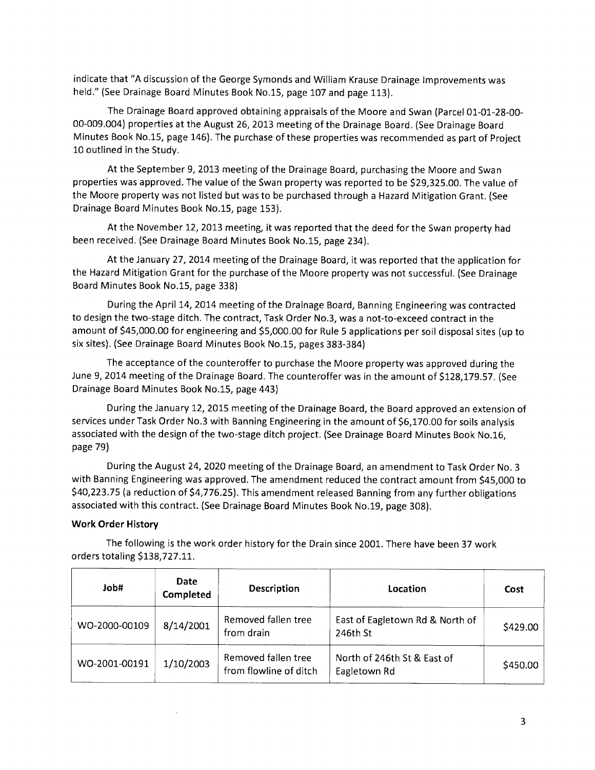indicate that "A discussion of the George Symonds and William Krause Drainage Improvements was held." (See Drainage Board Minutes Book No.15, page 107 and page 113).

The Drainage Board approved obtaining appraisals of the Moore and Swan (Parcel 01-01-28-00-00-009.004) properties at the August 26, 2013 meeting of the Drainage Board. (See Drainage Board Minutes Book No.15, page 146). The purchase of these properties was recommended as part of Project 10 outlined in the Study.

At the September 9, 2013 meeting of the Drainage Board, purchasing the Moore and Swan properties was approved. The value of the Swan property was reported to be $29,325.00. The value of the Moore property was not listed but was to be purchased through a Hazard Mitigation Grant. (See Drainage Board Minutes Book No.15, page 153).

At the November 12, 2013 meeting, it was reported that the deed for the Swan property had been received. (See Drainage Board Minutes Book No.15, page 234).

At the January 27, 2014 meeting of the Drainage Board, it was reported that the application for the Hazard Mitigation Grant for the purchase of the Moore property was not successful. (See Drainage Board Minutes Book No.15, page 338)

During the April 14, 2014 meeting of the Drainage Board, Banning Engineering was contracted to design the two-stage ditch. The contract, Task Order No.3, was a not-to-exceed contract in the amount of $45,000.00 for engineering and $5,000.00 for Rule 5 applications per soil disposal sites (up to six sites). (See Drainage Board Minutes Book No.15, pages 383-384)

The acceptance of the counteroffer to purchase the Moore property was approved during the June 9, 2014 meeting of the Drainage Board. The counteroffer was in the amount of $128,179.57. (See Drainage Board Minutes Book No.15, page 443)

During the January 12, 2015 meeting of the Drainage Board, the Board approved an extension of services under Task Order No.3 with Banning Engineering in the amount of $6,170.00 for soils analysis associated with the design of the two-stage ditch project. (See Drainage Board Minutes Book No.16, page 79)

During the August 24, 2020 meeting of the Drainage Board, an amendment to Task Order No. 3 with Banning Engineering was approved. The amendment reduced the contract amount from $45,000 to $40,223.75 (a reduction of $4,776.25). This amendment released Banning from any further obligations associated with this contract. (See Drainage Board Minutes Book No.19, page 308).

**Work Order History**

The following is the work order history for the Drain since 2001. There have been 37 work orders totaling $138,727.11.

| Job# | Date Completed | Description | Location | Cost |
|---|---|---|---|---|
| WO-2000-00109 | 8/14/2001 | Removed fallen tree from drain | East of Eagletown Rd & North of 246th St | $429.00 |
| WO-2001-00191 | 1/10/2003 | Removed fallen tree from flowline of ditch | North of 246th St & East of Eagletown Rd | $450.00 |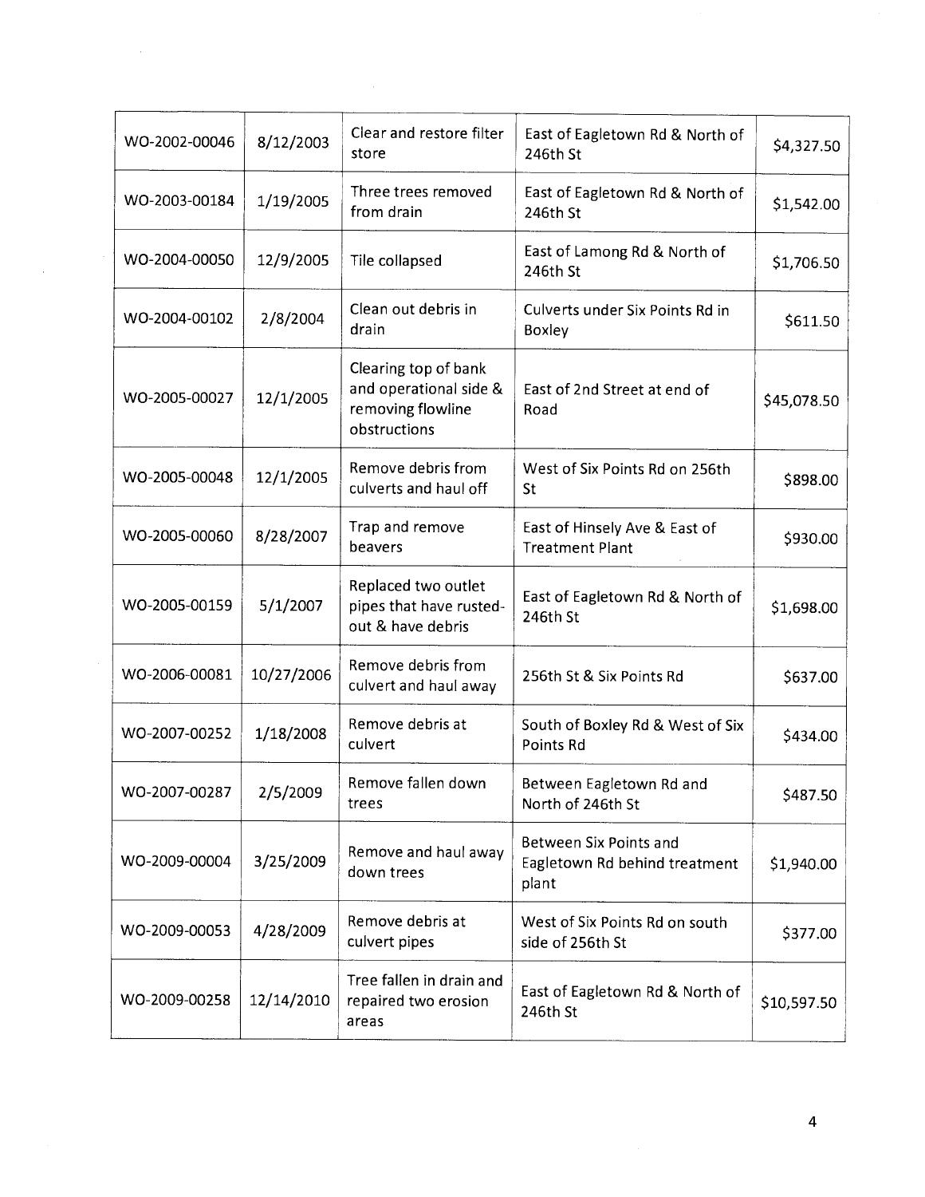| WO-2002-00046 | 8/12/2003 | Clear and restore filter store | East of Eagletown Rd & North of 246th St | $4,327.50 |
|---|---|---|---|---|
| WO-2003-00184 | 1/19/2005 | Three trees removed from drain | East of Eagletown Rd & North of 246th St | $1,542.00 |
| WO-2004-00050 | 12/9/2005 | Tile collapsed | East of Lamong Rd & North of 246th St | $1,706.50 |
| WO-2004-00102 | 2/8/2004 | Clean out debris in drain | Culverts under Six Points Rd in Boxley | $611.50 |
| WO-2005-00027 | 12/1/2005 | Clearing top of bank and operational side & removing flowline obstructions | East of 2nd Street at end of Road | $45,078.50 |
| WO-2005-00048 | 12/1/2005 | Remove debris from culverts and haul off | West of Six Points Rd on 256th St | $898.00 |
| WO-2005-00060 | 8/28/2007 | Trap and remove beavers | East of Hinsely Ave & East of Treatment Plant | $930.00 |
| WO-2005-00159 | 5/1/2007 | Replaced two outlet pipes that have rusted-out & have debris | East of Eagletown Rd & North of 246th St | $1,698.00 |
| WO-2006-00081 | 10/27/2006 | Remove debris from culvert and haul away | 256th St & Six Points Rd | $637.00 |
| WO-2007-00252 | 1/18/2008 | Remove debris at culvert | South of Boxley Rd & West of Six Points Rd | $434.00 |
| WO-2007-00287 | 2/5/2009 | Remove fallen down trees | Between Eagletown Rd and North of 246th St | $487.50 |
| WO-2009-00004 | 3/25/2009 | Remove and haul away down trees | Between Six Points and Eagletown Rd behind treatment plant | $1,940.00 |
| WO-2009-00053 | 4/28/2009 | Remove debris at culvert pipes | West of Six Points Rd on south side of 256th St | $377.00 |
| WO-2009-00258 | 12/14/2010 | Tree fallen in drain and repaired two erosion areas | East of Eagletown Rd & North of 246th St | $10,597.50 |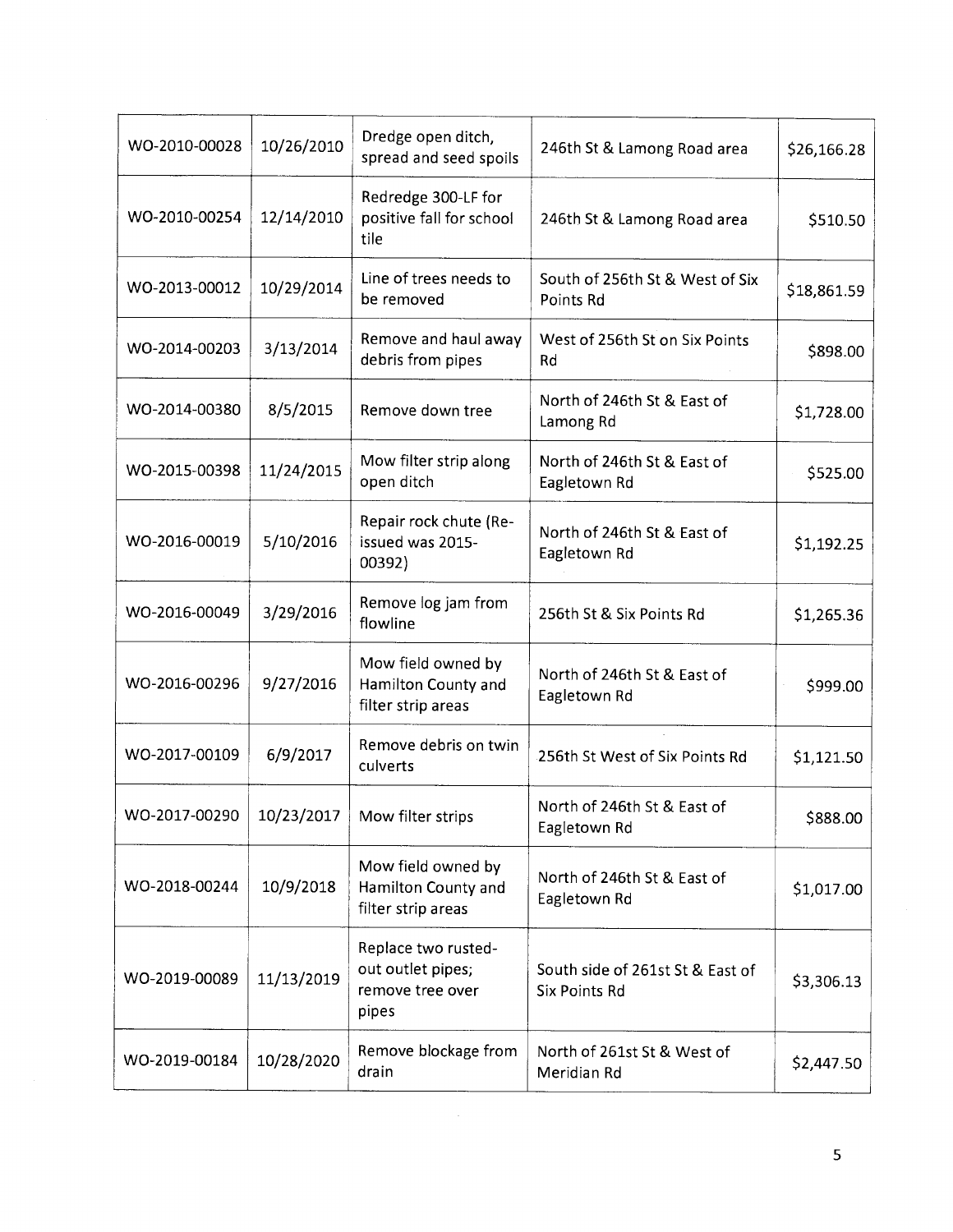| WO-2010-00028 | 10/26/2010 | Dredge open ditch, spread and seed spoils | 246th St & Lamong Road area | $26,166.28 |
|---|---|---|---|---|
| WO-2010-00254 | 12/14/2010 | Redredge 300-LF for positive fall for school tile | 246th St & Lamong Road area | $510.50 |
| WO-2013-00012 | 10/29/2014 | Line of trees needs to be removed | South of 256th St & West of Six Points Rd | $18,861.59 |
| WO-2014-00203 | 3/13/2014 | Remove and haul away debris from pipes | West of 256th St on Six Points Rd | $898.00 |
| WO-2014-00380 | 8/5/2015 | Remove down tree | North of 246th St & East of Lamong Rd | $1,728.00 |
| WO-2015-00398 | 11/24/2015 | Mow filter strip along open ditch | North of 246th St & East of Eagletown Rd | $525.00 |
| WO-2016-00019 | 5/10/2016 | Repair rock chute (Re-issued was 2015-00392) | North of 246th St & East of Eagletown Rd | $1,192.25 |
| WO-2016-00049 | 3/29/2016 | Remove log jam from flowline | 256th St & Six Points Rd | $1,265.36 |
| WO-2016-00296 | 9/27/2016 | Mow field owned by Hamilton County and filter strip areas | North of 246th St & East of Eagletown Rd | $999.00 |
| WO-2017-00109 | 6/9/2017 | Remove debris on twin culverts | 256th St West of Six Points Rd | $1,121.50 |
| WO-2017-00290 | 10/23/2017 | Mow filter strips | North of 246th St & East of Eagletown Rd | $888.00 |
| WO-2018-00244 | 10/9/2018 | Mow field owned by Hamilton County and filter strip areas | North of 246th St & East of Eagletown Rd | $1,017.00 |
| WO-2019-00089 | 11/13/2019 | Replace two rusted-out outlet pipes; remove tree over pipes | South side of 261st St & East of Six Points Rd | $3,306.13 |
| WO-2019-00184 | 10/28/2020 | Remove blockage from drain | North of 261st St & West of Meridian Rd | $2,447.50 |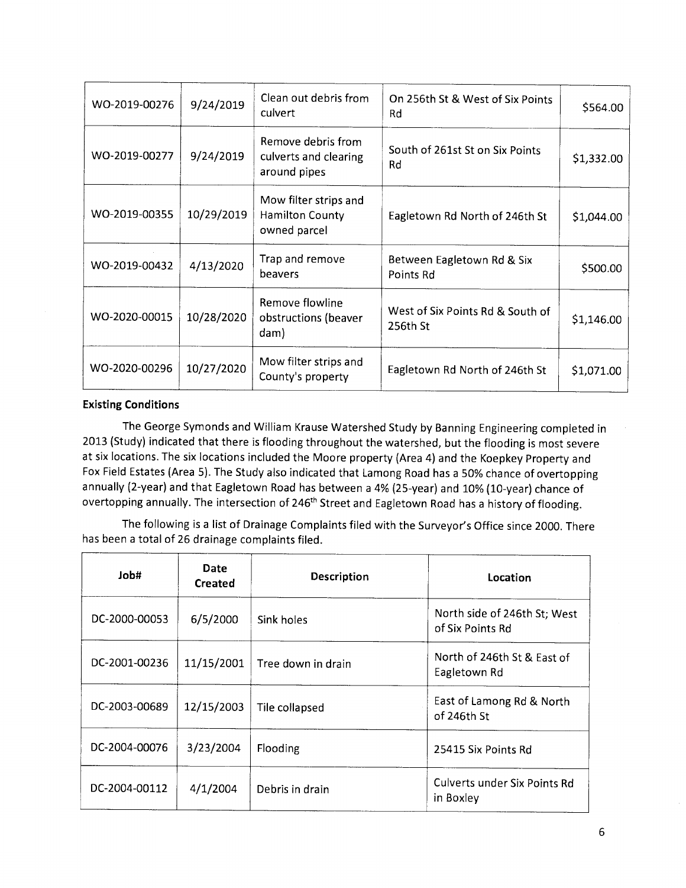| WO-2019-00276 | 9/24/2019 | Clean out debris from culvert | On 256th St & West of Six Points Rd | $564.00 |
|---|---|---|---|---|
| WO-2019-00277 | 9/24/2019 | Remove debris from culverts and clearing around pipes | South of 261st St on Six Points Rd | $1,332.00 |
| WO-2019-00355 | 10/29/2019 | Mow filter strips and Hamilton County owned parcel | Eagletown Rd North of 246th St | $1,044.00 |
| WO-2019-00432 | 4/13/2020 | Trap and remove beavers | Between Eagletown Rd & Six Points Rd | $500.00 |
| WO-2020-00015 | 10/28/2020 | Remove flowline obstructions (beaver dam) | West of Six Points Rd & South of 256th St | $1,146.00 |
| WO-2020-00296 | 10/27/2020 | Mow filter strips and County's property | Eagletown Rd North of 246th St | $1,071.00 |

**Existing Conditions**

The George Symonds and William Krause Watershed Study by Banning Engineering completed in 2013 (Study) indicated that there is flooding throughout the watershed, but the flooding is most severe at six locations. The six locations included the Moore property (Area 4) and the Koepkey Property and Fox Field Estates (Area 5). The Study also indicated that Lamong Road has a 50% chance of overtopping annually (2-year) and that Eagletown Road has between a 4% (25-year) and 10% (10-year) chance of overtopping annually. The intersection of 246th Street and Eagletown Road has a history of flooding.

The following is a list of Drainage Complaints filed with the Surveyor's Office since 2000. There has been a total of 26 drainage complaints filed.

| Job# | Date Created | Description | Location |
|---|---|---|---|
| DC-2000-00053 | 6/5/2000 | Sink holes | North side of 246th St; West of Six Points Rd |
| DC-2001-00236 | 11/15/2001 | Tree down in drain | North of 246th St & East of Eagletown Rd |
| DC-2003-00689 | 12/15/2003 | Tile collapsed | East of Lamong Rd & North of 246th St |
| DC-2004-00076 | 3/23/2004 | Flooding | 25415 Six Points Rd |
| DC-2004-00112 | 4/1/2004 | Debris in drain | Culverts under Six Points Rd in Boxley |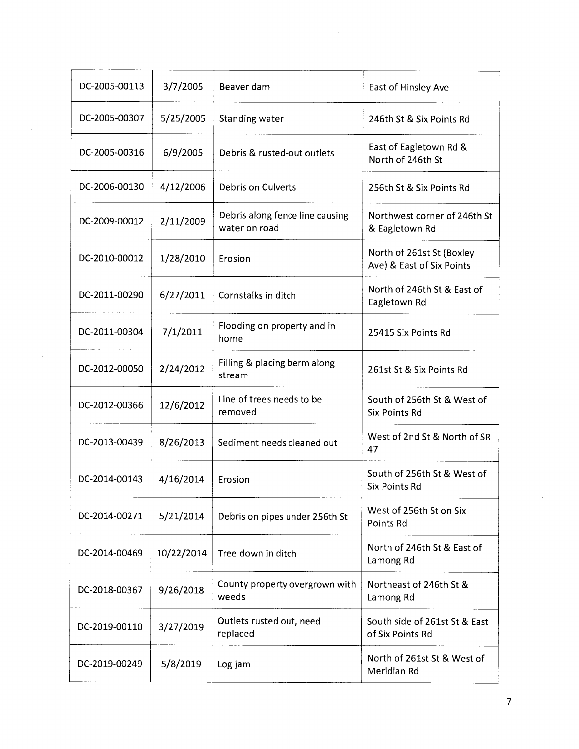| | | | |
|---|---|---|---|
| DC-2005-00113 | 3/7/2005 | Beaver dam | East of Hinsley Ave |
| DC-2005-00307 | 5/25/2005 | Standing water | 246th St & Six Points Rd |
| DC-2005-00316 | 6/9/2005 | Debris & rusted-out outlets | East of Eagletown Rd & North of 246th St |
| DC-2006-00130 | 4/12/2006 | Debris on Culverts | 256th St & Six Points Rd |
| DC-2009-00012 | 2/11/2009 | Debris along fence line causing water on road | Northwest corner of 246th St & Eagletown Rd |
| DC-2010-00012 | 1/28/2010 | Erosion | North of 261st St (Boxley Ave) & East of Six Points |
| DC-2011-00290 | 6/27/2011 | Cornstalks in ditch | North of 246th St & East of Eagletown Rd |
| DC-2011-00304 | 7/1/2011 | Flooding on property and in home | 25415 Six Points Rd |
| DC-2012-00050 | 2/24/2012 | Filling & placing berm along stream | 261st St & Six Points Rd |
| DC-2012-00366 | 12/6/2012 | Line of trees needs to be removed | South of 256th St & West of Six Points Rd |
| DC-2013-00439 | 8/26/2013 | Sediment needs cleaned out | West of 2nd St & North of SR 47 |
| DC-2014-00143 | 4/16/2014 | Erosion | South of 256th St & West of Six Points Rd |
| DC-2014-00271 | 5/21/2014 | Debris on pipes under 256th St | West of 256th St on Six Points Rd |
| DC-2014-00469 | 10/22/2014 | Tree down in ditch | North of 246th St & East of Lamong Rd |
| DC-2018-00367 | 9/26/2018 | County property overgrown with weeds | Northeast of 246th St & Lamong Rd |
| DC-2019-00110 | 3/27/2019 | Outlets rusted out, need replaced | South side of 261st St & East of Six Points Rd |
| DC-2019-00249 | 5/8/2019 | Log jam | North of 261st St & West of Meridian Rd |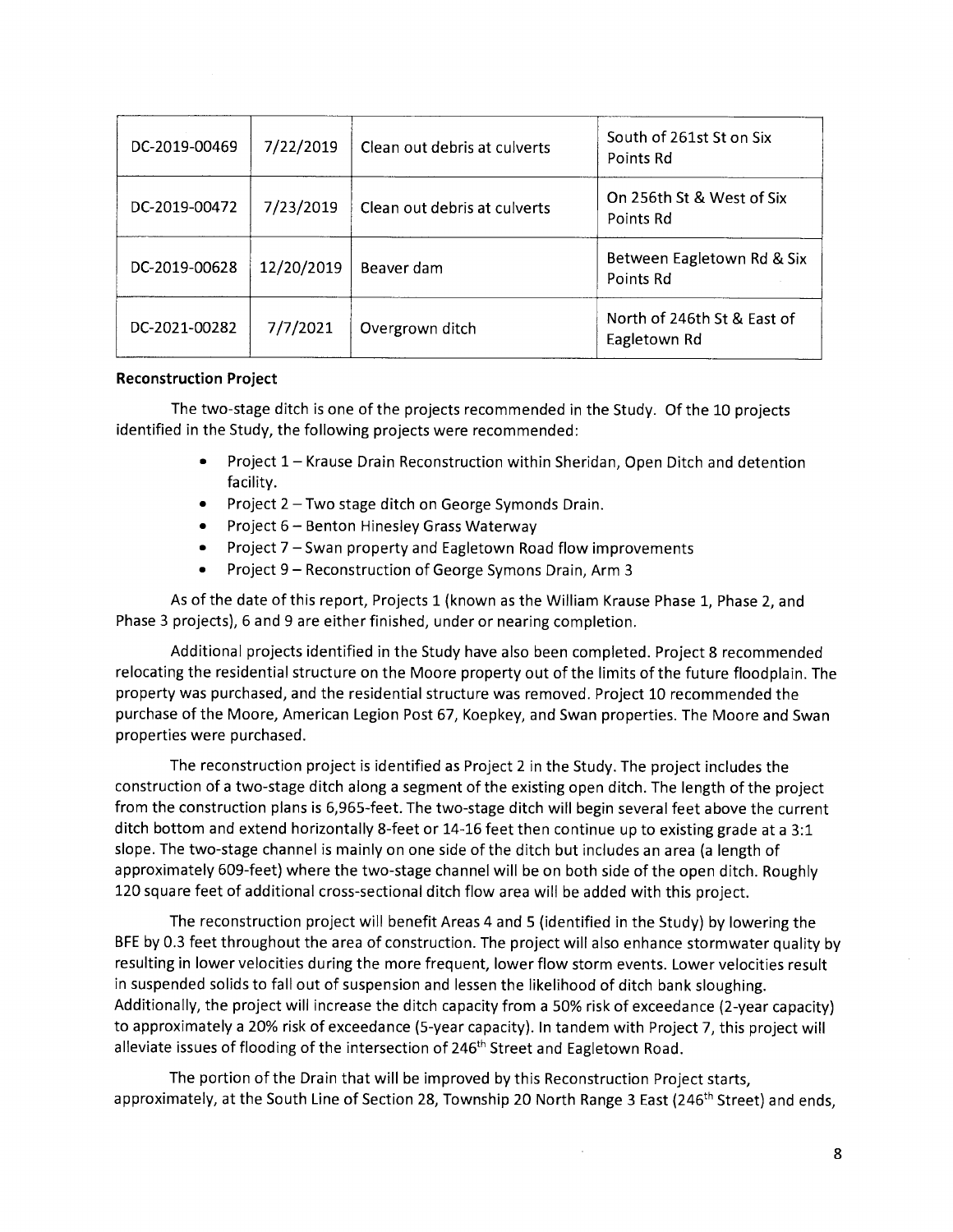| DC-2019-00469 | 7/22/2019 | Clean out debris at culverts | South of 261st St on Six Points Rd |
|---|---|---|---|
| DC-2019-00472 | 7/23/2019 | Clean out debris at culverts | On 256th St & West of Six Points Rd |
| DC-2019-00628 | 12/20/2019 | Beaver dam | Between Eagletown Rd & Six Points Rd |
| DC-2021-00282 | 7/7/2021 | Overgrown ditch | North of 246th St & East of Eagletown Rd |

**Reconstruction Project**

The two-stage ditch is one of the projects recommended in the Study. Of the 10 projects identified in the Study, the following projects were recommended:

- Project 1 – Krause Drain Reconstruction within Sheridan, Open Ditch and detention facility.
- Project 2 – Two stage ditch on George Symonds Drain.
- Project 6 – Benton Hinesley Grass Waterway
- Project 7 – Swan property and Eagletown Road flow improvements
- Project 9 – Reconstruction of George Symons Drain, Arm 3

As of the date of this report, Projects 1 (known as the William Krause Phase 1, Phase 2, and Phase 3 projects), 6 and 9 are either finished, under or nearing completion.

Additional projects identified in the Study have also been completed. Project 8 recommended relocating the residential structure on the Moore property out of the limits of the future floodplain. The property was purchased, and the residential structure was removed. Project 10 recommended the purchase of the Moore, American Legion Post 67, Koepkey, and Swan properties. The Moore and Swan properties were purchased.

The reconstruction project is identified as Project 2 in the Study. The project includes the construction of a two-stage ditch along a segment of the existing open ditch. The length of the project from the construction plans is 6,965-feet. The two-stage ditch will begin several feet above the current ditch bottom and extend horizontally 8-feet or 14-16 feet then continue up to existing grade at a 3:1 slope. The two-stage channel is mainly on one side of the ditch but includes an area (a length of approximately 609-feet) where the two-stage channel will be on both side of the open ditch. Roughly 120 square feet of additional cross-sectional ditch flow area will be added with this project.

The reconstruction project will benefit Areas 4 and 5 (identified in the Study) by lowering the BFE by 0.3 feet throughout the area of construction. The project will also enhance stormwater quality by resulting in lower velocities during the more frequent, lower flow storm events. Lower velocities result in suspended solids to fall out of suspension and lessen the likelihood of ditch bank sloughing. Additionally, the project will increase the ditch capacity from a 50% risk of exceedance (2-year capacity) to approximately a 20% risk of exceedance (5-year capacity). In tandem with Project 7, this project will alleviate issues of flooding of the intersection of 246th Street and Eagletown Road.

The portion of the Drain that will be improved by this Reconstruction Project starts, approximately, at the South Line of Section 28, Township 20 North Range 3 East (246th Street) and ends,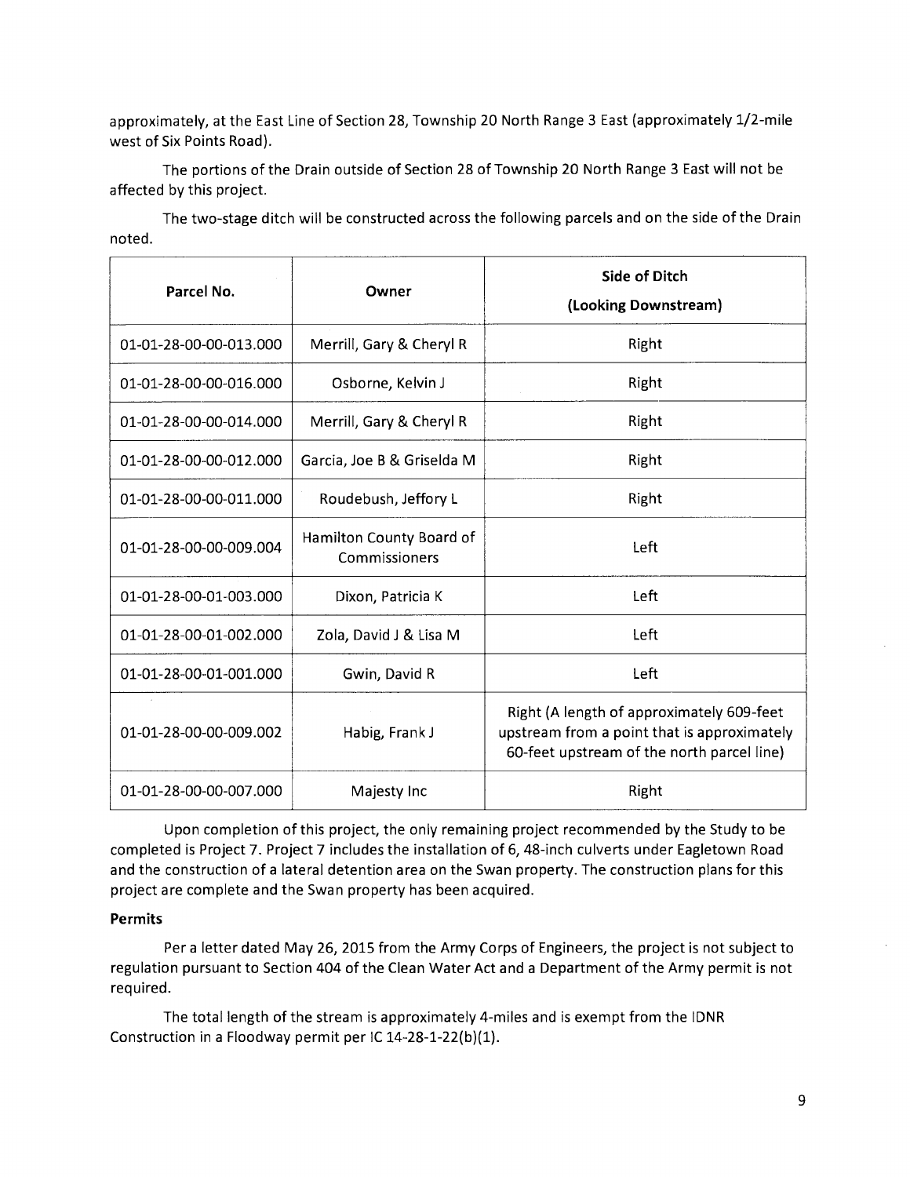approximately, at the East Line of Section 28, Township 20 North Range 3 East (approximately 1/2-mile west of Six Points Road).

The portions of the Drain outside of Section 28 of Township 20 North Range 3 East will not be affected by this project.

The two-stage ditch will be constructed across the following parcels and on the side of the Drain noted.

| Parcel No. | Owner | Side of Ditch (Looking Downstream) |
|---|---|---|
| 01-01-28-00-00-013.000 | Merrill, Gary & Cheryl R | Right |
| 01-01-28-00-00-016.000 | Osborne, Kelvin J | Right |
| 01-01-28-00-00-014.000 | Merrill, Gary & Cheryl R | Right |
| 01-01-28-00-00-012.000 | Garcia, Joe B & Griselda M | Right |
| 01-01-28-00-00-011.000 | Roudebush, Jeffory L | Right |
| 01-01-28-00-00-009.004 | Hamilton County Board of Commissioners | Left |
| 01-01-28-00-01-003.000 | Dixon, Patricia K | Left |
| 01-01-28-00-01-002.000 | Zola, David J & Lisa M | Left |
| 01-01-28-00-01-001.000 | Gwin, David R | Left |
| 01-01-28-00-00-009.002 | Habig, Frank J | Right (A length of approximately 609-feet upstream from a point that is approximately 60-feet upstream of the north parcel line) |
| 01-01-28-00-00-007.000 | Majesty Inc | Right |

Upon completion of this project, the only remaining project recommended by the Study to be completed is Project 7. Project 7 includes the installation of 6, 48-inch culverts under Eagletown Road and the construction of a lateral detention area on the Swan property. The construction plans for this project are complete and the Swan property has been acquired.

**Permits**

Per a letter dated May 26, 2015 from the Army Corps of Engineers, the project is not subject to regulation pursuant to Section 404 of the Clean Water Act and a Department of the Army permit is not required.

The total length of the stream is approximately 4-miles and is exempt from the IDNR Construction in a Floodway permit per IC 14-28-1-22(b)(1).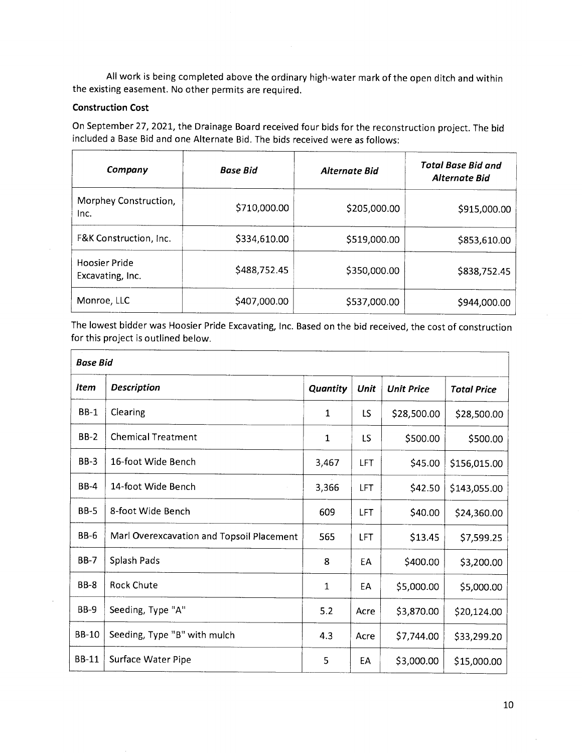All work is being completed above the ordinary high-water mark of the open ditch and within the existing easement. No other permits are required.

**Construction Cost**

On September 27, 2021, the Drainage Board received four bids for the reconstruction project. The bid included a Base Bid and one Alternate Bid. The bids received were as follows:

| *Company* | *Base Bid* | *Alternate Bid* | *Total Base Bid and Alternate Bid* |
|---|---|---|---|
| Morphey Construction, Inc. | $710,000.00 | $205,000.00 | $915,000.00 |
| F&K Construction, Inc. | $334,610.00 | $519,000.00 | $853,610.00 |
| Hoosier Pride Excavating, Inc. | $488,752.45 | $350,000.00 | $838,752.45 |
| Monroe, LLC | $407,000.00 | $537,000.00 | $944,000.00 |

The lowest bidder was Hoosier Pride Excavating, Inc. Based on the bid received, the cost of construction for this project is outlined below.

| *Base Bid* | | | | | |
|---|---|---|---|---|---|
| *Item* | *Description* | *Quantity* | *Unit* | *Unit Price* | *Total Price* |
| BB-1 | Clearing | 1 | LS | $28,500.00 | $28,500.00 |
| BB-2 | Chemical Treatment | 1 | LS | $500.00 | $500.00 |
| BB-3 | 16-foot Wide Bench | 3,467 | LFT | $45.00 | $156,015.00 |
| BB-4 | 14-foot Wide Bench | 3,366 | LFT | $42.50 | $143,055.00 |
| BB-5 | 8-foot Wide Bench | 609 | LFT | $40.00 | $24,360.00 |
| BB-6 | Marl Overexcavation and Topsoil Placement | 565 | LFT | $13.45 | $7,599.25 |
| BB-7 | Splash Pads | 8 | EA | $400.00 | $3,200.00 |
| BB-8 | Rock Chute | 1 | EA | $5,000.00 | $5,000.00 |
| BB-9 | Seeding, Type "A" | 5.2 | Acre | $3,870.00 | $20,124.00 |
| BB-10 | Seeding, Type "B" with mulch | 4.3 | Acre | $7,744.00 | $33,299.20 |
| BB-11 | Surface Water Pipe | 5 | EA | $3,000.00 | $15,000.00 |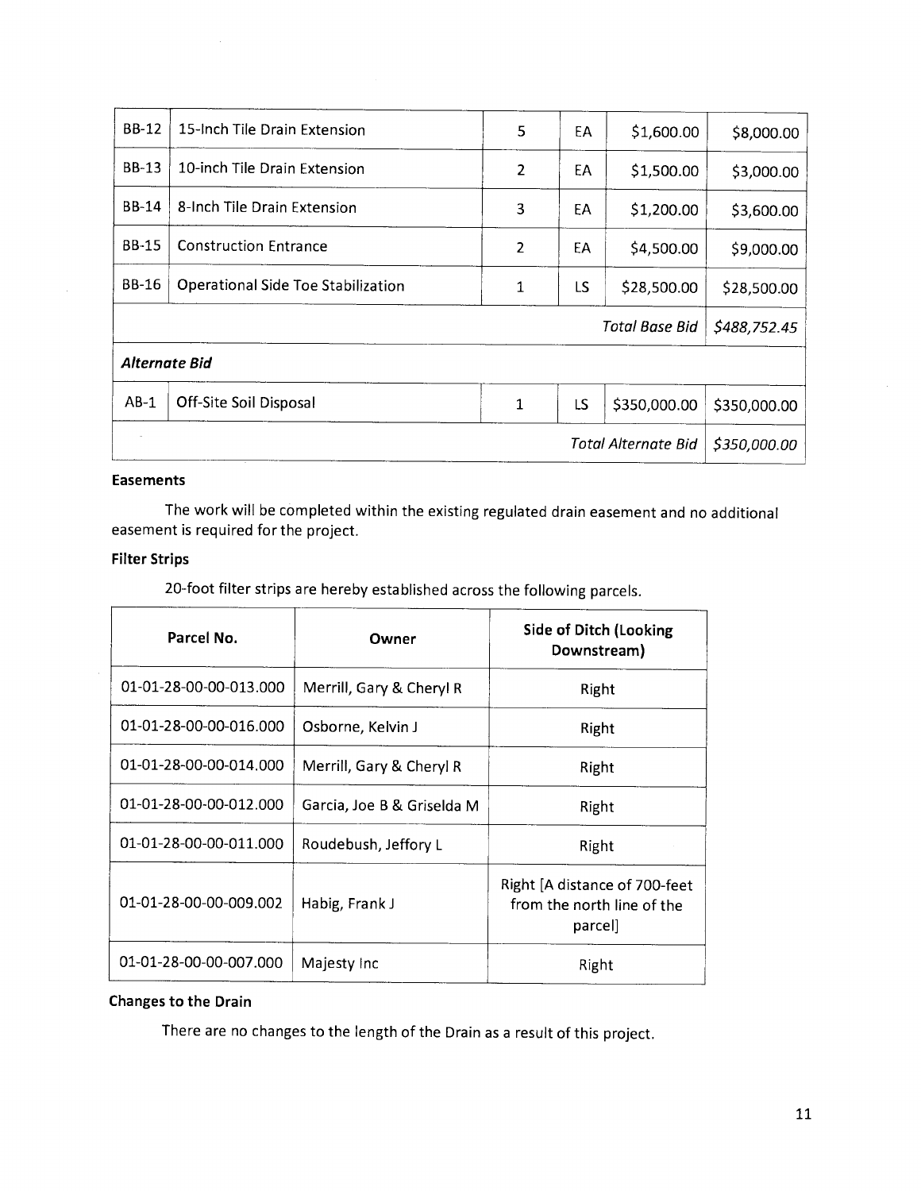| | | | | | |
|---|---|---|---|---|---|
| BB-12 | 15-Inch Tile Drain Extension | 5 | EA | $1,600.00 | $8,000.00 |
| BB-13 | 10-inch Tile Drain Extension | 2 | EA | $1,500.00 | $3,000.00 |
| BB-14 | 8-Inch Tile Drain Extension | 3 | EA | $1,200.00 | $3,600.00 |
| BB-15 | Construction Entrance | 2 | EA | $4,500.00 | $9,000.00 |
| BB-16 | Operational Side Toe Stabilization | 1 | LS | $28,500.00 | $28,500.00 |
| | | | | *Total Base Bid* | *$488,752.45* |
| ***Alternate Bid*** | | | | | |
| AB-1 | Off-Site Soil Disposal | 1 | LS | $350,000.00 | $350,000.00 |
| | | | | *Total Alternate Bid* | *$350,000.00* |

**Easements**

The work will be completed within the existing regulated drain easement and no additional easement is required for the project.

**Filter Strips**

20-foot filter strips are hereby established across the following parcels.

| Parcel No. | Owner | Side of Ditch (Looking Downstream) |
|---|---|---|
| 01-01-28-00-00-013.000 | Merrill, Gary & Cheryl R | Right |
| 01-01-28-00-00-016.000 | Osborne, Kelvin J | Right |
| 01-01-28-00-00-014.000 | Merrill, Gary & Cheryl R | Right |
| 01-01-28-00-00-012.000 | Garcia, Joe B & Griselda M | Right |
| 01-01-28-00-00-011.000 | Roudebush, Jeffory L | Right |
| 01-01-28-00-00-009.002 | Habig, Frank J | Right [A distance of 700-feet from the north line of the parcel] |
| 01-01-28-00-00-007.000 | Majesty Inc | Right |

**Changes to the Drain**

There are no changes to the length of the Drain as a result of this project.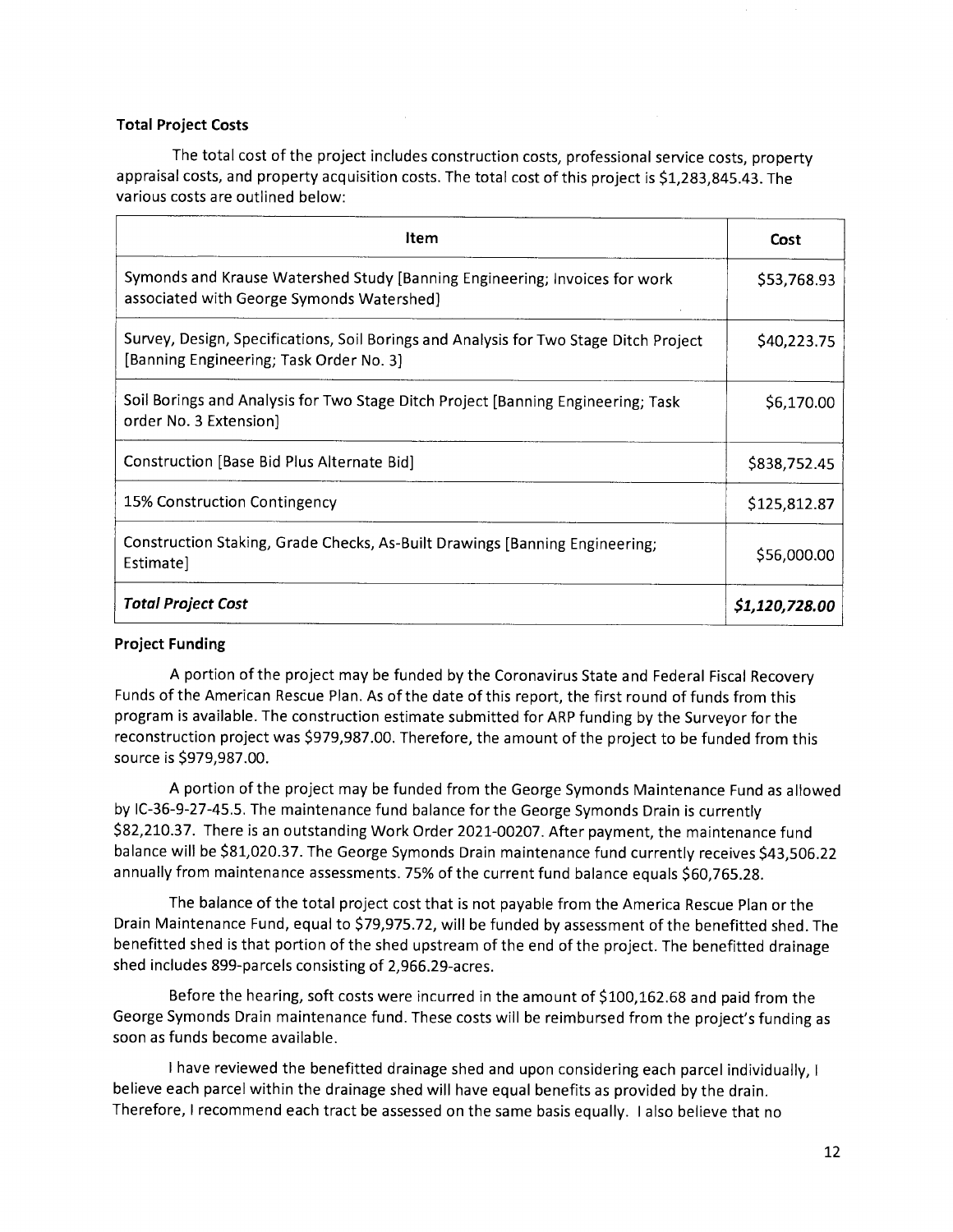**Total Project Costs**

The total cost of the project includes construction costs, professional service costs, property appraisal costs, and property acquisition costs. The total cost of this project is $1,283,845.43. The various costs are outlined below:

| Item | Cost |
|---|---|
| Symonds and Krause Watershed Study [Banning Engineering; Invoices for work associated with George Symonds Watershed] | $53,768.93 |
| Survey, Design, Specifications, Soil Borings and Analysis for Two Stage Ditch Project [Banning Engineering; Task Order No. 3] | $40,223.75 |
| Soil Borings and Analysis for Two Stage Ditch Project [Banning Engineering; Task order No. 3 Extension] | $6,170.00 |
| Construction [Base Bid Plus Alternate Bid] | $838,752.45 |
| 15% Construction Contingency | $125,812.87 |
| Construction Staking, Grade Checks, As-Built Drawings [Banning Engineering; Estimate] | $56,000.00 |
| ***Total Project Cost*** | ***$1,120,728.00*** |

**Project Funding**

A portion of the project may be funded by the Coronavirus State and Federal Fiscal Recovery Funds of the American Rescue Plan. As of the date of this report, the first round of funds from this program is available. The construction estimate submitted for ARP funding by the Surveyor for the reconstruction project was $979,987.00. Therefore, the amount of the project to be funded from this source is $979,987.00.

A portion of the project may be funded from the George Symonds Maintenance Fund as allowed by IC-36-9-27-45.5. The maintenance fund balance for the George Symonds Drain is currently $82,210.37. There is an outstanding Work Order 2021-00207. After payment, the maintenance fund balance will be $81,020.37. The George Symonds Drain maintenance fund currently receives $43,506.22 annually from maintenance assessments. 75% of the current fund balance equals $60,765.28.

The balance of the total project cost that is not payable from the America Rescue Plan or the Drain Maintenance Fund, equal to $79,975.72, will be funded by assessment of the benefitted shed. The benefitted shed is that portion of the shed upstream of the end of the project. The benefitted drainage shed includes 899-parcels consisting of 2,966.29-acres.

Before the hearing, soft costs were incurred in the amount of $100,162.68 and paid from the George Symonds Drain maintenance fund. These costs will be reimbursed from the project's funding as soon as funds become available.

I have reviewed the benefitted drainage shed and upon considering each parcel individually, I believe each parcel within the drainage shed will have equal benefits as provided by the drain. Therefore, I recommend each tract be assessed on the same basis equally. I also believe that no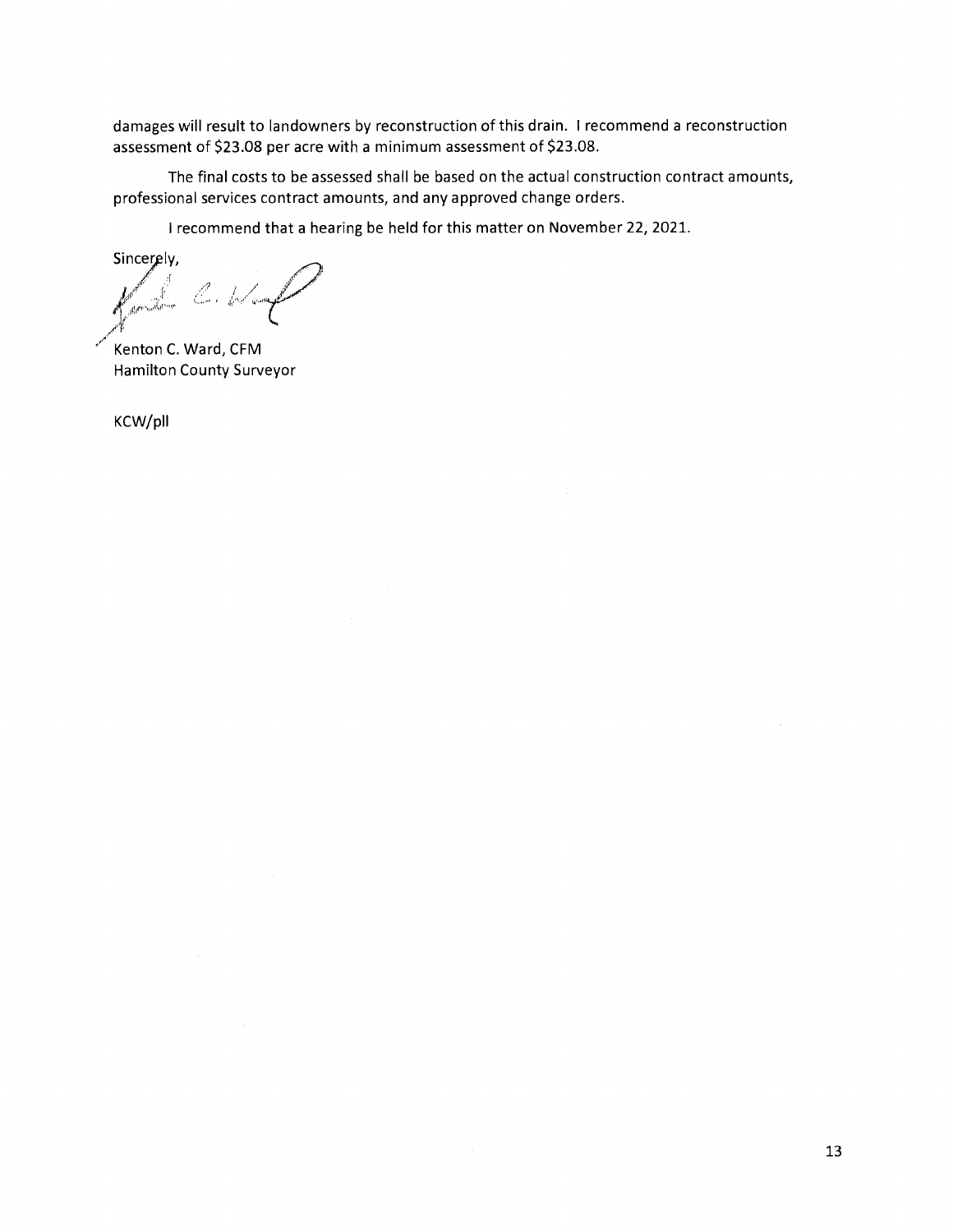damages will result to landowners by reconstruction of this drain. I recommend a reconstruction assessment of $23.08 per acre with a minimum assessment of $23.08.

The final costs to be assessed shall be based on the actual construction contract amounts, professional services contract amounts, and any approved change orders.

I recommend that a hearing be held for this matter on November 22, 2021.

Sincerely,

Kenton C. Ward, CFM
Hamilton County Surveyor

KCW/pll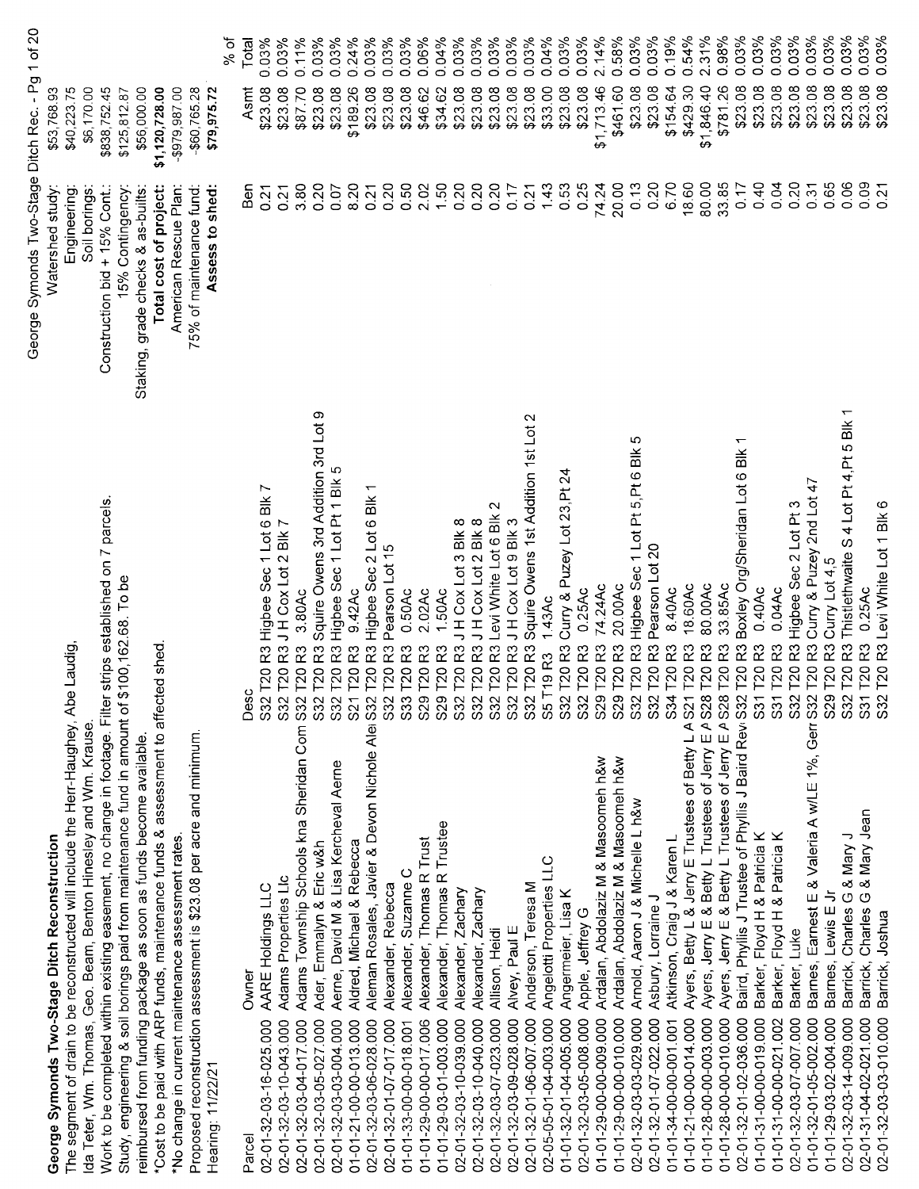## George Symonds Two-Stage Ditch Reconstruction

The segment of drain to be reconstructed will include the Herr-Haughey, Abe Laudig, Ida Teter, Wm. Thomas, Geo. Beam, Benton Hinesley and Wm. Krause.
Work to be completed within existing easement, no change in footage. Filter strips established on 7 parcels.
Study, engineering & soil borings paid from maintenance fund in amount of $100,162.68. To be reimbursed from funding package as soon as funds become available.
*Cost to be paid with ARP funds, maintenance funds & assessment to affected shed.
*No change in current maintenance assessment rates.
Proposed reconstruction assessment is $23.08 per acre and minimum.
Hearing: 11/22/21

George Symonds Two-Stage Ditch Rec. - Pg 1 of 20

| | |
|---|---|
| Watershed study: | $53,768.93 |
| Engineering: | $40,223.75 |
| Soil borings: | $6,170.00 |
| Construction bid + 15% Cont.: | $838,752.45 |
| 15% Contingency: | $125,812.87 |
| Staking, grade checks & as-builts: | $56,000.00 |
| **Total cost of project:** | **$1,120,728.00** |
| American Rescue Plan: | -$979,987.00 |
| 75% of maintenance fund: | -$60,765.28 |
| **Assess to shed:** | **$79,975.72** |

| Parcel | Owner | Desc | Ben | Asmt | % of Total |
|---|---|---|---|---|---|
| 02-01-32-03-16-025.000 | AARE Holdings LLC | S32 T20 R3 Higbee Sec 1 Lot 6 Blk 7 | 0.21 | $23.08 | 0.03% |
| 02-01-32-03-10-043.000 | Adams Properties Llc | S32 T20 R3 J H Cox Lot 2 Blk 7 | 0.21 | $23.08 | 0.03% |
| 02-01-32-03-04-017.000 | Adams Township Schools kna Sheridan Com | S32 T20 R3 3.80Ac | 3.80 | $87.70 | 0.11% |
| 02-01-32-03-05-027.000 | Ader, Emmalyn & Eric w&h | S32 T20 R3 Squire Owens 3rd Addition 3rd Lot 9 | 0.20 | $23.08 | 0.03% |
| 02-01-32-03-03-004.000 | Aerne, David M & Lisa Kercheval Aerne | S32 T20 R3 Higbee Sec 1 Lot Pt 1 Blk 5 | 0.07 | $23.08 | 0.03% |
| 01-01-21-00-00-013.000 | Aldred, Michael & Rebecca | S21 T20 R3 9.42Ac | 8.20 | $189.26 | 0.24% |
| 02-01-32-03-06-028.000 | Aleman Rosales, Javier & Devon Nichole Alei | S32 T20 R3 Higbee Sec 2 Lot 6 Blk 1 | 0.21 | $23.08 | 0.03% |
| 02-01-32-01-07-017.000 | Alexander, Rebecca | S32 T20 R3 Pearson Lot 15 | 0.20 | $23.08 | 0.03% |
| 01-01-33-00-00-018.001 | Alexander, Suzanne C | S33 T20 R3 0.50Ac | 0.50 | $23.08 | 0.03% |
| 01-01-29-00-00-017.006 | Alexander, Thomas R Trust | S29 T20 R3 2.02Ac | 2.02 | $46.62 | 0.06% |
| 01-01-29-03-01-003.000 | Alexander, Thomas R Trustee | S29 T20 R3 1.50Ac | 1.50 | $34.62 | 0.04% |
| 02-01-32-03-10-039.000 | Alexander, Zachary | S32 T20 R3 J H Cox Lot 3 Blk 8 | 0.20 | $23.08 | 0.03% |
| 02-01-32-03-10-040.000 | Alexander, Zachary | S32 T20 R3 J H Cox Lot 2 Blk 8 | 0.20 | $23.08 | 0.03% |
| 02-01-32-03-07-023.000 | Allison, Heidi | S32 T20 R3 Levi White Lot 6 Blk 2 | 0.20 | $23.08 | 0.03% |
| 02-01-32-03-09-028.000 | Alvey, Paul E | S32 T20 R3 J H Cox Lot 9 Blk 3 | 0.17 | $23.08 | 0.03% |
| 02-01-32-01-06-007.000 | Anderson, Teresa M | S32 T20 R3 Squire Owens 1st Addition 1st Lot 2 | 0.21 | $23.08 | 0.03% |
| 02-05-05-01-04-003.000 | Angelotti Properties LLC | S5 T19 R3 1.43Ac | 1.43 | $33.00 | 0.04% |
| 02-01-32-01-04-005.000 | Angermeier, Lisa K | S32 T20 R3 Curry & Puzey Lot 23,Pt 24 | 0.53 | $23.08 | 0.03% |
| 02-01-32-03-05-008.000 | Apple, Jeffrey G | S32 T20 R3 0.25Ac | 0.25 | $23.08 | 0.03% |
| 01-01-29-00-00-009.000 | Ardalan, Abdolaziz M & Masoomeh h&w | S29 T20 R3 74.24Ac | 74.24 | $1,713.46 | 2.14% |
| 01-01-29-00-00-010.000 | Ardalan, Abdolaziz M & Masoomeh h&w | S29 T20 R3 20.00Ac | 20.00 | $461.60 | 0.58% |
| 02-01-32-03-03-029.000 | Arnold, Aaron J & Michelle L h&w | S32 T20 R3 Higbee Sec 1 Lot Pt 5,Pt 6 Blk 5 | 0.13 | $23.08 | 0.03% |
| 02-01-32-01-07-022.000 | Asbury, Lorraine J | S32 T20 R3 Pearson Lot 20 | 0.20 | $23.08 | 0.03% |
| 01-01-34-00-00-001.001 | Atkinson, Craig J & Karen L | S34 T20 R3 8.40Ac | 6.70 | $154.64 | 0.19% |
| 01-01-21-00-00-014.000 | Ayers, Betty L & Jerry E Trustees of Betty L A | S21 T20 R3 18.60Ac | 18.60 | $429.30 | 0.54% |
| 01-01-28-00-00-003.000 | Ayers, Jerry E & Betty L Trustees of Jerry E A | S28 T20 R3 80.00Ac | 80.00 | $1,846.40 | 2.31% |
| 01-01-28-00-00-010.000 | Ayers, Jerry E & Betty L Trustees of Jerry E A | S28 T20 R3 33.85Ac | 33.85 | $781.26 | 0.98% |
| 02-01-32-01-02-036.000 | Baird, Phyllis J Trustee of Phyllis J Baird Rev | S32 T20 R3 Boxley Org/Sheridan Lot 6 Blk 1 | 0.17 | $23.08 | 0.03% |
| 01-01-31-00-00-019.000 | Barker, Floyd H & Patricia K | S31 T20 R3 0.40Ac | 0.40 | $23.08 | 0.03% |
| 01-01-31-00-00-021.002 | Barker, Floyd H & Patricia K | S31 T20 R3 0.04Ac | 0.04 | $23.08 | 0.03% |
| 02-01-32-03-07-007.000 | Barker, Luke | S32 T20 R3 Higbee Sec 2 Lot Pt 3 | 0.20 | $23.08 | 0.03% |
| 01-01-32-01-05-002.000 | Barnes, Earnest E & Valeria A w/LE 1%, Gerr | S32 T20 R3 Curry & Puzey 2nd Lot 47 | 0.31 | $23.08 | 0.03% |
| 01-01-29-03-02-004.000 | Barnes, Lewis E Jr | S29 T20 R3 Curry Lot 4,5 | 0.65 | $23.08 | 0.03% |
| 02-01-32-03-14-009.000 | Barrick, Charles G & Mary J | S32 T20 R3 Thistlethwaite S 4 Lot Pt 4,Pt 5 Blk 1 | 0.06 | $23.08 | 0.03% |
| 02-01-31-04-02-021.000 | Barrick, Charles G & Mary Jean | S31 T20 R3 0.25Ac | 0.09 | $23.08 | 0.03% |
| 02-01-32-03-03-010.000 | Barrick, Joshua | S32 T20 R3 Levi White Lot 1 Blk 6 | 0.21 | $23.08 | 0.03% |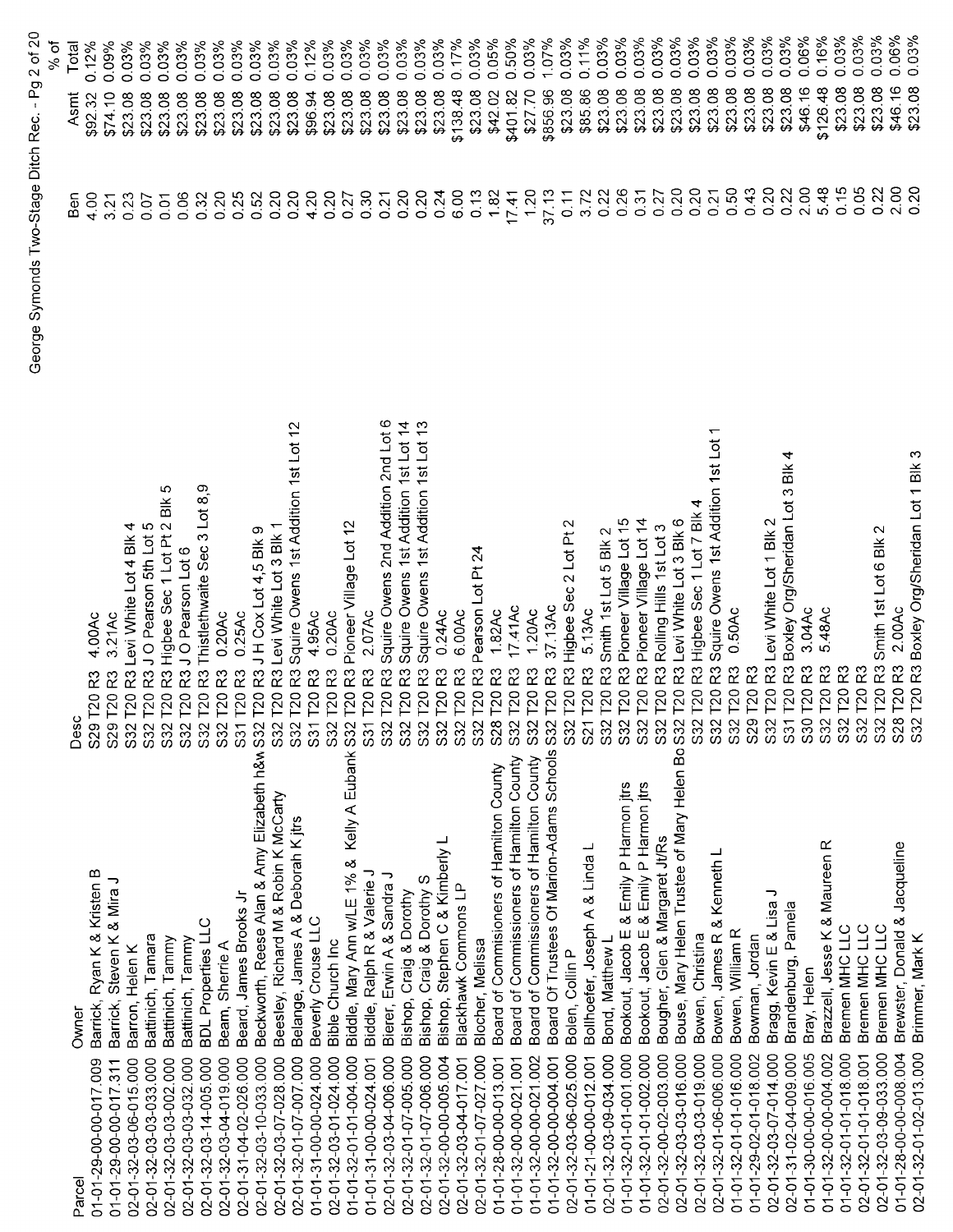George Symonds Two-Stage Ditch Rec. - Pg 2 of 20

| Parcel | Owner | Desc | Ben | Asmt | % of Total |
|---|---|---|---|---|---|
| 01-01-29-00-00-017.009 | Barrick, Ryan K & Kristen B | S29 T20 R3 4.00Ac | 4.00 | $92.32 | 0.12% |
| 01-01-29-00-00-017.311 | Barrick, Steven K & Mira J | S29 T20 R3 3.21Ac | 3.21 | $74.10 | 0.09% |
| 02-01-32-03-06-015.000 | Barron, Helen K | S32 T20 R3 Levi White Lot 4 Blk 4 | 0.23 | $23.08 | 0.03% |
| 02-01-32-03-03-033.000 | Battinich, Tamara | S32 T20 R3 J O Pearson 5th Lot 5 | 0.07 | $23.08 | 0.03% |
| 02-01-32-03-03-002.000 | Battinich, Tammy | S32 T20 R3 Higbee Sec 1 Lot Pt 2 Blk 5 | 0.01 | $23.08 | 0.03% |
| 02-01-32-03-03-032.000 | Battinich, Tammy | S32 T20 R3 J O Pearson Lot 6 | 0.06 | $23.08 | 0.03% |
| 02-01-32-03-14-005.000 | BDL Properties LLC | S32 T20 R3 Thistlethwaite Sec 3 Lot 8,9 | 0.32 | $23.08 | 0.03% |
| 02-01-32-03-04-019.000 | Beam, Sherrie A | S32 T20 R3 0.20Ac | 0.20 | $23.08 | 0.03% |
| 02-01-31-04-02-026.000 | Beard, James Brooks Jr | S31 T20 R3 0.25Ac | 0.25 | $23.08 | 0.03% |
| 02-01-32-03-10-033.000 | Beckworth, Reese Alan & Amy Elizabeth h&w | S32 T20 R3 J H Cox Lot 4,5 Blk 9 | 0.52 | $23.08 | 0.03% |
| 02-01-32-03-07-028.000 | Beesley, Richard M & Robin K McCarty | S32 T20 R3 Levi White Lot 3 Blk 1 | 0.20 | $23.08 | 0.03% |
| 02-01-32-01-07-007.000 | Belange, James A & Deborah K jtrs | S32 T20 R3 Squire Owens 1st Addition 1st Lot 12 | 0.20 | $23.08 | 0.03% |
| 01-01-31-00-00-024.000 | Beverly Crouse LLC | S31 T20 R3 4.95Ac | 4.20 | $96.94 | 0.12% |
| 02-01-32-03-01-024.000 | Bible Church Inc | S32 T20 R3 0.20Ac | 0.20 | $23.08 | 0.03% |
| 01-01-32-01-01-004.000 | Biddle, Mary Ann w/LE 1% & Kelly A Eubank | S32 T20 R3 Pioneer Village Lot 12 | 0.30 | $23.08 | 0.03% |
| 01-01-31-00-00-024.001 | Biddle, Ralph R & Valerie J | S31 T20 R3 2.07Ac | 0.37 | $23.08 | 0.03% |
| 02-01-32-03-04-006.000 | Bierer, Erwin A & Sandra J | S32 T20 R3 Squire Owens 2nd Addition 2nd Lot 6 | 0.21 | $23.08 | 0.03% |
| 02-01-32-01-07-005.000 | Bishop, Craig & Dorothy | S32 T20 R3 Squire Owens 1st Addition 1st Lot 14 | 0.20 | $23.08 | 0.03% |
| 02-01-32-01-07-006.000 | Bishop, Craig & Dorothy S | S32 T20 R3 Squire Owens 1st Addition 1st Lot 13 | 0.20 | $23.08 | 0.03% |
| 02-01-32-00-00-005.004 | Bishop, Stephen C & Kimberly L | S32 T20 R3 0.24Ac | 0.24 | $23.08 | 0.03% |
| 02-01-32-03-04-017.001 | Blackhawk Commons LP | S32 T20 R3 6.00Ac | 6.00 | $138.48 | 0.17% |
| 02-01-32-01-07-027.000 | Blocher, Melissa | S32 T20 R3 Pearson Lot Pt 24 | 0.13 | $23.08 | 0.03% |
| 01-01-28-00-00-013.001 | Board of Commissioners of Hamilton County | S28 T20 R3 1.82Ac | 1.82 | $42.02 | 0.05% |
| 01-01-32-00-00-021.001 | Board of Commissioners of Hamilton County | S32 T20 R3 17.41Ac | 17.41 | $401.82 | 0.50% |
| 01-01-32-00-00-021.002 | Board of Commissioners of Hamilton County | S32 T20 R3 1.20Ac | 1.20 | $27.70 | 0.03% |
| 01-01-32-00-00-004.001 | Board Of Trustees Of Marion-Adams Schools | S32 T20 R3 37.13Ac | 37.13 | $856.96 | 1.07% |
| 02-01-32-03-06-025.000 | Bolen, Collin P | S32 T20 R3 Higbee Sec 2 Lot Pt 2 | 0.11 | $23.08 | 0.03% |
| 01-01-21-00-00-012.001 | Bollhoefer, Joseph A & Linda L | S21 T20 R3 5.13Ac | 3.72 | $85.86 | 0.11% |
| 02-01-32-03-09-034.000 | Bond, Matthew L | S32 T20 R3 Smith 1st Lot 5 Blk 2 | 0.22 | $23.08 | 0.03% |
| 01-01-32-01-01-001.000 | Bookout, Jacob E & Emily P Harmon jtrs | S32 T20 R3 Pioneer Village Lot 15 | 0.26 | $23.08 | 0.03% |
| 01-01-32-01-01-002.000 | Bookout, Jacob E & Emily P Harmon jtrs | S32 T20 R3 Pioneer Village Lot 14 | 0.31 | $23.08 | 0.03% |
| 01-01-32-00-02-003.000 | Bougher, Glen & Margaret Jt/Rs | S32 T20 R3 Rolling Hills 1st Lot 3 | 0.27 | $23.08 | 0.03% |
| 02-01-32-03-03-016.000 | Bouse, Mary Helen Trustee of Mary Helen Bo | S32 T20 R3 Levi White Lot 3 Blk 6 | 0.20 | $23.08 | 0.03% |
| 02-01-32-03-03-019.000 | Bowen, Christina | S32 T20 R3 Higbee Sec 1 Lot 7 Blk 4 | 0.20 | $23.08 | 0.03% |
| 02-01-32-01-06-006.000 | Bowen, James R & Kenneth L | S32 T20 R3 Squire Owens 1st Addition 1st Lot 1 | 0.21 | $23.08 | 0.03% |
| 01-01-32-01-01-016.000 | Bowen, William R | S32 T20 R3 0.50Ac | 0.50 | $23.08 | 0.03% |
| 01-01-29-02-01-018.002 | Bowman, Jordan | S29 T20 R3 | 0.43 | $23.08 | 0.03% |
| 02-01-32-03-07-014.000 | Bragg, Kevin E & Lisa J | S32 T20 R3 Levi White Lot 1 Blk 2 | 0.20 | $23.08 | 0.03% |
| 02-01-31-02-04-009.000 | Brandenburg, Pamela | S31 T20 R3 Boxley Org/Sheridan Lot 3 Blk 4 | 0.22 | $23.08 | 0.03% |
| 01-01-30-00-00-016.005 | Bray, Helen | S30 T20 R3 3.04Ac | 2.00 | $46.16 | 0.06% |
| 01-01-32-00-00-004.002 | Brazzell, Jesse K & Maureen R | S32 T20 R3 5.48Ac | 5.48 | $126.48 | 0.16% |
| 01-01-32-01-01-018.000 | Bremen MHC LLC | S32 T20 R3 | 0.15 | $23.08 | 0.03% |
| 02-01-32-01-01-018.001 | Bremen MHC LLC | S32 T20 R3 | 0.05 | $23.08 | 0.03% |
| 02-01-32-03-09-033.000 | Bremen MHC LLC | S32 T20 R3 Smith 1st Lot 6 Blk 2 | 0.22 | $23.08 | 0.03% |
| 01-01-28-00-00-008.004 | Brewster, Donald & Jacqueline | S28 T20 R3 2.00Ac | 2.00 | $46.16 | 0.06% |
| 02-01-32-01-02-013.000 | Brimmer, Mark K | S32 T20 R3 Boxley Org/Sheridan Lot 1 Blk 3 | 0.20 | $23.08 | 0.03% |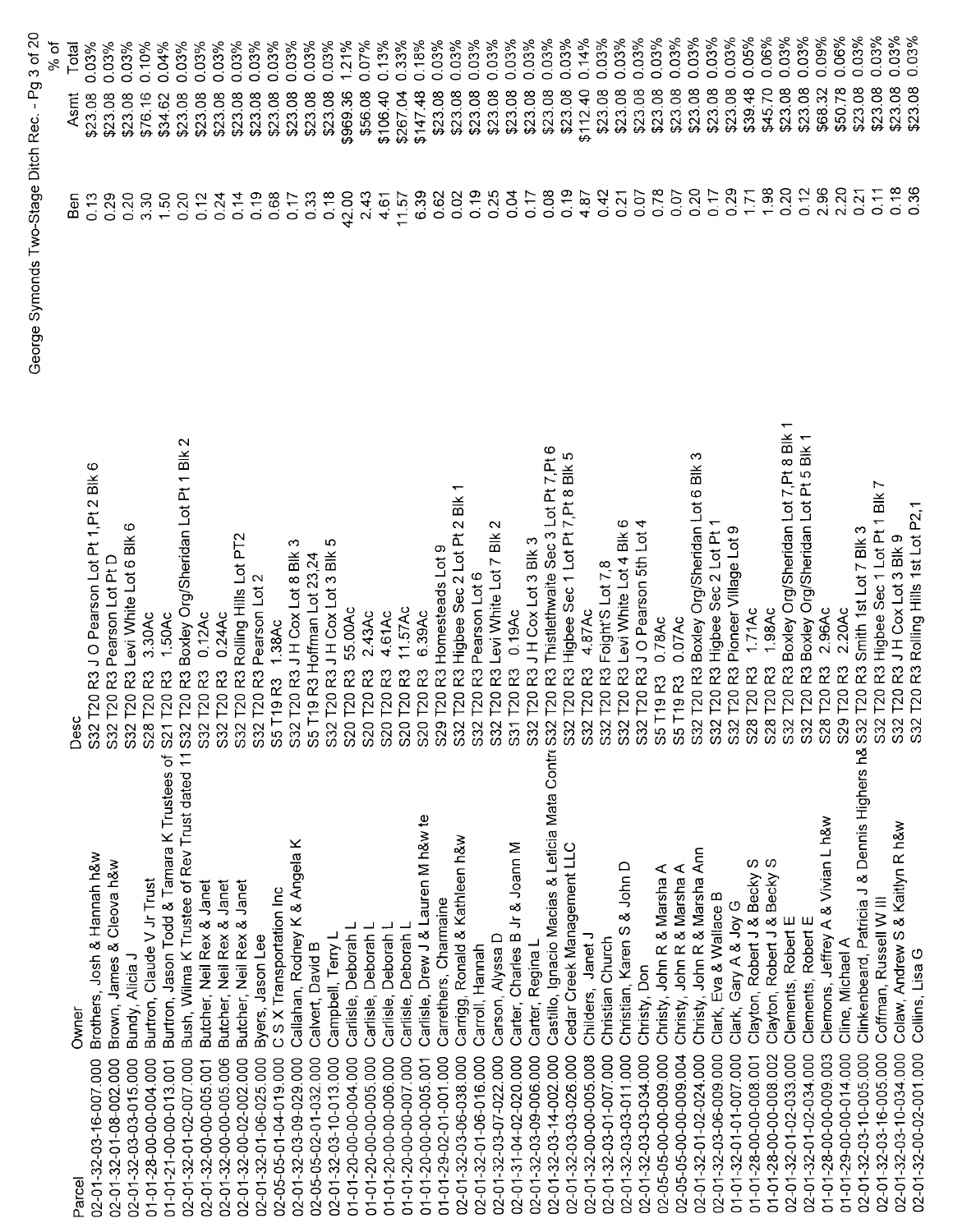George Symonds Two-Stage Ditch Rec. - Pg 3 of 20

| Parcel | Owner | Desc | Ben | Asmt | % of Total |
|---|---|---|---|---|---|
| 02-01-32-03-16-007.000 | Brothers, Josh & Hannah h&w | S32 T20 R3 J O Pearson Lot Pt 1,Pt 2 Blk 6 | 0.13 | $23.08 | 0.03% |
| 02-01-32-01-08-002.000 | Brown, James & Cleova h&w | S32 T20 R3 Pearson Lot Pt D | 0.29 | $23.08 | 0.03% |
| 02-01-32-03-03-015.000 | Bundy, Alicia J | S32 T20 R3 Levi White Lot 6 Blk 6 | 0.20 | $23.08 | 0.03% |
| 01-01-28-00-00-004.000 | Burtron, Claude V Jr Trust | S28 T20 R3 3.30Ac | 3.30 | $76.16 | 0.10% |
| 01-01-21-00-00-013.001 | Burtron, Jason Todd & Tamara K Trustees of | S21 T20 R3 1.50Ac | 1.50 | $34.62 | 0.04% |
| 02-01-32-01-02-007.000 | Bush, Wilma K Trustee of Rev Trust dated 11 | S32 T20 R3 Boxley Org/Sheridan Lot Pt 1 Blk 2 | 0.20 | $23.08 | 0.03% |
| 02-01-32-00-00-005.001 | Butcher, Neil Rex & Janet | S32 T20 R3 0.12Ac | 0.12 | $23.08 | 0.03% |
| 02-01-32-00-00-005.006 | Butcher, Neil Rex & Janet | S32 T20 R3 0.24Ac | 0.24 | $23.08 | 0.03% |
| 02-01-32-00-02-002.000 | Butcher, Neil Rex & Janet | S32 T20 R3 Rolling Hills Lot PT2 | 0.14 | $23.08 | 0.03% |
| 02-01-32-01-06-025.000 | Byers, Jason Lee | S32 T20 R3 Pearson Lot 2 | 0.19 | $23.08 | 0.03% |
| 02-05-05-01-04-019.000 | C S X Transportation Inc | S5 T19 R3 1.38Ac | 0.68 | $23.08 | 0.03% |
| 02-01-32-03-09-029.000 | Callahan, Rodney K & Angela K | S32 T20 R3 J H Cox Lot 8 Blk 3 | 0.17 | $23.08 | 0.03% |
| 02-05-05-02-01-032.000 | Calvert, David B | S5 T19 R3 Hoffman Lot 23,24 | 0.33 | $23.08 | 0.03% |
| 02-01-32-03-10-013.000 | Campbell, Terry L | S32 T20 R3 J H Cox Lot 3 Blk 5 | 0.18 | $23.08 | 0.03% |
| 01-01-20-00-00-004.000 | Carlisle, Deborah L | S20 T20 R3 55.00Ac | 42.00 | $969.36 | 1.21% |
| 01-01-20-00-00-005.000 | Carlisle, Deborah L | S20 T20 R3 2.43Ac | 2.43 | $56.08 | 0.07% |
| 01-01-20-00-00-006.000 | Carlisle, Deborah L | S20 T20 R3 4.61Ac | 4.61 | $106.40 | 0.13% |
| 01-01-20-00-00-007.000 | Carlisle, Deborah L | S20 T20 R3 11.57Ac | 11.57 | $267.04 | 0.33% |
| 01-01-20-00-00-005.001 | Carlisle, Drew J & Lauren M h&w te | S20 T20 R3 6.39Ac | 6.39 | $147.48 | 0.18% |
| 01-01-29-02-01-001.000 | Carrethers, Charmaine | S29 T20 R3 Homesteads Lot 9 | 0.62 | $23.08 | 0.03% |
| 02-01-32-03-06-038.000 | Carrigg, Ronald & Kathleen h&w | S32 T20 R3 Higbee Sec 2 Lot Pt 2 Blk 1 | 0.02 | $23.08 | 0.03% |
| 02-01-32-01-06-016.000 | Carroll, Hannah | S32 T20 R3 Pearson Lot 6 | 0.19 | $23.08 | 0.03% |
| 02-01-32-03-07-022.000 | Carson, Alyssa D | S32 T20 R3 Levi White Lot 7 Blk 2 | 0.25 | $23.08 | 0.03% |
| 02-01-31-04-02-020.000 | Carter, Charles B Jr & Joann M | S31 T20 R3 0.19Ac | 0.04 | $23.08 | 0.03% |
| 02-01-32-03-09-006.000 | Carter, Regina L | S32 T20 R3 J H Cox Lot 3 Blk 3 | 0.17 | $23.08 | 0.03% |
| 02-01-32-03-14-002.000 | Castillo, Ignacio Macias & Leticia Mata Contr | S32 T20 R3 Thistlethwaite Sec 3 Lot Pt 7,Pt 6 | 0.08 | $23.08 | 0.03% |
| 02-01-32-03-03-026.000 | Cedar Creek Management LLC | S32 T20 R3 Higbee Sec 1 Lot Pt 7,Pt 8 Blk 5 | 0.19 | $23.08 | 0.03% |
| 02-01-32-00-00-005.008 | Childers, Janet J | S32 T20 R3 4.87Ac | 4.87 | $112.40 | 0.14% |
| 02-01-32-03-01-007.000 | Christian Church | S32 T20 R3 Foight'S Lot 7,8 | 0.42 | $23.08 | 0.03% |
| 02-01-32-03-03-011.000 | Christian, Karen S & John D | S32 T20 R3 Levi White Lot 4 Blk 6 | 0.21 | $23.08 | 0.03% |
| 02-01-32-03-03-034.000 | Christy, Don | S32 T20 R3 J O Pearson 5th Lot 4 | 0.07 | $23.08 | 0.03% |
| 02-05-05-00-00-009.000 | Christy, John R & Marsha A | S5 T19 R3 0.78Ac | 0.78 | $23.08 | 0.03% |
| 02-05-05-00-00-009.004 | Christy, John R & Marsha A | S5 T19 R3 0.07Ac | 0.07 | $23.08 | 0.03% |
| 02-01-32-01-02-024.000 | Christy, John R & Marsha Ann | S32 T20 R3 Boxley Org/Sheridan Lot 6 Blk 3 | 0.20 | $23.08 | 0.03% |
| 02-01-32-03-06-009.000 | Clark, Eva & Wallace B | S32 T20 R3 Higbee Sec 2 Lot Pt 1 | 0.17 | $23.08 | 0.03% |
| 02-01-32-01-01-007.000 | Clark, Gary A & Joy G | S32 T20 R3 Pioneer Village Lot 9 | 0.29 | $23.08 | 0.03% |
| 01-01-28-00-00-008.001 | Clayton, Robert J & Becky S | S28 T20 R3 1.71Ac | 1.71 | $39.48 | 0.05% |
| 01-01-28-00-00-008.002 | Clayton, Robert J & Becky S | S28 T20 R3 1.98Ac | 1.98 | $45.70 | 0.06% |
| 02-01-32-01-02-033.000 | Clements, Robert E | S32 T20 R3 Boxley Org/Sheridan Lot 7,Pt 8 Blk 1 | 0.20 | $23.08 | 0.03% |
| 02-01-32-01-02-034.000 | Clements, Robert E | S32 T20 R3 Boxley Org/Sheridan Lot Pt 5 Blk 1 | 0.12 | $23.08 | 0.03% |
| 01-01-28-00-00-009.003 | Clemons, Jeffrey A & Vivian L h&w | S28 T20 R3 2.96Ac | 2.96 | $68.32 | 0.09% |
| 01-01-29-00-00-014.000 | Cline, Michael A | S29 T20 R3 2.20Ac | 2.20 | $50.78 | 0.06% |
| 02-01-32-03-10-005.000 | Clinkenbeard, Patricia J & Dennis Highers h& | S32 T20 R3 Smith 1st Lot 7 Blk 3 | 0.21 | $23.08 | 0.03% |
| 02-01-32-03-16-005.000 | Coffman, Russell W III | S32 T20 R3 Higbee Sec 1 Lot Pt 1 Blk 7 | 0.11 | $23.08 | 0.03% |
| 02-01-32-03-10-034.000 | Colaw, Andrew S & Kaitlyn R h&w | S32 T20 R3 J H Cox Lot 3 Blk 9 | 0.18 | $23.08 | 0.03% |
| 02-01-32-00-02-001.000 | Collins, Lisa G | S32 T20 R3 Rolling Hills 1st Lot P2,1 | 0.36 | $23.08 | 0.03% |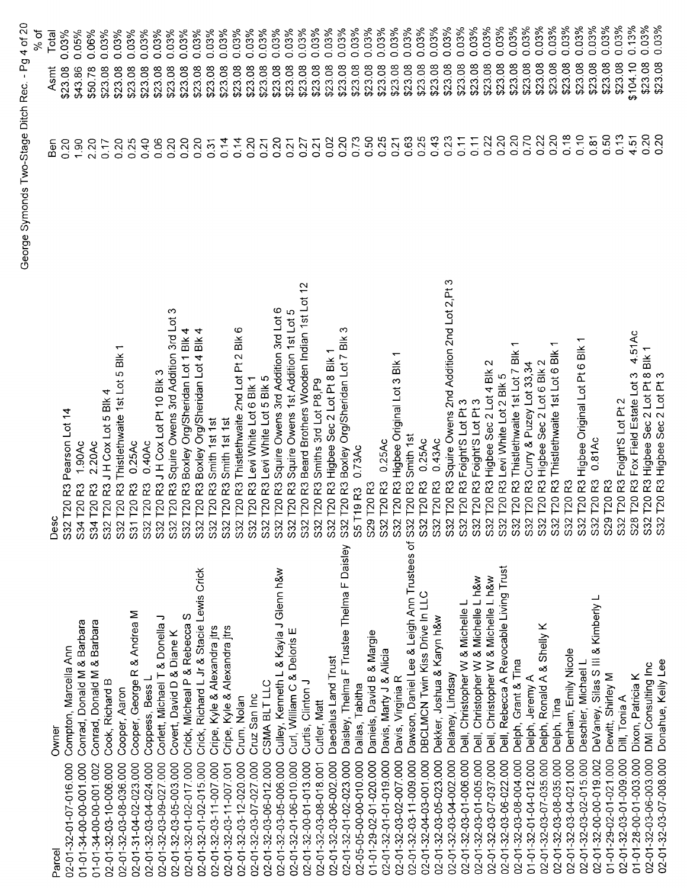| Parcel | Owner | Desc | Ben | Asmt | % of Total |
|---|---|---|---|---|---|
| 02-01-32-01-07-016.000 | Compton, Marcella Ann | S32 T20 R3 Pearson Lot 14 | 0.20 | $23.08 | 0.03% |
| 01-01-34-00-00-001.000 | Conrad, Donald M & Barbara | S34 T20 R3 1.90Ac | 1.90 | $43.86 | 0.05% |
| 01-01-34-00-00-001.002 | Conrad, Donald M & Barbara | S34 T20 R3 2.20Ac | 2.20 | $50.78 | 0.06% |
| 02-01-32-03-10-006.000 | Cook, Richard B | S32 T20 R3 J H Cox Lot 5 Blk 4 | 0.17 | $23.08 | 0.03% |
| 02-01-32-03-08-036.000 | Cooper, Aaron | S32 T20 R3 Thistlethwaite 1st Lot 5 Blk 1 | 0.20 | $23.08 | 0.03% |
| 02-01-31-04-02-023.000 | Cooper, George R & Andrea M | S31 T20 R3 0.25Ac | 0.25 | $23.08 | 0.03% |
| 02-01-32-03-04-024.000 | Coppess, Bess L | S32 T20 R3 0.40Ac | 0.40 | $23.08 | 0.03% |
| 02-01-32-03-09-027.000 | Corlett, Michael T & Donella J | S32 T20 R3 J H Cox Lot Pt 10 Blk 3 | 0.06 | $23.08 | 0.03% |
| 02-01-32-03-05-003.000 | Covert, David D & Diane K | S32 T20 R3 Squire Owens 3rd Addition 3rd Lot 3 | 0.20 | $23.08 | 0.03% |
| 02-01-32-01-02-017.000 | Crick, Micheal P & Rebecca S | S32 T20 R3 Boxley Org/Sheridan Lot 1 Blk 4 | 0.20 | $23.08 | 0.03% |
| 02-01-32-01-02-015.000 | Crick, Richard L Jr & Stacie Lewis Crick | S32 T20 R3 Boxley Org/Sheridan Lot 4 Blk 4 | 0.20 | $23.08 | 0.03% |
| 02-01-32-03-11-007.000 | Cripe, Kyle & Alexandra jtrs | S32 T20 R3 Smith 1st 1st | 0.31 | $23.08 | 0.03% |
| 02-01-32-03-11-007.001 | Cripe, Kyle & Alexandra jtrs | S32 T20 R3 Smith 1st 1st | 0.14 | $23.08 | 0.03% |
| 02-01-32-03-12-020.000 | Crum, Nolan | S32 T20 R3 Thistlethwaite 2nd Lot Pt 2 Blk 6 | 0.14 | $23.08 | 0.03% |
| 02-01-32-03-07-027.000 | Cruz San Inc | S32 T20 R3 Levi White Lot 6 Blk 1 | 0.20 | $23.08 | 0.03% |
| 02-01-32-03-06-012.000 | CSMA BLT LLC | S32 T20 R3 Levi White Lot 5 Blk 5 | 0.21 | $23.08 | 0.03% |
| 02-01-32-03-05-006.000 | Culley, Kenneth L & Kayla J Glenn h&w | S32 T20 R3 Squire Owens 3rd Addition 3rd Lot 6 | 0.20 | $23.08 | 0.03% |
| 02-01-32-01-06-010.000 | Curl, William C & Deloris E | S32 T20 R3 Squire Owens 1st Addition 1st Lot 5 | 0.21 | $23.08 | 0.03% |
| 02-01-32-00-01-013.000 | Curtis, Clinton J | S32 T20 R3 Beard Brothers Wooden Indian 1st Lot 12 | 0.27 | $23.08 | 0.03% |
| 02-01-32-03-08-018.001 | Cutler, Matt | S32 T20 R3 Smiths 3rd Lot P8,P9 | 0.21 | $23.08 | 0.03% |
| 02-01-32-03-06-002.000 | Daedalus Land Trust | S32 T20 R3 Higbee Sec 2 Lot Pt 8 Blk 1 | 0.02 | $23.08 | 0.03% |
| 02-01-32-01-02-023.000 | Daisley, Thelma F Trustee Thelma F Daisley | S32 T20 R3 Boxley Org/Sheridan Lot 7 Blk 3 | 0.20 | $23.08 | 0.03% |
| 02-05-05-00-00-010.000 | Dallas, Tabitha | S5 T19 R3 0.73Ac | 0.73 | $23.08 | 0.03% |
| 01-01-29-02-01-020.000 | Daniels, David B & Margie | S29 T20 R3 | 0.50 | $23.08 | 0.03% |
| 02-01-32-01-01-019.000 | Davis, Marty J & Alicia | S32 T20 R3 0.25Ac | 0.25 | $23.08 | 0.03% |
| 02-01-32-03-02-007.000 | Davis, Virginia R | S32 T20 R3 Higbee Original Lot 3 Blk 1 | 0.21 | $23.08 | 0.03% |
| 02-01-32-03-11-009.000 | Dawson, Daniel Lee & Leigh Ann Trustees of | S32 T20 R3 Smith 1st | 0.63 | $23.08 | 0.03% |
| 02-01-32-04-03-001.000 | DBCLMCN Twin Kiss Drive In LLC | S32 T20 R3 0.25Ac | 0.25 | $23.08 | 0.03% |
| 02-01-32-03-05-023.000 | Dekker, Joshua & Karyn h&w | S32 T20 R3 0.43Ac | 0.43 | $23.08 | 0.03% |
| 02-01-32-03-04-002.000 | Delaney, Lindsay | S32 T20 R3 Squire Owens 2nd Addition 2nd Lot 2,Pt 3 | 0.23 | $23.08 | 0.03% |
| 02-01-32-03-01-006.000 | Dell, Christopher W & Michelle L | S32 T20 R3 Foight'S Lot Pt 3 | 0.11 | $23.08 | 0.03% |
| 02-01-32-03-01-005.000 | Dell, Christopher W & Michelle L h&w | S32 T20 R3 Foight'S Lot Pt 3 | 0.11 | $23.08 | 0.03% |
| 02-01-32-03-07-037.000 | Dell, Christopher W & Michelle L h&w | S32 T20 R3 Higbee Sec 2 Lot 4 Blk 2 | 0.22 | $23.08 | 0.03% |
| 02-01-32-03-06-022.000 | Dell, Rebecca A Revocable Living Trust | S32 T20 R3 Levi White Lot 2 Blk 5 | 0.20 | $23.08 | 0.03% |
| 02-01-32-03-08-004.000 | Delph, Grant & Tina | S32 T20 R3 Thistlethwaite 1st Lot 7 Blk 1 | 0.20 | $23.08 | 0.03% |
| 01-01-32-01-04-012.000 | Delph, Jeremy A | S32 T20 R3 Curry & Puzey Lot 33,34 | 0.70 | $23.08 | 0.03% |
| 02-01-32-03-07-035.000 | Delph, Ronald A & Shelly K | S32 T20 R3 Higbee Sec 2 Lot 6 Blk 2 | 0.22 | $23.08 | 0.03% |
| 02-01-32-03-08-035.000 | Delph, Tina | S32 T20 R3 Thistlethwaite 1st Lot 6 Blk 1 | 0.20 | $23.08 | 0.03% |
| 02-01-32-03-04-021.000 | Denham, Emily Nicole | S32 T20 R3 | 0.18 | $23.08 | 0.03% |
| 02-01-32-03-02-015.000 | Deschler, Michael L | S32 T20 R3 Higbee Original Lot Pt 6 Blk 1 | 0.20 | $23.08 | 0.03% |
| 02-01-32-00-00-019.002 | DeVaney, Silas S III & Kimberly L | S32 T20 R3 0.81Ac | 0.81 | $23.08 | 0.03% |
| 01-01-29-02-01-021.000 | Dewitt, Shirley M | S29 T20 R3 | 0.50 | $23.08 | 0.03% |
| 02-01-32-03-01-009.000 | Dill, Tonia A | S32 T20 R3 Foight'S Lot Pt 2 | 0.13 | $23.08 | 0.03% |
| 01-01-28-00-01-003.000 | Dixon, Patricia K | S28 T20 R3 Fox Field Estate Lot 3 4.51Ac | 4.51 | $104.10 | 0.13% |
| 02-01-32-03-06-003.000 | DMI Consulting Inc | S32 T20 R3 Higbee Sec 2 Lot Pt 8 Blk 1 | 0.20 | $23.08 | 0.03% |
| 02-01-32-03-07-008.000 | Donahue, Kelly Lee | S32 T20 R3 Higbee Sec 2 Lot Pt 3 | 0.20 | $23.08 | 0.03% |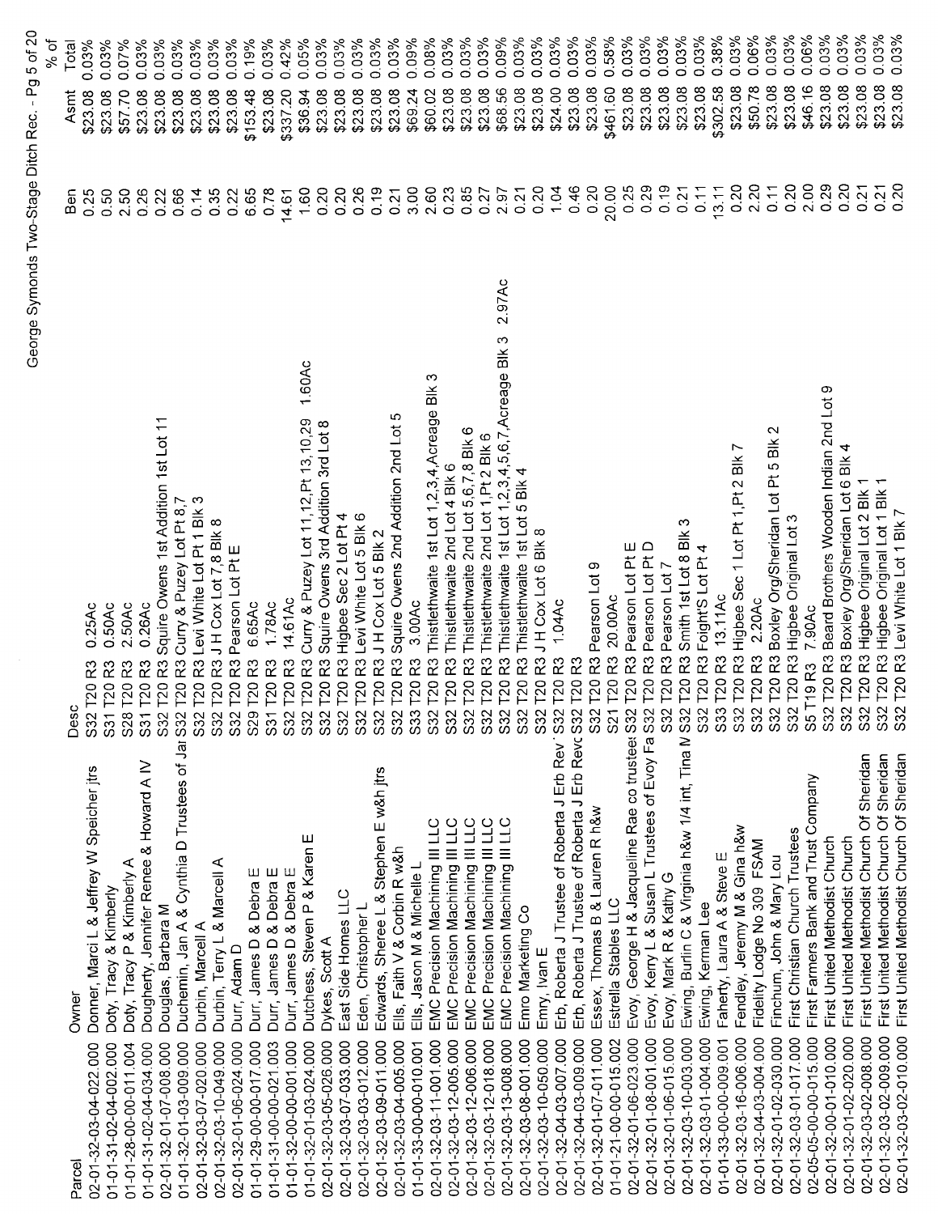# George Symonds Two-Stage Ditch Rec.

| Parcel | Owner | Desc | Ben | Asmt | % of Total |
|---|---|---|---|---|---|
| 02-01-32-03-04-022.000 | Donner, Marci L & Jeffrey W Speicher jtrs | S32 T20 R3 0.25Ac | 0.25 | $23.08 | 0.03% |
| 01-01-31-02-04-002.000 | Doty, Tracy & Kimberly | S31 T20 R3 0.50Ac | 0.50 | $23.08 | 0.03% |
| 01-01-28-00-00-011.004 | Doty, Tracy P & Kimberly A | S28 T20 R3 2.50Ac | 2.50 | $57.70 | 0.07% |
| 01-01-31-02-04-034.000 | Dougherty, Jennifer Renee & Howard A IV | S31 T20 R3 0.26Ac | 0.26 | $23.08 | 0.03% |
| 02-01-32-01-07-008.000 | Douglas, Barbara M | S32 T20 R3 Squire Owens 1st Addition 1st Lot 11 | 0.22 | $23.08 | 0.03% |
| 02-01-32-01-03-009.000 | Duchemin, Jan A & Cynthia D Trustees of Jar | S32 T20 R3 Curry & Puzey Lot Pt 8,7 | 0.66 | $23.08 | 0.03% |
| 02-01-32-03-07-020.000 | Durbin, Marcell A | S32 T20 R3 Levi White Lot Pt 1 Blk 3 | 0.14 | $23.08 | 0.03% |
| 02-01-32-03-10-049.000 | Durbin, Terry L & Marcell A | S32 T20 R3 J H Cox Lot 7,8 Blk 8 | 0.35 | $23.08 | 0.03% |
| 02-01-32-01-06-024.000 | Durr, Adam D | S32 T20 R3 Pearson Lot Pt E | 0.22 | $23.08 | 0.03% |
| 01-01-29-00-00-017.000 | Durr, James D & Debra E | S29 T20 R3 6.65Ac | 6.65 | $153.48 | 0.19% |
| 01-01-31-00-00-021.003 | Durr, James D & Debra E | S31 T20 R3 1.78Ac | 0.78 | $23.08 | 0.03% |
| 01-01-32-00-00-001.000 | Durr, James D & Debra E | S32 T20 R3 14.61Ac | 14.61 | $337.20 | 0.42% |
| 02-01-32-01-03-024.000 | Dutchess, Steven P & Karen E | S32 T20 R3 Curry & Puzey Lot 11,12,Pt 13,10,29 1.60Ac | 1.60 | $36.94 | 0.05% |
| 02-01-32-03-05-026.000 | Dykes, Scott A | S32 T20 R3 Squire Owens 3rd Addition 3rd Lot 8 | 0.20 | $23.08 | 0.03% |
| 02-01-32-03-07-033.000 | East Side Homes LLC | S32 T20 R3 Higbee Sec 2 Lot Pt 4 | 0.20 | $23.08 | 0.03% |
| 02-01-32-03-03-012.000 | Eden, Christopher L | S32 T20 R3 Levi White Lot 5 Blk 6 | 0.26 | $23.08 | 0.03% |
| 02-01-32-03-09-011.000 | Edwards, Sheree L & Stephen E w&h jtrs | S32 T20 R3 J H Cox Lot 5 Blk 2 | 0.19 | $23.08 | 0.03% |
| 02-01-32-03-04-005.000 | Ells, Faith V & Corbin R w&h | S32 T20 R3 Squire Owens 2nd Addition 2nd Lot 5 | 0.21 | $23.08 | 0.03% |
| 01-01-33-00-00-010.001 | Ells, Jason M & Michelle L | S33 T20 R3 3.00Ac | 3.00 | $69.24 | 0.09% |
| 02-01-32-03-11-001.000 | EMC Precision Machining III LLC | S32 T20 R3 Thistlethwaite 1st Lot 1,2,3,4,Acreage Blk 3 | 2.60 | $60.02 | 0.08% |
| 02-01-32-03-12-005.000 | EMC Precision Machining III LLC | S32 T20 R3 Thistlethwaite 2nd Lot 4 Blk 6 | 0.23 | $23.08 | 0.03% |
| 02-01-32-03-12-006.000 | EMC Precision Machining III LLC | S32 T20 R3 Thistlethwaite 2nd Lot 5,6,7,8 Blk 6 | 0.85 | $23.08 | 0.03% |
| 02-01-32-03-12-018.000 | EMC Precision Machining III LLC | S32 T20 R3 Thistlethwaite 2nd Lot 1,Pt 2 Blk 6 | 0.27 | $23.08 | 0.03% |
| 02-01-32-03-13-008.000 | EMC Precision Machining III LLC | S32 T20 R3 Thistlethwaite 1st Lot 1,2,3,4,5,6,7,Acreage Blk 3 2.97Ac | 2.97 | $68.56 | 0.09% |
| 02-01-32-03-08-001.000 | Emro Marketing Co | S32 T20 R3 Thistlethwaite 1st Lot 5 Blk 4 | 0.21 | $23.08 | 0.03% |
| 02-01-32-03-10-050.000 | Emry, Ivan E | S32 T20 R3 J H Cox Lot 6 Blk 8 | 0.20 | $23.08 | 0.03% |
| 02-01-32-04-03-007.000 | Erb, Roberta J Trustee of Roberta J Erb Rev | S32 T20 R3 1.04Ac | 1.04 | $24.00 | 0.03% |
| 02-01-32-04-03-009.000 | Erb, Roberta J Trustee of Roberta J Erb Revo | S32 T20 R3 | 0.46 | $23.08 | 0.03% |
| 02-01-32-01-07-011.000 | Essex, Thomas B & Lauren R h&w | S32 T20 R3 Pearson Lot 9 | 0.20 | $23.08 | 0.03% |
| 01-01-21-00-00-015.002 | Estrella Stables LLC | S21 T20 R3 20.00Ac | 20.00 | $461.60 | 0.58% |
| 02-01-32-01-06-023.000 | Evoy, George H & Jacqueline Rae co trustees | S32 T20 R3 Pearson Lot Pt E | 0.25 | $23.08 | 0.03% |
| 02-01-32-01-08-001.000 | Evoy, Kerry L & Susan L Trustees of Evoy Fa | S32 T20 R3 Pearson Lot Pt D | 0.29 | $23.08 | 0.03% |
| 02-01-32-01-06-015.000 | Evoy, Mark R & Kathy G | S32 T20 R3 Pearson Lot 7 | 0.19 | $23.08 | 0.03% |
| 02-01-32-03-10-003.000 | Ewing, Burlin C & Virginia h&w 1/4 int, Tina M | S32 T20 R3 Smith 1st Lot 8 Blk 3 | 0.21 | $23.08 | 0.03% |
| 02-01-32-03-01-004.000 | Ewing, Kerman Lee | S32 T20 R3 Foight'S Lot Pt 4 | 0.11 | $23.08 | 0.03% |
| 01-01-33-00-00-009.001 | Faherty, Laura A & Steve E | S33 T20 R3 13.11Ac | 13.11 | $302.58 | 0.38% |
| 02-01-32-03-16-006.000 | Fendley, Jeremy M & Gina h&w | S32 T20 R3 Higbee Sec 1 Lot Pt 1,Pt 2 Blk 7 | 0.20 | $23.08 | 0.03% |
| 02-01-32-04-03-004.000 | Fidelity Lodge No 309 FSAM | S32 T20 R3 2.20Ac | 2.20 | $50.78 | 0.06% |
| 02-01-32-01-02-030.000 | Finchum, John & Mary Lou | S32 T20 R3 Boxley Org/Sheridan Lot Pt 5 Blk 2 | 0.11 | $23.08 | 0.03% |
| 02-01-32-03-01-017.000 | First Christian Church Trustees | S32 T20 R3 Higbee Original Lot 3 | 0.20 | $23.08 | 0.03% |
| 02-05-05-00-00-015.000 | First Farmers Bank and Trust Company | S5 T19 R3 7.90Ac | 2.00 | $46.16 | 0.06% |
| 02-01-32-00-01-010.000 | First United Methodist Church | S32 T20 R3 Beard Brothers Wooden Indian 2nd Lot 9 | 0.29 | $23.08 | 0.03% |
| 02-01-32-01-02-020.000 | First United Methodist Church | S32 T20 R3 Boxley Org/Sheridan Lot 6 Blk 4 | 0.20 | $23.08 | 0.03% |
| 02-01-32-03-02-008.000 | First United Methodist Church Of Sheridan | S32 T20 R3 Higbee Original Lot 2 Blk 1 | 0.21 | $23.08 | 0.03% |
| 02-01-32-03-02-009.000 | First United Methodist Church Of Sheridan | S32 T20 R3 Higbee Original Lot 1 Blk 1 | 0.21 | $23.08 | 0.03% |
| 02-01-32-03-02-010.000 | First United Methodist Church Of Sheridan | S32 T20 R3 Levi White Lot 1 Blk 7 | 0.20 | $23.08 | 0.03% |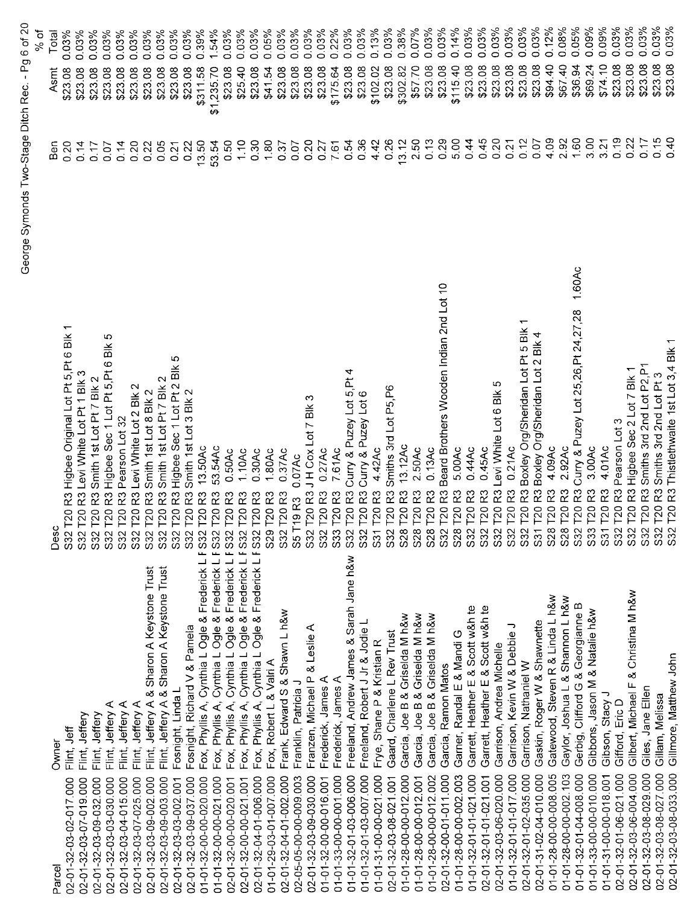| Parcel | Owner | Desc | Ben | Asmt | % of Total |
|---|---|---|---|---|---|
| 02-01-32-03-02-017.000 | Flint, Jeff | S32 T20 R3 Higbee Original Lot Pt 5,Pt 6 Blk 1 | 0.20 | $23.08 | 0.03% |
| 02-01-32-03-07-019.000 | Flint, Jeffery | S32 T20 R3 Levi White Lot Pt 1 Blk 3 | 0.14 | $23.08 | 0.03% |
| 02-01-32-03-09-032.000 | Flint, Jeffery | S32 T20 R3 Smith 1st Lot Pt 7 Blk 2 | 0.17 | $23.08 | 0.03% |
| 02-01-32-03-03-030.000 | Flint, Jeffery A | S32 T20 R3 Higbee Sec 1 Lot Pt 5,Pt 6 Blk 5 | 0.07 | $23.08 | 0.03% |
| 02-01-32-03-04-015.000 | Flint, Jeffery A | S32 T20 R3 Pearson Lot 32 | 0.14 | $23.08 | 0.03% |
| 02-01-32-03-07-025.000 | Flint, Jeffery A | S32 T20 R3 Levi White Lot 2 Blk 2 | 0.20 | $23.08 | 0.03% |
| 02-01-32-03-09-002.000 | Flint, Jeffery A & Sharon A Keystone Trust | S32 T20 R3 Smith 1st Lot 8 Blk 2 | 0.22 | $23.08 | 0.03% |
| 02-01-32-03-09-003.000 | Flint, Jeffery A & Sharon A Keystone Trust | S32 T20 R3 Smith 1st Lot Pt 7 Blk 2 | 0.05 | $23.08 | 0.03% |
| 02-01-32-03-03-002.001 | Fosnight, Linda L | S32 T20 R3 Higbee Sec 1 Lot Pt 2 Blk 5 | 0.21 | $23.08 | 0.03% |
| 02-01-32-03-09-037.000 | Fosnight, Richard V & Pamela | S32 T20 R3 Smith 1st Lot 3 Blk 2 | 0.22 | $23.08 | 0.03% |
| 01-01-32-00-00-020.000 | Fox, Phyllis A, Cynthia L Ogle & Frederick L F | S32 T20 R3 13.50Ac | 13.50 | $311.58 | 0.39% |
| 01-01-32-00-00-021.000 | Fox, Phyllis A, Cynthia L Ogle & Frederick L F | S32 T20 R3 53.54Ac | 53.54 | $1,235.70 | 1.54% |
| 02-01-32-00-00-020.001 | Fox, Phyllis A, Cynthia L Ogle & Frederick L F | S32 T20 R3 0.50Ac | 0.50 | $23.08 | 0.03% |
| 02-01-32-00-00-021.001 | Fox, Phyllis A, Cynthia L Ogle & Frederick L F | S32 T20 R3 1.10Ac | 1.10 | $25.40 | 0.03% |
| 02-01-32-04-01-006.000 | Fox, Phyllis A, Cynthia L Ogle & Frederick L F | S32 T20 R3 0.30Ac | 0.30 | $23.08 | 0.03% |
| 01-01-29-03-01-007.000 | Fox, Robert L & Valri A | S29 T20 R3 1.80Ac | 1.80 | $41.54 | 0.05% |
| 02-01-32-04-01-002.000 | Frank, Edward S & Shawn L h&w | S32 T20 R3 0.37Ac | 0.37 | $23.08 | 0.03% |
| 02-05-05-00-00-009.003 | Franklin, Patricia J | S5 T19 R3 0.07Ac | 0.07 | $23.08 | 0.03% |
| 02-01-32-03-09-030.000 | Franzen, Michael P & Leslie A | S32 T20 R3 J H Cox Lot 7 Blk 3 | 0.20 | $23.08 | 0.03% |
| 01-01-32-00-00-016.001 | Frederick, James A | S32 T20 R3 0.27Ac | 0.27 | $23.08 | 0.03% |
| 01-01-33-00-00-001.000 | Frederick, James A | S33 T20 R3 7.61Ac | 7.61 | $175.64 | 0.22% |
| 01-01-32-01-03-006.000 | Freeland, Andrew James & Sarah Jane h&w | S32 T20 R3 Curry & Puzey Lot 5,Pt 4 | 0.54 | $23.08 | 0.03% |
| 01-01-32-01-03-007.000 | Freeland, Robert J Jr & Jodie L | S32 T20 R3 Curry & Puzey Lot 6 | 0.36 | $23.08 | 0.03% |
| 01-01-31-00-00-021.000 | Frye, Shane P & Kristian R | S31 T20 R3 4.42Ac | 4.42 | $102.02 | 0.13% |
| 02-01-32-03-08-021.001 | Gaard, Charlene L Rev Trust | S32 T20 R3 Smiths 3rd Lot P5,P6 | 0.26 | $23.08 | 0.03% |
| 01-01-28-00-00-012.000 | Garcia, Joe B & Griselda M h&w | S28 T20 R3 13.12Ac | 13.12 | $302.82 | 0.38% |
| 01-01-28-00-00-012.001 | Garcia, Joe B & Griselda M h&w | S28 T20 R3 2.50Ac | 2.50 | $57.70 | 0.07% |
| 01-01-28-00-00-012.002 | Garcia, Joe B & Griselda M h&w | S28 T20 R3 0.13Ac | 0.13 | $23.08 | 0.03% |
| 02-01-32-00-01-011.000 | Garcia, Ramon Matos | S32 T20 R3 Beard Brothers Wooden Indian 2nd Lot 10 | 0.29 | $23.08 | 0.03% |
| 01-01-28-00-00-002.003 | Garner, Randal E & Mandi G | S28 T20 R3 5.00Ac | 5.00 | $115.40 | 0.14% |
| 01-01-32-01-01-021.000 | Garrett, Heather E & Scott w&h te | S32 T20 R3 0.44Ac | 0.44 | $23.08 | 0.03% |
| 02-01-32-01-01-021.001 | Garrett, Heather E & Scott w&h te | S32 T20 R3 0.45Ac | 0.45 | $23.08 | 0.03% |
| 02-01-32-03-06-020.000 | Garrison, Andrea Michelle | S32 T20 R3 Levi White Lot 6 Blk 5 | 0.20 | $23.08 | 0.03% |
| 01-01-32-01-01-017.000 | Garrison, Kevin W & Debbie J | S32 T20 R3 0.21Ac | 0.21 | $23.08 | 0.03% |
| 02-01-32-01-02-035.000 | Garrison, Nathaniel W | S32 T20 R3 Boxley Org/Sheridan Lot Pt 5 Blk 1 | 0.12 | $23.08 | 0.03% |
| 02-01-31-02-04-010.000 | Gaskin, Roger W & Shawnette | S31 T20 R3 Boxley Org/Sheridan Lot 2 Blk 4 | 0.07 | $23.08 | 0.03% |
| 01-01-28-00-00-008.005 | Gatewood, Steven R & Linda L h&w | S28 T20 R3 4.09Ac | 4.09 | $94.40 | 0.12% |
| 01-01-28-00-00-002.103 | Gaylor, Joshua L & Shannon L h&w | S28 T20 R3 2.92Ac | 2.92 | $67.40 | 0.08% |
| 01-01-32-01-04-008.000 | Gerbig, Clifford G & Georgianne B | S32 T20 R3 Curry & Puzey Lot 25,26,Pt 24,27,28 1.60Ac | 1.60 | $36.94 | 0.05% |
| 01-01-33-00-00-010.000 | Gibbons, Jason M & Natalie h&w | S33 T20 R3 3.00Ac | 3.00 | $69.24 | 0.09% |
| 01-01-31-00-00-018.001 | Gibson, Stacy J | S31 T20 R3 4.01Ac | 3.21 | $74.10 | 0.09% |
| 02-01-32-01-06-021.000 | Gifford, Eric D | S32 T20 R3 Pearson Lot 3 | 0.19 | $23.08 | 0.03% |
| 02-01-32-03-06-004.000 | Gilbert, Michael F & Christina M h&w | S32 T20 R3 Higbee Sec 2 Lot 7 Blk 1 | 0.22 | $23.08 | 0.03% |
| 02-01-32-03-08-029.000 | Giles, Jane Ellen | S32 T20 R3 Smiths 3rd 2nd Lot P2,P1 | 0.17 | $23.08 | 0.03% |
| 02-01-32-03-08-027.000 | Gillam, Melissa | S32 T20 R3 Smiths 3rd 2nd Lot Pt 3 | 0.15 | $23.08 | 0.03% |
| 02-01-32-03-08-033.000 | Gillmore, Matthew John | S32 T20 R3 Thistlethwaite 1st Lot 3,4 Blk 1 | 0.40 | $23.08 | 0.03% |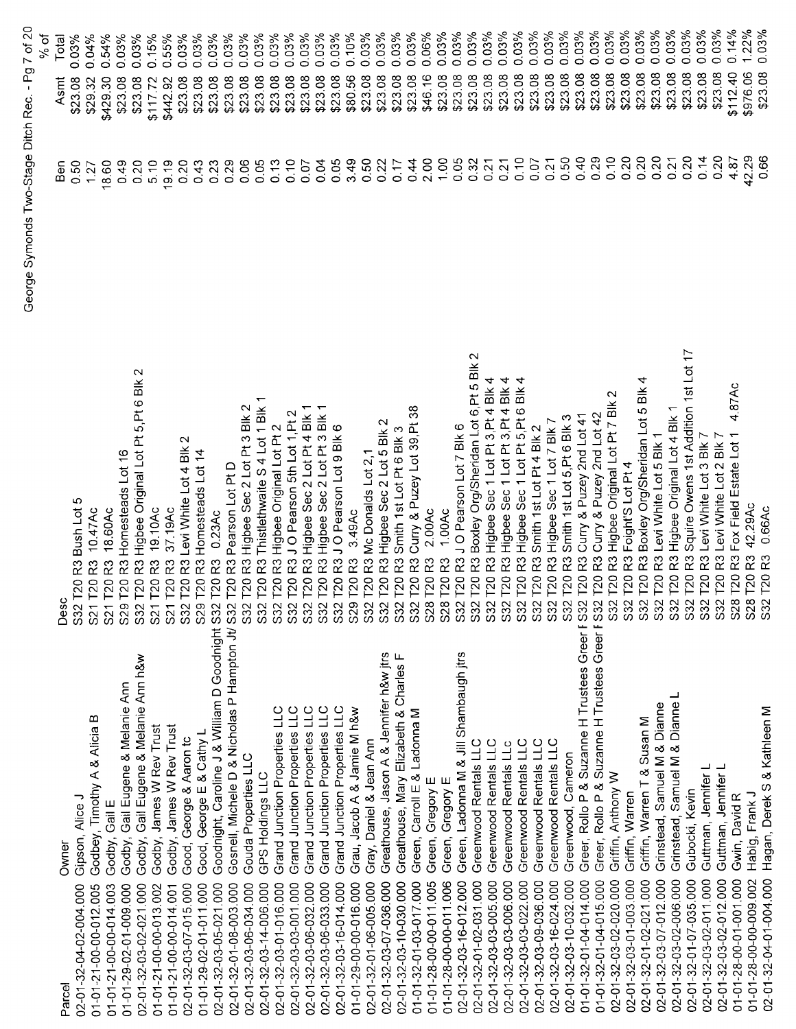| Parcel | Owner | Desc | Ben | Asmt | % of Total |
|---|---|---|---|---|---|
| 02-01-32-04-02-004.000 | Gipson, Alice J | S32 T20 R3 Bush Lot 5 | 0.50 | $23.08 | 0.03% |
| 01-01-21-00-00-012.005 | Godbey, Timothy A & Alicia B | S21 T20 R3 10.47Ac | 1.27 | $29.32 | 0.04% |
| 01-01-21-00-00-014.003 | Godby, Gail E | S21 T20 R3 18.60Ac | 18.60 | $429.30 | 0.54% |
| 01-01-29-02-01-009.000 | Godby, Gail Eugene & Melanie Ann | S29 T20 R3 Homesteads Lot 16 | 0.49 | $23.08 | 0.03% |
| 02-01-32-03-02-021.000 | Godby, Gail Eugene & Melanie Ann h&w | S32 T20 R3 Higbee Original Lot Pt 5,Pt 6 Blk 2 | 0.20 | $23.08 | 0.03% |
| 01-01-21-00-00-013.002 | Godby, James W Rev Trust | S21 T20 R3 19.10Ac | 5.10 | $117.72 | 0.15% |
| 01-01-21-00-00-014.001 | Godby, James W Rev Trust | S21 T20 R3 37.19Ac | 19.19 | $442.92 | 0.55% |
| 02-01-32-03-07-015.000 | Good, George & Aaron tc | S32 T20 R3 Levi White Lot 4 Blk 2 | 0.20 | $23.08 | 0.03% |
| 01-01-29-02-01-011.000 | Good, George E & Cathy L | S29 T20 R3 Homesteads Lot 14 | 0.43 | $23.08 | 0.03% |
| 02-01-32-03-05-021.000 | Goodnight, Caroline J & William D Goodnight | S32 T20 R3 0.23Ac | 0.23 | $23.08 | 0.03% |
| 02-01-32-01-08-003.000 | Gosnell, Michele D & Nicholas P Hampton Jt/ | S32 T20 R3 Pearson Lot Pt D | 0.29 | $23.08 | 0.03% |
| 02-01-32-03-06-034.000 | Gouda Properties LLC | S32 T20 R3 Higbee Sec 2 Lot Pt 3 Blk 2 | 0.06 | $23.08 | 0.03% |
| 02-01-32-03-14-006.000 | GPS Holdings LLC | S32 T20 R3 Thistlethwaite S 4 Lot 1 Blk 1 | 0.05 | $23.08 | 0.03% |
| 02-01-32-03-01-016.000 | Grand Junction Properties LLC | S32 T20 R3 Higbee Original Lot Pt 2 | 0.13 | $23.08 | 0.03% |
| 02-01-32-03-03-001.000 | Grand Junction Properties LLC | S32 T20 R3 J O Pearson 5th Lot 1,Pt 2 | 0.10 | $23.08 | 0.03% |
| 02-01-32-03-06-032.000 | Grand Junction Properties LLC | S32 T20 R3 Higbee Sec 2 Lot Pt 4 Blk 1 | 0.07 | $23.08 | 0.03% |
| 02-01-32-03-06-033.000 | Grand Junction Properties LLC | S32 T20 R3 Higbee Sec 2 Lot Pt 3 Blk 1 | 0.04 | $23.08 | 0.03% |
| 02-01-32-03-16-014.000 | Grand Junction Properties LLC | S32 T20 R3 J O Pearson Lot 9 Blk 6 | 0.05 | $23.08 | 0.03% |
| 01-01-29-00-00-016.000 | Grau, Jacob A & Jamie M h&w | S29 T20 R3 3.49Ac | 3.49 | $80.56 | 0.10% |
| 02-01-32-01-06-005.000 | Gray, Daniel & Jean Ann | S32 T20 R3 Mc Donalds Lot 2,1 | 0.50 | $23.08 | 0.03% |
| 02-01-32-03-07-036.000 | Greathouse, Jason A & Jennifer h&w jtrs | S32 T20 R3 Higbee Sec 2 Lot 5 Blk 2 | 0.22 | $23.08 | 0.03% |
| 02-01-32-03-10-030.000 | Greathouse, Mary Elizabeth & Charles F | S32 T20 R3 Smith 1st Lot Pt 6 Blk 3 | 0.17 | $23.08 | 0.03% |
| 01-01-32-01-03-017.000 | Green, Carroll E & Ladonna M | S32 T20 R3 Curry & Puzey Lot 39,Pt 38 | 0.44 | $23.08 | 0.03% |
| 01-01-28-00-00-011.005 | Green, Gregory E | S28 T20 R3 2.00Ac | 2.00 | $46.16 | 0.06% |
| 01-01-28-00-00-011.006 | Green, Gregory E | S28 T20 R3 1.00Ac | 1.00 | $23.08 | 0.03% |
| 02-01-32-03-16-012.000 | Green, Ladonna M & Jill Shambaugh jtrs | S32 T20 R3 J O Pearson Lot 7 Blk 6 | 0.05 | $23.08 | 0.03% |
| 02-01-32-01-02-031.000 | Greenwood Rentals LLC | S32 T20 R3 Boxley Org/Sheridan Lot 6,Pt 5 Blk 2 | 0.32 | $23.08 | 0.03% |
| 02-01-32-03-03-005.000 | Greenwood Rentals LLC | S32 T20 R3 Higbee Sec 1 Lot Pt 3,Pt 4 Blk 4 | 0.21 | $23.08 | 0.03% |
| 02-01-32-03-03-006.000 | Greenwood Rentals LLc | S32 T20 R3 Higbee Sec 1 Lot Pt 3,Pt 4 Blk 4 | 0.21 | $23.08 | 0.03% |
| 02-01-32-03-03-022.000 | Greenwood Rentals LLC | S32 T20 R3 Higbee Sec 1 Lot Pt 5,Pt 6 Blk 4 | 0.10 | $23.08 | 0.03% |
| 02-01-32-03-09-036.000 | Greenwood Rentals LLC | S32 T20 R3 Smith 1st Lot Pt 4 Blk 2 | 0.07 | $23.08 | 0.03% |
| 02-01-32-03-16-024.000 | Greenwood Rentals LLC | S32 T20 R3 Higbee Sec 1 Lot 7 Blk 7 | 0.21 | $23.08 | 0.03% |
| 02-01-32-03-10-032.000 | Greenwood, Cameron | S32 T20 R3 Smith 1st Lot 5,Pt 6 Blk 3 | 0.50 | $23.08 | 0.03% |
| 01-01-32-01-04-014.000 | Greer, Rollo P & Suzanne H Trustees Greer F | S32 T20 R3 Curry & Puzey 2nd Lot 41 | 0.40 | $23.08 | 0.03% |
| 01-01-32-01-04-015.000 | Greer, Rollo P & Suzanne H Trustees Greer F | S32 T20 R3 Curry & Puzey 2nd Lot 42 | 0.29 | $23.08 | 0.03% |
| 02-01-32-03-02-020.000 | Griffin, Anthony W | S32 T20 R3 Higbee Original Lot Pt 7 Blk 2 | 0.10 | $23.08 | 0.03% |
| 02-01-32-03-01-003.000 | Griffin, Warren | S32 T20 R3 Foight'S Lot Pt 4 | 0.20 | $23.08 | 0.03% |
| 02-01-32-01-02-021.000 | Griffin, Warren T & Susan M | S32 T20 R3 Boxley Org/Sheridan Lot 5 Blk 4 | 0.20 | $23.08 | 0.03% |
| 02-01-32-03-07-012.000 | Grinstead, Samuel M & Dianne | S32 T20 R3 Levi White Lot 5 Blk 1 | 0.20 | $23.08 | 0.03% |
| 02-01-32-03-02-006.000 | Grinstead, Samuel M & Dianne L | S32 T20 R3 Higbee Original Lot 4 Blk 1 | 0.21 | $23.08 | 0.03% |
| 02-01-32-01-07-035.000 | Gubocki, Kevin | S32 T20 R3 Squire Owens 1st Addition 1st Lot 17 | 0.20 | $23.08 | 0.03% |
| 02-01-32-03-02-011.000 | Guttman, Jennifer L | S32 T20 R3 Levi White Lot 3 Blk 7 | 0.14 | $23.08 | 0.03% |
| 02-01-32-03-02-012.000 | Guttman, Jennifer L | S32 T20 R3 Levi White Lot 2 Blk 7 | 0.20 | $23.08 | 0.03% |
| 01-01-28-00-01-001.000 | Gwin, David R | S28 T20 R3 Fox Field Estate Lot 1 4.87Ac | 4.87 | $112.40 | 0.14% |
| 01-01-28-00-00-009.002 | Habig, Frank J | S28 T20 R3 42.29Ac | 42.29 | $976.06 | 1.22% |
| 02-01-32-04-01-004.000 | Hagan, Derek S & Kathleen M | S32 T20 R3 0.66Ac | 0.66 | $23.08 | 0.03% |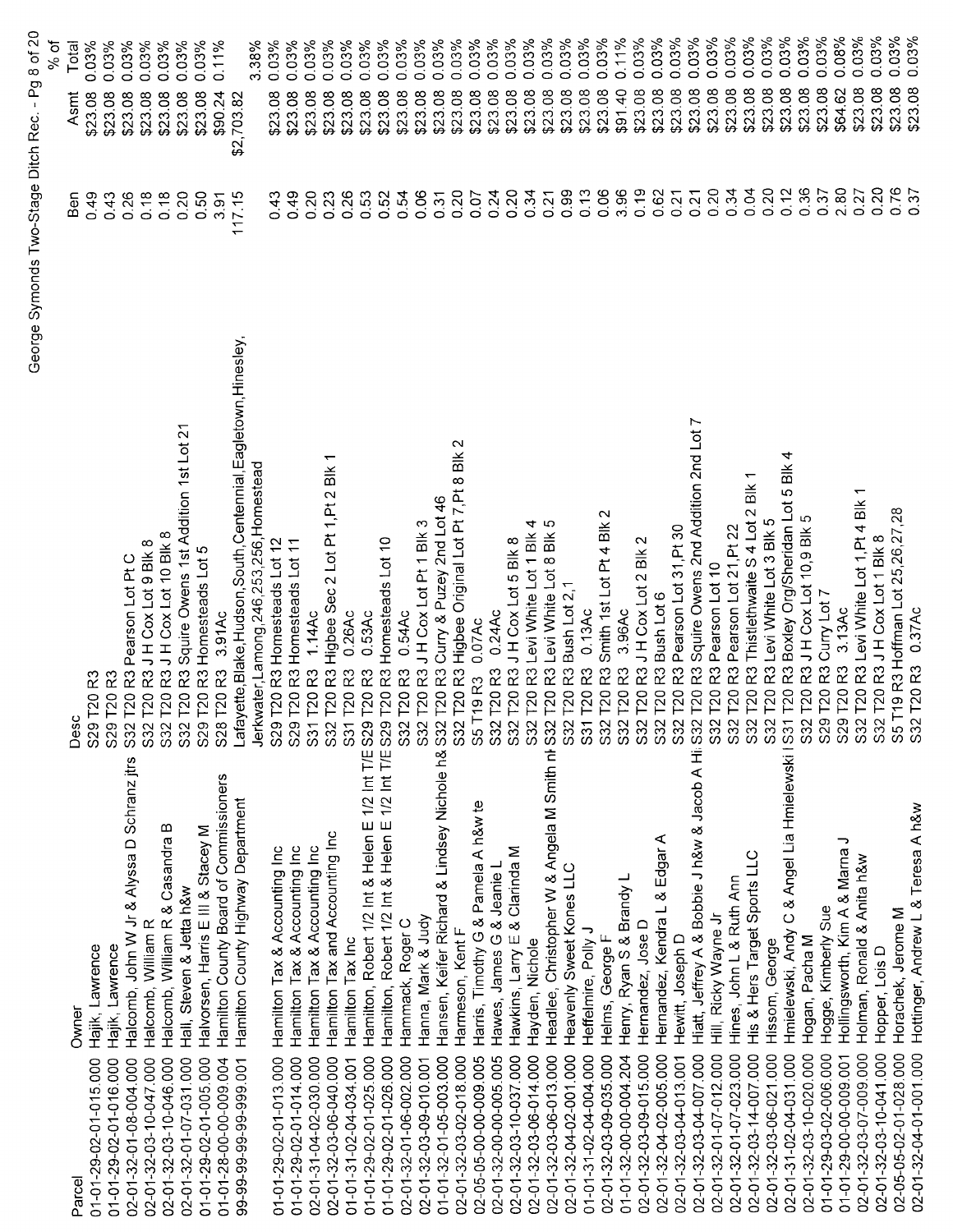| Parcel | Owner | Desc | Ben | Asmt | % of Total |
|---|---|---|---|---|---|
| 01-01-29-02-01-015.000 | Hajik, Lawrence | S29 T20 R3 | 0.49 | $23.08 | 0.03% |
| 01-01-29-02-01-016.000 | Hajik, Lawrence | S29 T20 R3 | 0.43 | $23.08 | 0.03% |
| 02-01-32-01-08-004.000 | Halcomb, John W Jr & Alyssa D Schranz jtrs | S32 T20 R3 Pearson Lot Pt C | 0.26 | $23.08 | 0.03% |
| 02-01-32-03-10-047.000 | Halcomb, William R | S32 T20 R3 J H Cox Lot 9 Blk 8 | 0.18 | $23.08 | 0.03% |
| 02-01-32-03-10-046.000 | Halcomb, William R & Casandra B | S32 T20 R3 J H Cox Lot 10 Blk 8 | 0.18 | $23.08 | 0.03% |
| 02-01-32-01-07-031.000 | Hall, Steven & Jetta h&w | S32 T20 R3 Squire Owens 1st Addition 1st Lot 21 | 0.20 | $23.08 | 0.03% |
| 01-01-29-02-01-005.000 | Halvorsen, Harris E III & Stacey M | S29 T20 R3 Homesteads Lot 5 | 0.50 | $23.08 | 0.03% |
| 01-01-28-00-00-009.004 | Hamilton County Board of Commissioners | S28 T20 R3 3.91Ac | 3.91 | $90.24 | 0.11% |
| 99-99-99-99-99-999.001 | Hamilton County Highway Department | Lafayette,Blake,Hudson,South,Centennial,Eagletown,Hinesley, Jerkwater,Lamong,246,253,256,Homestead | 117.15 | $2,703.82 | 3.38% |
| 01-01-29-02-01-013.000 | Hamilton Tax & Accounting Inc | S29 T20 R3 Homesteads Lot 12 | 0.43 | $23.08 | 0.03% |
| 01-01-29-02-01-014.000 | Hamilton Tax & Accounting Inc | S29 T20 R3 Homesteads Lot 11 | 0.49 | $23.08 | 0.03% |
| 02-01-31-04-02-030.000 | Hamilton Tax & Accounting Inc | S31 T20 R3 1.14Ac | 0.20 | $23.08 | 0.03% |
| 02-01-32-03-06-040.000 | Hamilton Tax and Accounting Inc | S32 T20 R3 Higbee Sec 2 Lot Pt 1,Pt 2 Blk 1 | 0.23 | $23.08 | 0.03% |
| 01-01-31-02-04-034.001 | Hamilton Tax Inc | S31 T20 R3 0.26Ac | 0.26 | $23.08 | 0.03% |
| 01-01-29-02-01-025.000 | Hamilton, Robert 1/2 Int & Helen E 1/2 Int T/E | S29 T20 R3 0.53Ac | 0.53 | $23.08 | 0.03% |
| 01-01-29-02-01-026.000 | Hamilton, Robert 1/2 Int & Helen E 1/2 Int T/E | S29 T20 R3 Homesteads Lot 10 | 0.52 | $23.08 | 0.03% |
| 02-01-32-01-06-002.000 | Hammack, Roger C | S32 T20 R3 0.54Ac | 0.54 | $23.08 | 0.03% |
| 02-01-32-03-09-010.001 | Hanna, Mark & Judy | S32 T20 R3 J H Cox Lot Pt 1 Blk 3 | 0.06 | $23.08 | 0.03% |
| 01-01-32-01-05-003.000 | Hansen, Keifer Richard & Lindsey Nichole h& | S32 T20 R3 Curry & Puzey 2nd Lot 46 | 0.31 | $23.08 | 0.03% |
| 02-01-32-03-02-018.000 | Harmeson, Kent F | S32 T20 R3 Higbee Original Lot Pt 7,Pt 8 Blk 2 | 0.20 | $23.08 | 0.03% |
| 02-05-05-00-00-009.005 | Harris, Timothy G & Pamela A h&w te | S5 T19 R3 0.07Ac | 0.07 | $23.08 | 0.03% |
| 02-01-32-00-00-005.005 | Hawes, James G & Jeanie L | S32 T20 R3 0.24Ac | 0.24 | $23.08 | 0.03% |
| 02-01-32-03-10-037.000 | Hawkins, Larry E & Clarinda M | S32 T20 R3 J H Cox Lot 5 Blk 8 | 0.20 | $23.08 | 0.03% |
| 02-01-32-03-06-014.000 | Hayden, Nichole | S32 T20 R3 Levi White Lot 1 Blk 4 | 0.34 | $23.08 | 0.03% |
| 02-01-32-03-06-013.000 | Headlee, Christopher W & Angela M Smith nł | S32 T20 R3 Levi White Lot 8 Blk 5 | 0.21 | $23.08 | 0.03% |
| 02-01-32-04-02-001.000 | Heavenly Sweet Kones LLC | S32 T20 R3 Bush Lot 2,1 | 0.99 | $23.08 | 0.03% |
| 01-01-31-02-04-004.000 | Heffelmire, Polly J | S31 T20 R3 0.13Ac | 0.13 | $23.08 | 0.03% |
| 02-01-32-03-09-035.000 | Helms, George F | S32 T20 R3 Smith 1st Lot Pt 4 Blk 2 | 0.06 | $23.08 | 0.03% |
| 01-01-32-00-00-004.204 | Henry, Ryan S & Brandy L | S32 T20 R3 3.96Ac | 3.96 | $91.40 | 0.11% |
| 02-01-32-03-09-015.000 | Hernandez, Jose D | S32 T20 R3 J H Cox Lot 2 Blk 2 | 0.19 | $23.08 | 0.03% |
| 02-01-32-04-02-005.000 | Hernandez, Kendra L & Edgar A | S32 T20 R3 Bush Lot 6 | 0.62 | $23.08 | 0.03% |
| 02-01-32-03-04-013.001 | Hewitt, Joseph D | S32 T20 R3 Pearson Lot 31,Pt 30 | 0.21 | $23.08 | 0.03% |
| 02-01-32-03-04-007.000 | Hiatt, Jeffrey A & Bobbie J h&w & Jacob A Hi | S32 T20 R3 Squire Owens 2nd Addition 2nd Lot 7 | 0.21 | $23.08 | 0.03% |
| 02-01-32-01-07-012.000 | Hill, Ricky Wayne Jr | S32 T20 R3 Pearson Lot 10 | 0.20 | $23.08 | 0.03% |
| 02-01-32-01-07-023.000 | Hines, John L & Ruth Ann | S32 T20 R3 Pearson Lot 21,Pt 22 | 0.34 | $23.08 | 0.03% |
| 02-01-32-03-14-007.000 | His & Hers Target Sports LLC | S32 T20 R3 Thistlethwaite S 4 Lot 2 Blk 1 | 0.04 | $23.08 | 0.03% |
| 02-01-32-03-06-021.000 | Hissom, George | S32 T20 R3 Levi White Lot 3 Blk 5 | 0.20 | $23.08 | 0.03% |
| 02-01-31-02-04-031.000 | Hmielewski, Andy C & Angel Lia Hmielewski I | S31 T20 R3 Boxley Org/Sheridan Lot 5 Blk 4 | 0.12 | $23.08 | 0.03% |
| 02-01-32-03-10-020.000 | Hogan, Pacha M | S32 T20 R3 J H Cox Lot 10,9 Blk 5 | 0.36 | $23.08 | 0.03% |
| 01-01-29-03-02-006.000 | Hogge, Kimberly Sue | S29 T20 R3 Curry Lot 7 | 0.37 | $23.08 | 0.03% |
| 01-01-29-00-00-009.001 | Hollingsworth, Kim A & Marna J | S29 T20 R3 3.13Ac | 2.80 | $64.62 | 0.08% |
| 02-01-32-03-07-009.000 | Holman, Ronald & Anita h&w | S32 T20 R3 Levi White Lot 1,Pt 4 Blk 1 | 0.27 | $23.08 | 0.03% |
| 02-01-32-03-10-041.000 | Hopper, Lois D | S32 T20 R3 J H Cox Lot 1 Blk 8 | 0.20 | $23.08 | 0.03% |
| 02-05-05-02-01-028.000 | Horachek, Jerome M | S5 T19 R3 Hoffman Lot 25,26,27,28 | 0.76 | $23.08 | 0.03% |
| 02-01-32-04-01-001.000 | Hottinger, Andrew L & Teresa A h&w | S32 T20 R3 0.37Ac | 0.37 | $23.08 | 0.03% |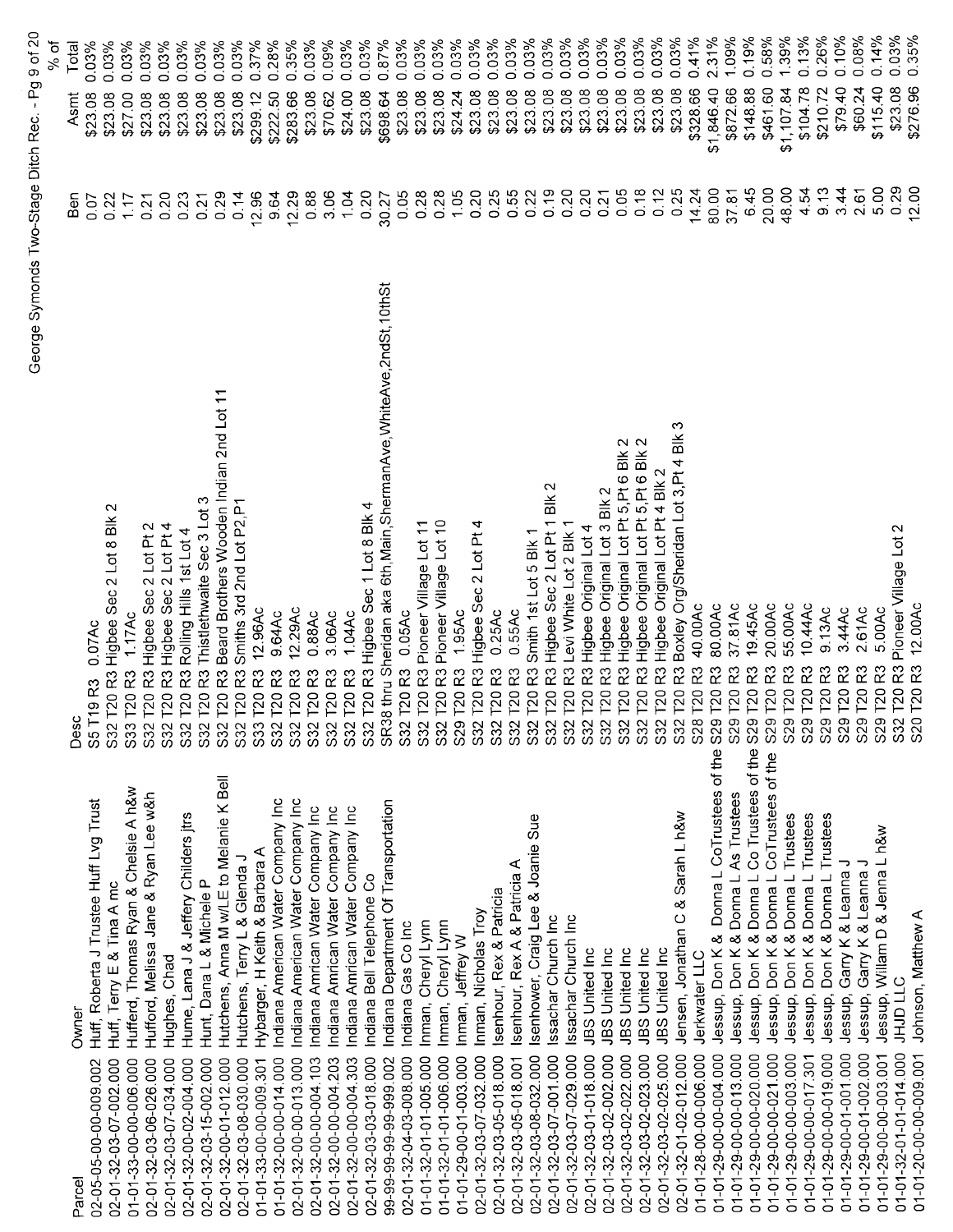| Parcel | Owner | Desc | Ben | Asmt | % of Total |
|---|---|---|---|---|---|
| 02-05-05-00-00-009.002 | Huff, Roberta J Trustee Huff Lvg Trust | S5 T19 R3 0.07Ac | 0.07 | $23.08 | 0.03% |
| 02-01-32-03-07-002.000 | Huff, Terry E & Tina A mc | S32 T20 R3 Higbee Sec 2 Lot 8 Blk 2 | 0.22 | $23.08 | 0.03% |
| 01-01-33-00-00-006.000 | Hufferd, Thomas Ryan & Chelsie A h&w | S33 T20 R3 1.17Ac | 1.17 | $27.00 | 0.03% |
| 02-01-32-03-06-026.000 | Hufford, Melissa Jane & Ryan Lee w&h | S32 T20 R3 Higbee Sec 2 Lot Pt 2 | 0.21 | $23.08 | 0.03% |
| 02-01-32-03-07-034.000 | Hughes, Chad | S32 T20 R3 Higbee Sec 2 Lot Pt 4 | 0.20 | $23.08 | 0.03% |
| 02-01-32-00-02-004.000 | Hume, Lana J & Jeffery Childers jtrs | S32 T20 R3 Rolling Hills 1st Lot 4 | 0.23 | $23.08 | 0.03% |
| 02-01-32-03-15-002.000 | Hunt, Dana L & Michele P | S32 T20 R3 Thistlethwaite Sec 3 Lot 3 | 0.21 | $23.08 | 0.03% |
| 02-01-32-00-01-012.000 | Hutchens, Anna M w/LE to Melanie K Bell | S32 T20 R3 Beard Brothers Wooden Indian 2nd Lot 11 | 0.29 | $23.08 | 0.03% |
| 02-01-32-03-08-030.000 | Hutchens, Terry L & Glenda J | S32 T20 R3 Smiths 3rd 2nd Lot P2,P1 | 0.14 | $23.08 | 0.03% |
| 01-01-33-00-00-009.301 | Hybarger, H Keith & Barbara A | S33 T20 R3 12.96Ac | 12.96 | $299.12 | 0.37% |
| 01-01-32-00-00-014.000 | Indiana American Water Company Inc | S32 T20 R3 9.64Ac | 9.64 | $222.50 | 0.28% |
| 02-01-32-00-00-013.000 | Indiana American Water Company Inc | S32 T20 R3 12.29Ac | 12.29 | $283.66 | 0.35% |
| 02-01-32-00-00-004.103 | Indiana Amrican Water Company Inc | S32 T20 R3 0.88Ac | 0.88 | $23.08 | 0.03% |
| 02-01-32-00-00-004.203 | Indiana Amrican Water Company Inc | S32 T20 R3 3.06Ac | 3.06 | $70.62 | 0.09% |
| 02-01-32-00-00-004.303 | Indiana Amrican Water Company Inc | S32 T20 R3 1.04Ac | 1.04 | $24.00 | 0.03% |
| 02-01-32-03-03-018.000 | Indiana Bell Telephone Co | S32 T20 R3 Higbee Sec 1 Lot 8 Blk 4 | 0.20 | $23.08 | 0.03% |
| 99-99-99-99-999.002 | Indiana Department Of Transportation | SR38 thru Sheridan aka 6th,Main,ShermanAve,WhiteAve,2ndSt,10thSt | 30.27 | $698.64 | 0.87% |
| 02-01-32-04-03-008.000 | Indiana Gas Co Inc | S32 T20 R3 0.05Ac | 0.05 | $23.08 | 0.03% |
| 01-01-32-01-01-005.000 | Inman, Cheryl Lynn | S32 T20 R3 Pioneer Village Lot 11 | 0.28 | $23.08 | 0.03% |
| 01-01-32-01-01-006.000 | Inman, Cheryl Lynn | S32 T20 R3 Pioneer Village Lot 10 | 0.28 | $23.08 | 0.03% |
| 01-01-29-00-01-003.000 | Inman, Jeffrey W | S29 T20 R3 1.95Ac | 1.05 | $24.24 | 0.03% |
| 02-01-32-03-07-032.000 | Inman, Nicholas Troy | S32 T20 R3 Higbee Sec 2 Lot Pt 4 | 0.20 | $23.08 | 0.03% |
| 02-01-32-03-05-018.000 | Isenhour, Rex & Patricia | S32 T20 R3 0.25Ac | 0.25 | $23.08 | 0.03% |
| 02-01-32-03-05-018.001 | Isenhour,, Rex A & Patricia A | S32 T20 R3 0.55Ac | 0.55 | $23.08 | 0.03% |
| 02-01-32-03-08-032.000 | Isenhower, Craig Lee & Joanie Sue | S32 T20 R3 Smith 1st Lot 5 Blk 1 | 0.22 | $23.08 | 0.03% |
| 02-01-32-03-07-001.000 | Issachar Church Inc | S32 T20 R3 Higbee Sec 2 Lot Pt 1 Blk 2 | 0.19 | $23.08 | 0.03% |
| 02-01-32-03-07-029.000 | Issachar Church Inc | S32 T20 R3 Levi White Lot 2 Blk 1 | 0.20 | $23.08 | 0.03% |
| 02-01-32-03-01-018.000 | JBS United Inc | S32 T20 R3 Higbee Original Lot 4 | 0.20 | $23.08 | 0.03% |
| 02-01-32-03-02-002.000 | JBS United Inc | S32 T20 R3 Higbee Original Lot 3 Blk 2 | 0.21 | $23.08 | 0.03% |
| 02-01-32-03-02-022.000 | JBS United Inc | S32 T20 R3 Higbee Original Lot Pt 5,Pt 6 Blk 2 | 0.05 | $23.08 | 0.03% |
| 02-01-32-03-02-023.000 | JBS United Inc | S32 T20 R3 Higbee Original Lot Pt 5,Pt 6 Blk 2 | 0.18 | $23.08 | 0.03% |
| 02-01-32-03-02-025.000 | JBS United Inc | S32 T20 R3 Higbee Original Lot Pt 4 Blk 2 | 0.12 | $23.08 | 0.03% |
| 02-01-32-01-02-012.000 | Jensen, Jonathan C & Sarah L h&w | S32 T20 R3 Boxley Org/Sheridan Lot 3,Pt 4 Blk 3 | 0.25 | $23.08 | 0.03% |
| 01-01-28-00-00-006.000 | Jerkwater LLC | S28 T20 R3 40.00Ac | 14.24 | $328.66 | 0.41% |
| 01-01-29-00-00-004.000 | Jessup, Don K & Donna L CoTrustees of the | S29 T20 R3 80.00Ac | 80.00 | $1,846.40 | 2.31% |
| 01-01-29-00-00-013.000 | Jessup, Don K & Donna L As Trustees | S29 T20 R3 37.81Ac | 37.81 | $872.66 | 1.09% |
| 01-01-29-00-00-020.000 | Jessup, Don K & Donna L Co Trustees of the | S29 T20 R3 19.45Ac | 6.45 | $148.88 | 0.19% |
| 01-01-29-00-00-021.000 | Jessup, Don K & Donna L CoTrustees of the | S29 T20 R3 20.00Ac | 20.00 | $461.60 | 0.58% |
| 01-01-29-00-00-003.000 | Jessup, Don K & Donna L Trustees | S29 T20 R3 55.00Ac | 48.00 | $1,107.84 | 1.39% |
| 01-01-29-00-00-017.301 | Jessup, Don K & Donna L Trustees | S29 T20 R3 10.44Ac | 4.54 | $104.78 | 0.13% |
| 01-01-29-00-00-019.000 | Jessup, Don K & Donna L Trustees | S29 T20 R3 9.13Ac | 9.13 | $210.72 | 0.26% |
| 01-01-29-00-01-001.000 | Jessup, Garry K & Leanna J | S29 T20 R3 3.44Ac | 3.44 | $79.40 | 0.10% |
| 01-01-29-00-01-002.000 | Jessup, Garry K & Leanna J | S29 T20 R3 2.61Ac | 2.61 | $60.24 | 0.08% |
| 01-01-29-00-00-003.001 | Jessup, Willam D & Jenna L h&w | S29 T20 R3 5.00Ac | 5.00 | $115.40 | 0.14% |
| 01-01-32-01-01-014.000 | JHJD LLC | S32 T20 R3 Pioneer Village Lot 2 | 0.29 | $23.08 | 0.03% |
| 01-01-20-00-00-009.001 | Johnson, Matthew A | S20 T20 R3 12.00Ac | 12.00 | $276.96 | 0.35% |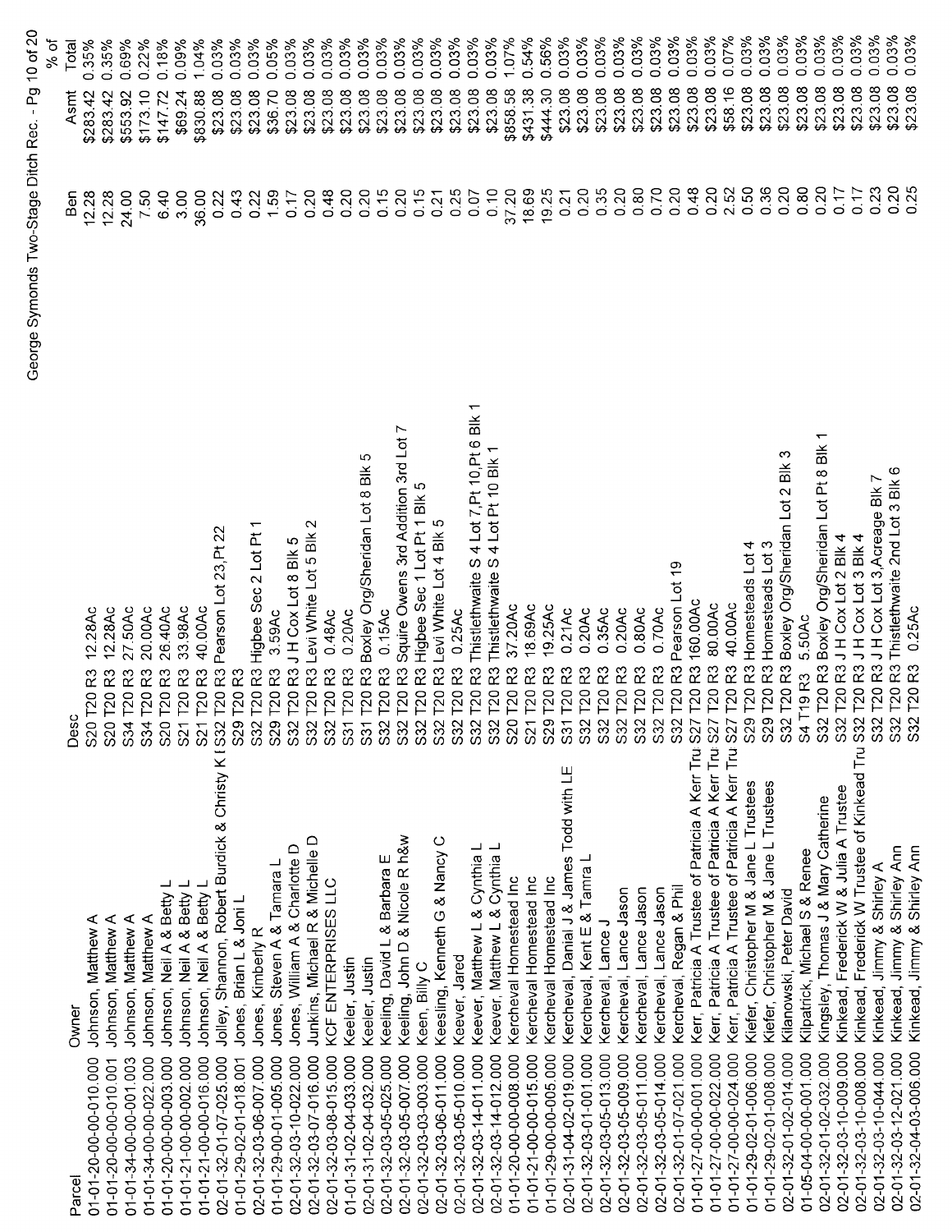| Parcel | Owner | Desc | Ben | Asmt | % of Total |
|---|---|---|---|---|---|
| 01-01-20-00-00-010.000 | Johnson, Matthew A | S20 T20 R3 12.28Ac | 12.28 | $283.42 | 0.35% |
| 01-01-20-00-00-010.001 | Johnson, Matthew A | S20 T20 R3 12.28Ac | 12.28 | $283.42 | 0.35% |
| 01-01-34-00-00-001.003 | Johnson, Matthew A | S34 T20 R3 27.50Ac | 24.00 | $553.92 | 0.69% |
| 01-01-34-00-00-022.000 | Johnson, Matthew A | S34 T20 R3 20.00Ac | 7.50 | $173.10 | 0.22% |
| 01-01-20-00-00-003.000 | Johnson, Neil A & Betty L | S20 T20 R3 26.40Ac | 6.40 | $147.72 | 0.18% |
| 01-01-21-00-00-002.000 | Johnson, Neil A & Betty L | S21 T20 R3 33.98Ac | 3.00 | $69.24 | 0.09% |
| 01-01-21-00-00-016.000 | Johnson, Neil A & Betty L | S21 T20 R3 40.00Ac | 36.00 | $830.88 | 1.04% |
| 02-01-32-01-07-025.000 | Jolley, Shannon, Robert Burdick & Christy K I | S32 T20 R3 Pearson Lot 23,Pt 22 | 0.22 | $23.08 | 0.03% |
| 01-01-29-02-01-018.001 | Jones, Brian L & Joni L | S29 T20 R3 | 0.43 | $23.08 | 0.03% |
| 02-01-32-03-06-007.000 | Jones, Kimberly R | S32 T20 R3 Higbee Sec 2 Lot Pt 1 | 0.22 | $23.08 | 0.03% |
| 01-01-29-00-01-005.000 | Jones, Steven A & Tamara L | S29 T20 R3 3.59Ac | 1.59 | $36.70 | 0.05% |
| 02-01-32-03-10-022.000 | Jones, William A & Charlotte D | S32 T20 R3 J H Cox Lot 8 Blk 5 | 0.17 | $23.08 | 0.03% |
| 02-01-32-03-07-016.000 | Junkins, Michael R & Michelle D | S32 T20 R3 Levi White Lot 5 Blk 2 | 0.20 | $23.08 | 0.03% |
| 02-01-32-03-08-015.000 | KCF ENTERPRISES LLC | S32 T20 R3 0.48Ac | 0.48 | $23.08 | 0.03% |
| 01-01-31-02-04-033.000 | Keeler, Justin | S31 T20 R3 0.20Ac | 0.20 | $23.08 | 0.03% |
| 02-01-31-02-04-032.000 | Keeler, Justin | S31 T20 R3 Boxley Org/Sheridan Lot 8 Blk 5 | 0.20 | $23.08 | 0.03% |
| 02-01-32-03-05-025.000 | Keeling, David L & Barbara E | S32 T20 R3 0.15Ac | 0.15 | $23.08 | 0.03% |
| 02-01-32-03-05-007.000 | Keeling, John D & Nicole R h&w | S32 T20 R3 Squire Owens 3rd Addition 3rd Lot 7 | 0.20 | $23.08 | 0.03% |
| 02-01-32-03-03-003.000 | Keen, Billy C | S32 T20 R3 Higbee Sec 1 Lot Pt 1 Blk 5 | 0.15 | $23.08 | 0.03% |
| 02-01-32-03-06-011.000 | Keesling, Kenneth G & Nancy C | S32 T20 R3 Levi White Lot 4 Blk 5 | 0.21 | $23.08 | 0.03% |
| 02-01-32-03-05-010.000 | Keever, Jared | S32 T20 R3 0.25Ac | 0.25 | $23.08 | 0.03% |
| 02-01-32-03-14-011.000 | Keever, Matthew L & Cynthia L | S32 T20 R3 Thistlethwaite S 4 Lot 7,Pt 10,Pt 6 Blk 1 | 0.07 | $23.08 | 0.03% |
| 02-01-32-03-14-012.000 | Keever, Matthew L & Cynthia L | S32 T20 R3 Thistlethwaite S 4 Lot Pt 10 Blk 1 | 0.10 | $23.08 | 0.03% |
| 01-01-20-00-00-008.000 | Kercheval Homestead Inc | S20 T20 R3 37.20Ac | 37.20 | $858.58 | 1.07% |
| 01-01-21-00-00-015.000 | Kercheval Homestead Inc | S21 T20 R3 18.69Ac | 18.69 | $431.38 | 0.54% |
| 01-01-29-00-00-005.000 | Kercheval Homestead Inc | S29 T20 R3 19.25Ac | 19.25 | $444.30 | 0.56% |
| 02-01-31-04-02-019.000 | Kercheval, Danial J & James Todd with LE | S31 T20 R3 0.21Ac | 0.21 | $23.08 | 0.03% |
| 02-01-32-03-01-001.000 | Kercheval, Kent E & Tamra L | S32 T20 R3 0.20Ac | 0.20 | $23.08 | 0.03% |
| 02-01-32-03-05-013.000 | Kercheval, Lance J | S32 T20 R3 0.35Ac | 0.35 | $23.08 | 0.03% |
| 02-01-32-03-05-009.000 | Kercheval, Lance Jason | S32 T20 R3 0.20Ac | 0.20 | $23.08 | 0.03% |
| 02-01-32-03-05-011.000 | Kercheval, Lance Jason | S32 T20 R3 0.80Ac | 0.80 | $23.08 | 0.03% |
| 02-01-32-03-05-014.000 | Kercheval, Lance Jason | S32 T20 R3 0.70Ac | 0.70 | $23.08 | 0.03% |
| 02-01-32-01-07-021.000 | Kercheval, Regan & Phil | S32 T20 R3 Pearson Lot 19 | 0.20 | $23.08 | 0.03% |
| 01-01-27-00-00-001.000 | Kerr, Patricia A Trustee of Patricia A Kerr Tru | S27 T20 R3 160.00Ac | 0.48 | $23.08 | 0.03% |
| 01-01-27-00-00-022.000 | Kerr, Patricia A Trustee of Patricia A Kerr Tru | S27 T20 R3 80.00Ac | 0.20 | $23.08 | 0.03% |
| 01-01-27-00-00-024.000 | Kerr, Patricia A Trustee of Patricia A Kerr Tru | S27 T20 R3 40.00Ac | 2.52 | $58.16 | 0.07% |
| 01-01-29-02-01-006.000 | Kiefer, Christopher M & Jane L Trustees | S29 T20 R3 Homesteads Lot 4 | 0.50 | $23.08 | 0.03% |
| 01-01-29-02-01-008.000 | Kiefer, Christopher M & Jane L Trustees | S29 T20 R3 Homesteads Lot 3 | 0.36 | $23.08 | 0.03% |
| 02-01-32-01-02-014.000 | Kilanowski, Peter David | S32 T20 R3 Boxley Org/Sheridan Lot 2 Blk 3 | 0.20 | $23.08 | 0.03% |
| 01-05-04-00-00-001.000 | Kilpatrick, Michael S & Renee | S4 T19 R3 5.50Ac | 0.80 | $23.08 | 0.03% |
| 02-01-32-01-02-032.000 | Kingsley, Thomas J & Mary Catherine | S32 T20 R3 Boxley Org/Sheridan Lot Pt 8 Blk 1 | 0.20 | $23.08 | 0.03% |
| 02-01-32-03-10-009.000 | Kinkead, Frederick W & Julia A Trustee | S32 T20 R3 J H Cox Lot 2 Blk 4 | 0.17 | $23.08 | 0.03% |
| 02-01-32-03-10-008.000 | Kinkead, Frederick W Trustee of Kinkead Tru | S32 T20 R3 J H Cox Lot 3 Blk 4 | 0.17 | $23.08 | 0.03% |
| 02-01-32-03-10-044.000 | Kinkead, Jimmy & Shirley A | S32 T20 R3 J H Cox Lot 3,Acreage Blk 7 | 0.23 | $23.08 | 0.03% |
| 02-01-32-03-12-021.000 | Kinkead, Jimmy & Shirley Ann | S32 T20 R3 Thistlethwaite 2nd Lot 3 Blk 6 | 0.20 | $23.08 | 0.03% |
| 02-01-32-04-03-006.000 | Kinkead, Jimmy & Shirley Ann | S32 T20 R3 0.25Ac | 0.25 | $23.08 | 0.03% |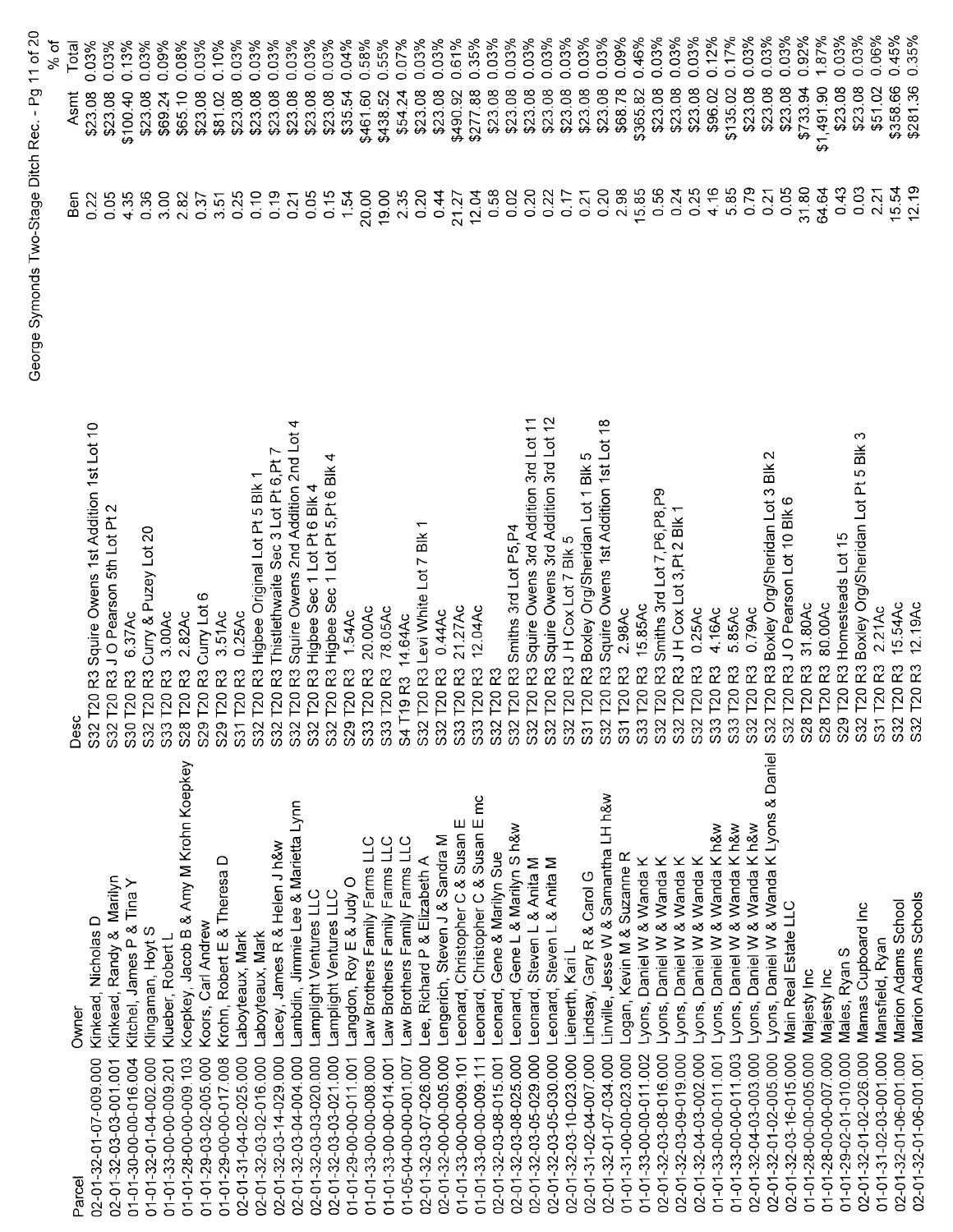George Symonds Two-Stage Ditch Rec.

| Parcel | Owner | Desc | Ben | Asmt | % of Total |
|---|---|---|---|---|---|
| 02-01-32-01-07-009.000 | Kinkead, Nicholas D | S32 T20 R3 Squire Owens 1st Addition 1st Lot 10 | 0.22 | $23.08 | 0.03% |
| 02-01-32-03-03-001.001 | Kinkead, Randy & Marilyn | S32 T20 R3 J O Pearson 5th Lot Pt 2 | 0.05 | $23.08 | 0.03% |
| 01-01-30-00-00-016.004 | Kitchel, James P & Tina Y | S30 T20 R3 6.37Ac | 4.35 | $100.40 | 0.13% |
| 02-01-32-01-04-002.000 | Klingaman, Hoyt S | S32 T20 R3 Curry & Puzey Lot 20 | 0.36 | $23.08 | 0.03% |
| 01-01-33-00-00-009.201 | Kluebber, Robert L | S33 T20 R3 3.00Ac | 3.00 | $69.24 | 0.09% |
| 01-01-28-00-00-009.103 | Koepkey, Jacob B & Amy M Krohn Koepkey | S28 T20 R3 2.82Ac | 2.82 | $65.10 | 0.08% |
| 02-01-29-03-02-005.000 | Koors, Carl Andrew | S29 T20 R3 Curry Lot 6 | 0.37 | $23.08 | 0.03% |
| 01-01-29-00-00-017.008 | Krohn, Robert E & Theresa D | S29 T20 R3 3.51Ac | 3.51 | $81.02 | 0.10% |
| 02-01-31-04-02-025.000 | Laboyteaux, Mark | S31 T20 R3 0.25Ac | 0.25 | $23.08 | 0.03% |
| 02-01-32-03-02-016.000 | Laboyteaux, Mark | S32 T20 R3 Higbee Original Lot Pt 5 Blk 1 | 0.10 | $23.08 | 0.03% |
| 02-01-32-03-14-029.000 | Lacey, James R & Helen J h&w | S32 T20 R3 Thistlethwaite Sec 3 Lot Pt 6,Pt 7 | 0.19 | $23.08 | 0.03% |
| 02-01-32-03-04-004.000 | Lambdin, Jimmie Lee & Marietta Lynn | S32 T20 R3 Squire Owens 2nd Addition 2nd Lot 4 | 0.21 | $23.08 | 0.03% |
| 02-01-32-03-03-020.000 | Lamplight Ventures LLC | S32 T20 R3 Higbee Sec 1 Lot Pt 6 Blk 4 | 0.05 | $23.08 | 0.03% |
| 02-01-32-03-03-021.000 | Lamplight Ventures LLC | S32 T20 R3 Higbee Sec 1 Lot Pt 5,Pt 6 Blk 4 | 0.15 | $23.08 | 0.03% |
| 01-01-29-00-00-011.001 | Langdon, Roy E & Judy O | S29 T20 R3 1.54Ac | 1.54 | $35.54 | 0.04% |
| 01-01-33-00-00-008.000 | Law Brothers Family Farms LLC | S33 T20 R3 20.00Ac | 20.00 | $461.60 | 0.58% |
| 01-01-33-00-00-014.001 | Law Brothers Family Farms LLC | S33 T20 R3 78.05Ac | 19.00 | $438.52 | 0.55% |
| 01-05-04-00-00-001.007 | Law Brothers Family Farms LLC | S4 T19 R3 14.64Ac | 2.35 | $54.24 | 0.07% |
| 02-01-32-03-07-026.000 | Lee, Richard P & Elizabeth A | S32 T20 R3 Levi White Lot 7 Blk 1 | 0.20 | $23.08 | 0.03% |
| 02-01-32-00-00-005.000 | Lengerich, Steven J & Sandra M | S32 T20 R3 0.44Ac | 0.44 | $23.08 | 0.03% |
| 01-01-33-00-00-009.101 | Leonard, Christopher C & Susan E | S33 T20 R3 21.27Ac | 21.27 | $490.92 | 0.61% |
| 01-01-33-00-00-009.111 | Leonard, Christopher C & Susan E mc | S33 T20 R3 12.04Ac | 12.04 | $277.88 | 0.35% |
| 02-01-32-03-08-015.001 | Leonard, Gene & Marilyn Sue | S32 T20 R3 | 0.58 | $23.08 | 0.03% |
| 02-01-32-03-08-025.000 | Leonard, Gene L & Marilyn S h&w | S32 T20 R3 Smiths 3rd Lot P5,P4 | 0.02 | $23.08 | 0.03% |
| 02-01-32-03-05-029.000 | Leonard, Steven L & Anita M | S32 T20 R3 Squire Owens 3rd Addition 3rd Lot 11 | 0.20 | $23.08 | 0.03% |
| 02-01-32-03-05-030.000 | Leonard, Steven L & Anita M | S32 T20 R3 Squire Owens 3rd Addition 3rd Lot 12 | 0.22 | $23.08 | 0.03% |
| 02-01-32-03-10-023.000 | Lienerth, Kari L | S32 T20 R3 J H Cox Lot 7 Blk 5 | 0.17 | $23.08 | 0.03% |
| 02-01-31-02-04-007.000 | Lindsay, Gary R & Carol G | S31 T20 R3 Boxley Org/Sheridan Lot 1 Blk 5 | 0.21 | $23.08 | 0.03% |
| 02-01-32-01-07-034.000 | Linville, Jesse W & Samantha LH h&w | S32 T20 R3 Squire Owens 1st Addition 1st Lot 18 | 0.20 | $23.08 | 0.03% |
| 01-01-31-00-00-023.000 | Logan, Kevin M & Suzanne R | S31 T20 R3 2.98Ac | 2.98 | $68.78 | 0.09% |
| 01-01-33-00-00-011.002 | Lyons, Daniel W & Wanda K | S33 T20 R3 15.85Ac | 15.85 | $365.82 | 0.46% |
| 02-01-32-03-08-016.000 | Lyons, Daniel W & Wanda K | S32 T20 R3 Smiths 3rd Lot 7,P6,P8,P9 | 0.56 | $23.08 | 0.03% |
| 02-01-32-03-09-019.000 | Lyons, Daniel W & Wanda K | S32 T20 R3 J H Cox Lot 3,Pt 2 Blk 1 | 0.24 | $23.08 | 0.03% |
| 02-01-32-04-03-002.000 | Lyons, Daniel W & Wanda K | S32 T20 R3 0.25Ac | 0.25 | $23.08 | 0.03% |
| 01-01-33-00-00-011.001 | Lyons, Daniel W & Wanda K h&w | S33 T20 R3 4.16Ac | 4.16 | $96.02 | 0.12% |
| 01-01-33-00-00-011.003 | Lyons, Daniel W & Wanda K h&w | S33 T20 R3 5.85Ac | 5.85 | $135.02 | 0.17% |
| 02-01-32-04-03-003.000 | Lyons, Daniel W & Wanda K h&w | S32 T20 R3 0.79Ac | 0.79 | $23.08 | 0.03% |
| 02-01-32-01-02-005.000 | Lyons, Daniel W & Wanda K Lyons & Daniel | S32 T20 R3 Boxley Org/Sheridan Lot 3 Blk 2 | 0.21 | $23.08 | 0.03% |
| 02-01-32-03-16-015.000 | Main Real Estate LLC | S32 T20 R3 J O Pearson Lot 10 Blk 6 | 0.05 | $23.08 | 0.03% |
| 01-01-28-00-00-005.000 | Majesty Inc | S28 T20 R3 31.80Ac | 31.80 | $733.94 | 0.92% |
| 01-01-28-00-00-007.000 | Majesty Inc | S28 T20 R3 80.00Ac | 64.64 | $1,491.90 | 1.87% |
| 01-01-29-02-01-010.000 | Males, Ryan S | S29 T20 R3 Homesteads Lot 15 | 0.43 | $23.08 | 0.03% |
| 02-01-32-01-02-026.000 | Mamas Cupboard Inc | S32 T20 R3 Boxley Org/Sheridan Lot Pt 5 Blk 3 | 0.03 | $23.08 | 0.03% |
| 01-01-31-02-03-001.000 | Mansfield, Ryan | S31 T20 R3 2.21Ac | 2.21 | $51.02 | 0.06% |
| 02-01-32-01-06-001.000 | Marion Adams School | S32 T20 R3 15.54Ac | 15.54 | $358.66 | 0.45% |
| 02-01-32-01-06-001.001 | Marion Adams Schools | S32 T20 R3 12.19Ac | 12.19 | $281.36 | 0.35% |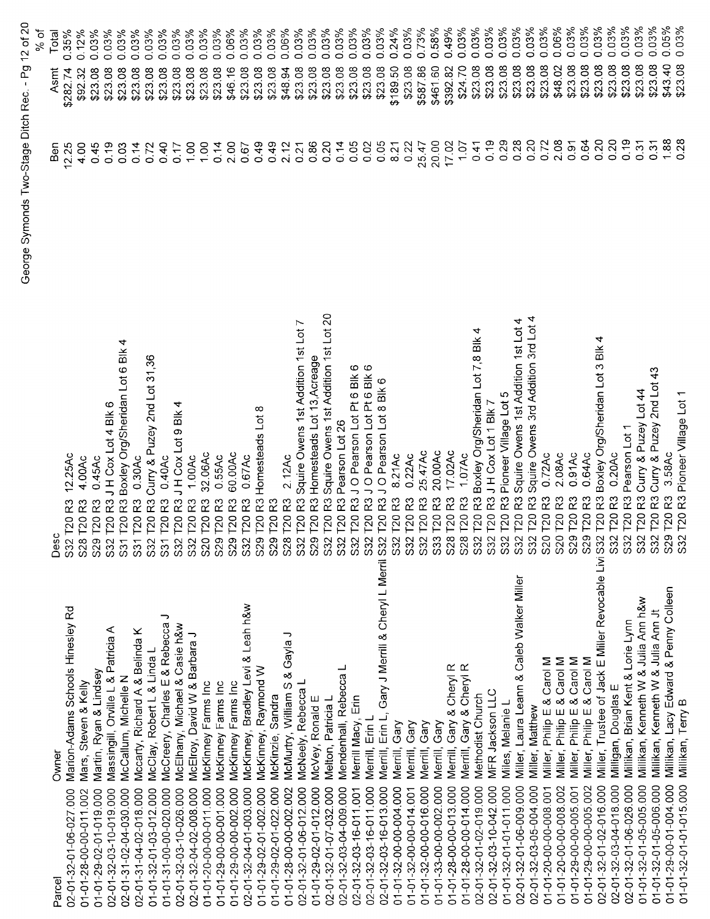George Symonds Two-Stage Ditch Rec. - Pg 12 of 20

| Parcel | Owner | Desc | Ben | Asmt | % of Total |
|---|---|---|---|---|---|
| 02-01-32-01-06-027.000 | Marion-Adams Schools Hinesley Rd | S32 T20 R3 12.25Ac | 12.25 | $282.74 | 0.35% |
| 01-01-28-00-00-011.002 | Mars, Steven & Kelly | S28 T20 R3 4.00Ac | 4.00 | $92.32 | 0.12% |
| 01-01-29-02-01-019.000 | Martin, Ryan & Lindsey | S29 T20 R3 0.45Ac | 0.45 | $23.08 | 0.03% |
| 02-01-32-03-10-019.000 | Massingill, Orville L & Patricia A | S32 T20 R3 J H Cox Lot 4 Blk 6 | 0.19 | $23.08 | 0.03% |
| 02-01-31-02-04-030.000 | McCallum, Michelle N | S31 T20 R3 Boxley Org/Sheridan Lot 6 Blk 4 | 0.03 | $23.08 | 0.03% |
| 02-01-31-04-02-018.000 | Mccarty, Richard A & Belinda K | S31 T20 R3 0.30Ac | 0.14 | $23.08 | 0.03% |
| 01-01-32-01-03-012.000 | McClay, Robert L & Linda L | S32 T20 R3 Curry & Puzey 2nd Lot 31,36 | 0.72 | $23.08 | 0.03% |
| 01-01-31-00-00-020.000 | McCreery, Charles E & Rebecca J | S31 T20 R3 0.40Ac | 0.40 | $23.08 | 0.03% |
| 02-01-32-03-10-026.000 | McElhany, Michael & Casie h&w | S32 T20 R3 J H Cox Lot 9 Blk 4 | 0.17 | $23.08 | 0.03% |
| 02-01-32-04-02-008.000 | McElroy, David W & Barbara J | S32 T20 R3 1.00Ac | 1.00 | $23.08 | 0.03% |
| 01-01-20-00-00-011.000 | McKinney Farms Inc | S20 T20 R3 32.06Ac | 1.00 | $23.08 | 0.03% |
| 01-01-29-00-00-001.000 | McKinney Farms Inc | S29 T20 R3 0.55Ac | 0.14 | $23.08 | 0.03% |
| 01-01-29-00-00-002.000 | McKinney Farms Inc | S29 T20 R3 60.00Ac | 2.00 | $46.16 | 0.06% |
| 02-01-32-04-01-003.000 | McKinney, Bradley Levi & Leah h&w | S32 T20 R3 0.67Ac | 0.67 | $23.08 | 0.03% |
| 01-01-29-02-01-002.000 | McKinney, Raymond W | S29 T20 R3 Homesteads Lot 8 | 0.49 | $23.08 | 0.03% |
| 01-01-29-02-01-022.000 | McKinzie, Sandra | S29 T20 R3 | 0.49 | $23.08 | 0.03% |
| 01-01-28-00-00-002.002 | McMurtry, William S & Gayla J | S28 T20 R3 2.12Ac | 2.12 | $48.94 | 0.06% |
| 02-01-32-01-06-012.000 | McNeely, Rebecca L | S32 T20 R3 Squire Owens 1st Addition 1st Lot 7 | 0.21 | $23.08 | 0.03% |
| 01-01-29-02-01-012.000 | McVey, Ronald E | S29 T20 R3 Homesteads Lot 13,Acreage | 0.86 | $23.08 | 0.03% |
| 02-01-32-01-07-032.000 | Melton, Patricia L | S32 T20 R3 Squire Owens 1st Addition 1st Lot 20 | 0.20 | $23.08 | 0.03% |
| 02-01-32-03-04-009.000 | Mendenhall, Rebecca L | S32 T20 R3 Pearson Lot 26 | 0.14 | $23.08 | 0.03% |
| 02-01-32-03-16-011.001 | Merrill Macy, Erin | S32 T20 R3 J O Pearson Lot Pt 6 Blk 6 | 0.05 | $23.08 | 0.03% |
| 02-01-32-03-16-011.000 | Merrill, Erin L | S32 T20 R3 J O Pearson Lot Pt 6 Blk 6 | 0.02 | $23.08 | 0.03% |
| 02-01-32-03-16-013.000 | Merrill, Erin L, Gary J Merrill & Cheryl L Merril | S32 T20 R3 J O Pearson Lot 8 Blk 6 | 0.05 | $23.08 | 0.03% |
| 01-01-32-00-00-004.000 | Merrill, Gary | S32 T20 R3 8.21Ac | 8.21 | $189.50 | 0.24% |
| 01-01-32-00-00-014.001 | Merrill, Gary | S32 T20 R3 0.22Ac | 0.22 | $23.08 | 0.03% |
| 01-01-32-00-00-016.000 | Merrill, Gary | S32 T20 R3 25.47Ac | 25.47 | $587.86 | 0.73% |
| 01-01-33-00-00-002.000 | Merrill, Gary | S33 T20 R3 20.00Ac | 20.00 | $461.60 | 0.58% |
| 01-01-28-00-00-013.000 | Merrill, Gary & Cheryl R | S28 T20 R3 17.02Ac | 17.02 | $392.82 | 0.49% |
| 01-01-28-00-00-014.000 | Merrill, Gary & Cheryl R | S28 T20 R3 1.07Ac | 1.07 | $24.70 | 0.03% |
| 02-01-32-01-02-019.000 | Methodist Church | S32 T20 R3 Boxley Org/Sheridan Lot 7,8 Blk 4 | 0.41 | $23.08 | 0.03% |
| 02-01-32-03-10-042.000 | MFR Jackson LLC | S32 T20 R3 J H Cox Lot 1 Blk 7 | 0.19 | $23.08 | 0.03% |
| 01-01-32-01-01-011.000 | Miles, Melanie L | S32 T20 R3 Pioneer Village Lot 5 | 0.29 | $23.08 | 0.03% |
| 02-01-32-01-06-009.000 | Miller, Laura Leann & Caleb Walker Miller | S32 T20 R3 Squire Owens 1st Addition 1st Lot 4 | 0.28 | $23.08 | 0.03% |
| 02-01-32-03-05-004.000 | Miller, Matthew | S32 T20 R3 Squire Owens 3rd Addition 3rd Lot 4 | 0.20 | $23.08 | 0.03% |
| 01-01-20-00-00-008.001 | Miller, Philip E & Carol M | S20 T20 R3 0.72Ac | 0.72 | $23.08 | 0.03% |
| 01-01-20-00-00-008.002 | Miller, Philip E & Carol M | S20 T20 R3 2.08Ac | 2.08 | $48.02 | 0.06% |
| 01-01-29-00-00-005.001 | Miller, Philip E & Carol M | S29 T20 R3 0.91Ac | 0.91 | $23.08 | 0.03% |
| 01-01-29-00-00-005.002 | Miller, Philip E & Carol M | S29 T20 R3 0.64Ac | 0.64 | $23.08 | 0.03% |
| 02-01-32-01-02-016.000 | Miller, Trustee of Jack E Miller Revocable Livi | S32 T20 R3 Boxley Org/Sheridan Lot 3 Blk 4 | 0.20 | $23.08 | 0.03% |
| 02-01-32-03-04-018.000 | Milligan, Douglas E | S32 T20 R3 0.20Ac | 0.20 | $23.08 | 0.03% |
| 02-01-32-01-06-026.000 | Millikan, Brian Kent & Lorie Lynn | S32 T20 R3 Pearson Lot 1 | 0.19 | $23.08 | 0.03% |
| 01-01-32-01-05-005.000 | Millikan, Kenneth W & Julia Ann h&w | S32 T20 R3 Curry & Puzey Lot 44 | 0.31 | $23.08 | 0.03% |
| 01-01-32-01-05-006.000 | Millikan, Kenneth W & Julia Ann Jt | S32 T20 R3 Curry & Puzey 2nd Lot 43 | 0.31 | $23.08 | 0.03% |
| 01-01-29-00-01-004.000 | Millikan, Lacy Edward & Penny Colleen | S29 T20 R3 3.58Ac | 1.88 | $43.40 | 0.05% |
| 01-01-32-01-01-015.000 | Millikan, Terry B | S32 T20 R3 Pioneer Village Lot 1 | 0.28 | $23.08 | 0.03% |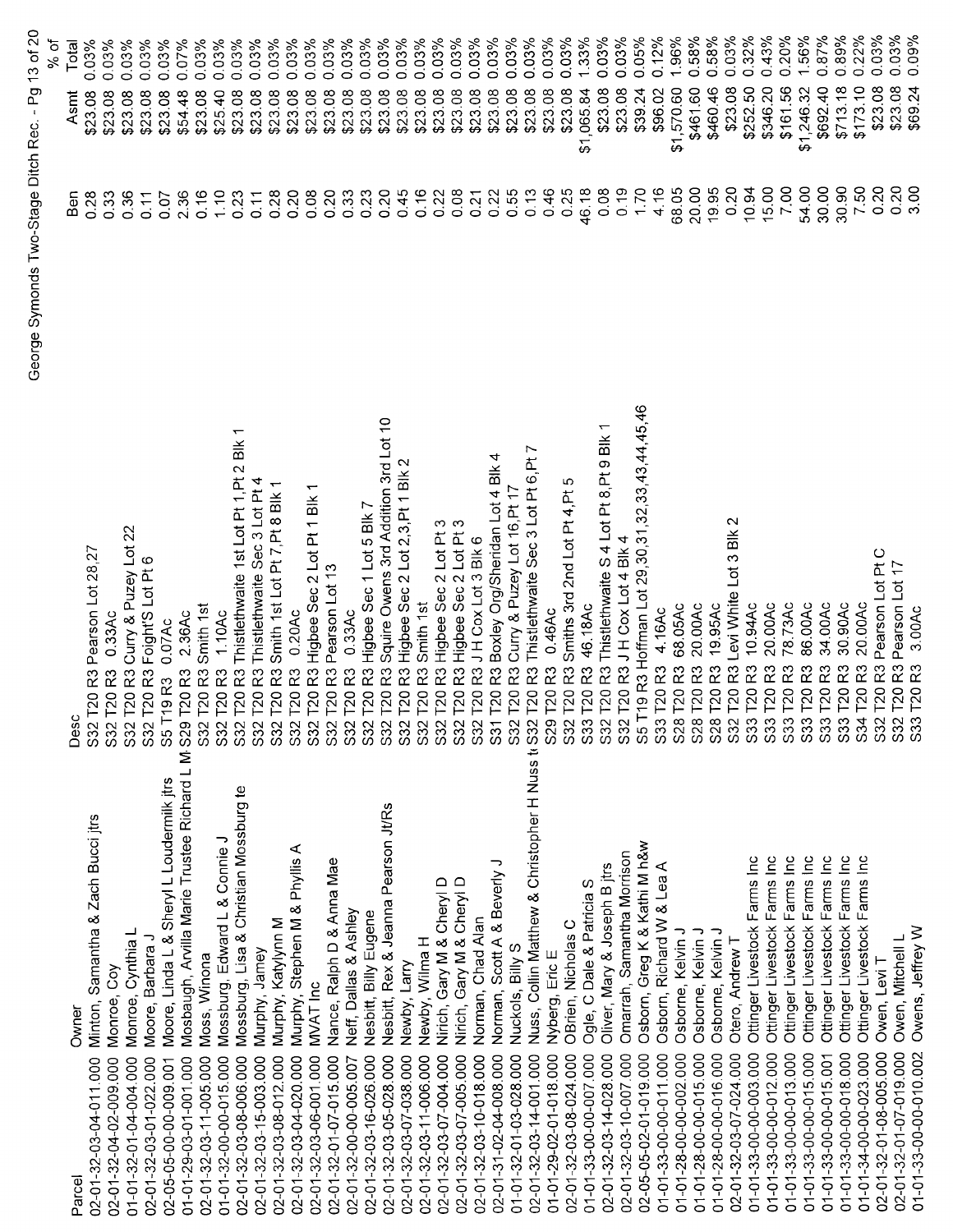| Parcel | Owner | Desc | Ben | Asmt | % of Total |
|---|---|---|---|---|---|
| 02-01-32-03-04-011.000 | Minton, Samantha & Zach Bucci jtrs | S32 T20 R3 Pearson Lot 28,27 | 0.28 | $23.08 | 0.03% |
| 02-01-32-04-02-009.000 | Monroe, Coy | S32 T20 R3 0.33Ac | 0.33 | $23.08 | 0.03% |
| 01-01-32-01-04-004.000 | Monroe, Cynthia L | S32 T20 R3 Curry & Puzey Lot 22 | 0.36 | $23.08 | 0.03% |
| 02-01-32-03-01-022.000 | Moore, Barbara J | S32 T20 R3 Foight'S Lot Pt 6 | 0.11 | $23.08 | 0.03% |
| 02-05-05-00-00-009.001 | Moore, Linda L & Sheryl L Loudermilk jtrs | S5 T19 R3 0.07Ac | 0.07 | $23.08 | 0.03% |
| 01-01-29-03-01-001.000 | Mosbaugh, Arvilla Marie Trustee Richard L M | S29 T20 R3 2.36Ac | 2.36 | $54.48 | 0.07% |
| 02-01-32-03-11-005.000 | Moss, Winona | S32 T20 R3 Smith 1st | 0.16 | $23.08 | 0.03% |
| 01-01-32-00-00-015.000 | Mossburg, Edward L & Connie J | S32 T20 R3 1.10Ac | 1.10 | $25.40 | 0.03% |
| 02-01-32-03-08-006.000 | Mossburg, Lisa & Christian Mossburg te | S32 T20 R3 Thistlethwaite 1st Lot Pt 1,Pt 2 Blk 1 | 0.23 | $23.08 | 0.03% |
| 02-01-32-03-15-003.000 | Murphy, Jamey | S32 T20 R3 Thistlethwaite Sec 3 Lot Pt 4 | 0.11 | $23.08 | 0.03% |
| 02-01-32-03-08-012.000 | Murphy, Katylynn M | S32 T20 R3 Smith 1st Lot Pt 7,Pt 8 Blk 1 | 0.28 | $23.08 | 0.03% |
| 02-01-32-03-04-020.000 | Murphy, Stephen M & Phyllis A | S32 T20 R3 0.20Ac | 0.20 | $23.08 | 0.03% |
| 02-01-32-03-06-001.000 | MVAT Inc | S32 T20 R3 Higbee Sec 2 Lot Pt 1 Blk 1 | 0.08 | $23.08 | 0.03% |
| 02-01-32-01-07-015.000 | Nance, Ralph D & Anna Mae | S32 T20 R3 Pearson Lot 13 | 0.20 | $23.08 | 0.03% |
| 02-01-32-00-00-005.007 | Neff, Dallas & Ashley | S32 T20 R3 0.33Ac | 0.33 | $23.08 | 0.03% |
| 02-01-32-03-16-026.000 | Nesbitt, Billy Eugene | S32 T20 R3 Higbee Sec 1 Lot 5 Blk 7 | 0.23 | $23.08 | 0.03% |
| 02-01-32-03-05-028.000 | Nesbitt, Rex & Jeanna Pearson Jt/Rs | S32 T20 R3 Squire Owens 3rd Addition 3rd Lot 10 | 0.20 | $23.08 | 0.03% |
| 02-01-32-03-07-038.000 | Newby, Larry | S32 T20 R3 Higbee Sec 2 Lot 2,3,Pt 1 Blk 2 | 0.45 | $23.08 | 0.03% |
| 02-01-32-03-11-006.000 | Newby, Wilma H | S32 T20 R3 Smith 1st | 0.16 | $23.08 | 0.03% |
| 02-01-32-03-07-004.000 | Nirich, Gary M & Cheryl D | S32 T20 R3 Higbee Sec 2 Lot Pt 3 | 0.22 | $23.08 | 0.03% |
| 02-01-32-03-07-005.000 | Nirich, Gary M & Cheryl D | S32 T20 R3 Higbee Sec 2 Lot Pt 3 | 0.08 | $23.08 | 0.03% |
| 02-01-32-03-10-018.000 | Norman, Chad Alan | S32 T20 R3 J H Cox Lot 3 Blk 6 | 0.21 | $23.08 | 0.03% |
| 02-01-31-02-04-008.000 | Norman, Scott A & Beverly J | S31 T20 R3 Boxley Org/Sheridan Lot 4 Blk 4 | 0.22 | $23.08 | 0.03% |
| 01-01-32-01-03-028.000 | Nuckols, Billy S | S32 T20 R3 Curry & Puzey Lot 16,Pt 17 | 0.55 | $23.08 | 0.03% |
| 02-01-32-03-14-001.000 | Nuss, Collin Matthew & Christopher H Nuss t | S32 T20 R3 Thistlethwaite Sec 3 Lot Pt 6,Pt 7 | 0.13 | $23.08 | 0.03% |
| 01-01-29-02-01-018.000 | Nyberg, Eric E | S29 T20 R3 0.46Ac | 0.46 | $23.08 | 0.03% |
| 02-01-32-03-08-024.000 | OBrien, Nicholas C | S32 T20 R3 Smiths 3rd 2nd Lot Pt 4,Pt 5 | 0.25 | $23.08 | 0.03% |
| 01-01-33-00-00-007.000 | Ogle, C Dale & Patricia S | S33 T20 R3 46.18Ac | 46.18 | $1,065.84 | 1.33% |
| 02-01-32-03-14-028.000 | Oliver, Mary & Joseph B jtrs | S32 T20 R3 Thistlethwaite S 4 Lot Pt 8,Pt 9 Blk 1 | 0.08 | $23.08 | 0.03% |
| 02-01-32-03-10-007.000 | Omarrah, Samantha Morrison | S32 T20 R3 J H Cox Lot 4 Blk 4 | 0.19 | $23.08 | 0.03% |
| 02-05-05-02-01-019.000 | Osborn, Greg K & Kathi M h&w | S5 T19 R3 Hoffman Lot 29,30,31,32,33,43,44,45,46 | 1.70 | $39.24 | 0.05% |
| 01-01-33-00-00-011.000 | Osborn, Richard W & Lea A | S33 T20 R3 4.16Ac | 4.16 | $96.02 | 0.12% |
| 01-01-28-00-00-002.000 | Osborne, Kelvin J | S28 T20 R3 68.05Ac | 68.05 | $1,570.60 | 1.96% |
| 01-01-28-00-00-015.000 | Osborne, Kelvin J | S28 T20 R3 20.00Ac | 20.00 | $461.60 | 0.58% |
| 01-01-28-00-00-016.000 | Osborne, Kelvin J | S28 T20 R3 19.95Ac | 19.95 | $460.46 | 0.58% |
| 02-01-32-03-07-024.000 | Otero, Andrew T | S32 T20 R3 Levi White Lot 3 Blk 2 | 0.20 | $23.08 | 0.03% |
| 01-01-33-00-00-003.000 | Ottinger Livestock Farms Inc | S33 T20 R3 10.94Ac | 10.94 | $252.50 | 0.32% |
| 01-01-33-00-00-012.000 | Ottinger Livestock Farms Inc | S33 T20 R3 20.00Ac | 15.00 | $346.20 | 0.43% |
| 01-01-33-00-00-013.000 | Ottinger Livestock Farms Inc | S33 T20 R3 78.73Ac | 7.00 | $161.56 | 0.20% |
| 01-01-33-00-00-015.000 | Ottinger Livestock Farms Inc | S33 T20 R3 86.00Ac | 54.00 | $1,246.32 | 1.56% |
| 01-01-33-00-00-015.001 | Ottinger Livestock Farms Inc | S33 T20 R3 34.00Ac | 30.00 | $692.40 | 0.87% |
| 01-01-33-00-00-018.000 | Ottinger Livestock Farms Inc | S33 T20 R3 30.90Ac | 30.90 | $713.18 | 0.89% |
| 01-01-34-00-00-023.000 | Ottinger Livestock Farms Inc | S34 T20 R3 20.00Ac | 7.50 | $173.10 | 0.22% |
| 02-01-32-01-08-005.000 | Owen, Levi T | S32 T20 R3 Pearson Lot Pt C | 0.20 | $23.08 | 0.03% |
| 02-01-32-01-07-019.000 | Owen, Mitchell L | S32 T20 R3 Pearson Lot 17 | 0.20 | $23.08 | 0.03% |
| 01-01-33-00-00-010.002 | Owens, Jeffrey W | S33 T20 R3 3.00Ac | 3.00 | $69.24 | 0.09% |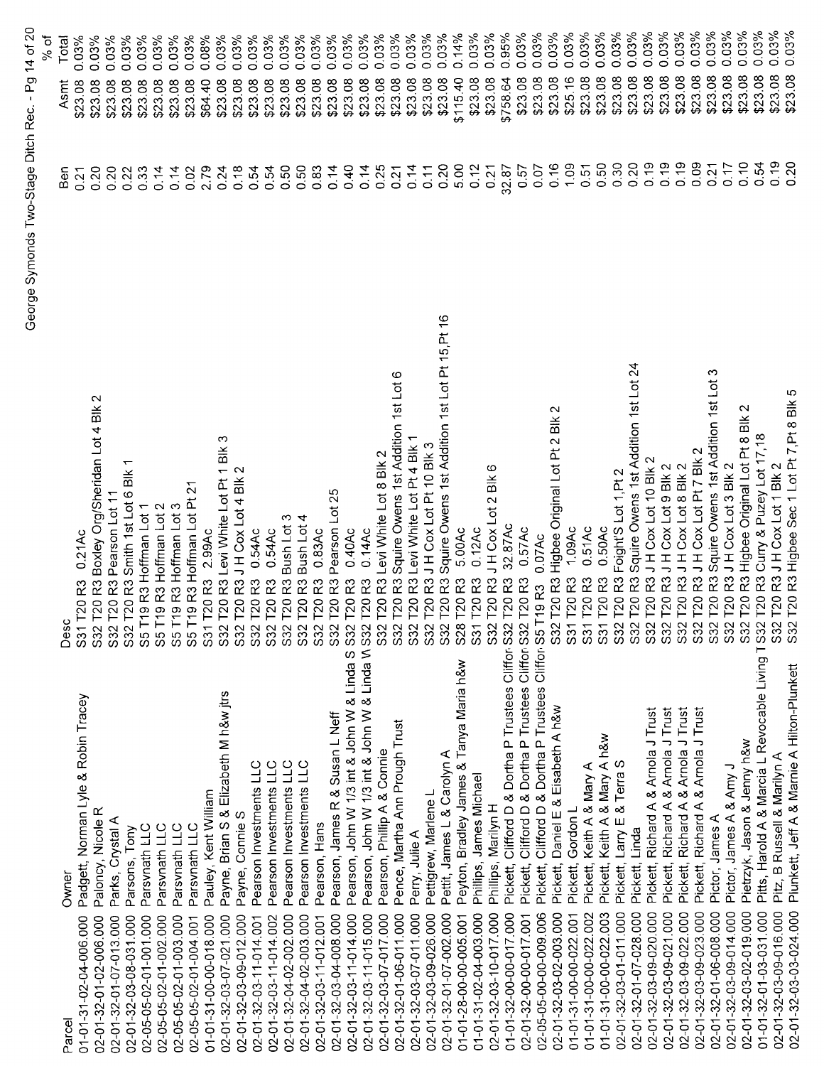| Parcel | Owner | Desc | Ben | Asmt | % of Total |
|---|---|---|---|---|---|
| 01-01-31-02-04-006.000 | Padgett, Norman Lyle & Robin Tracey | S31 T20 R3 0.21Ac | 0.21 | $23.08 | 0.03% |
| 02-01-32-01-02-006.000 | Palency, Nicole R | S32 T20 R3 Boxley Org/Sheridan Lot 4 Blk 2 | 0.20 | $23.08 | 0.03% |
| 02-01-32-01-07-013.000 | Parks, Crystal A | S32 T20 R3 Pearson Lot 11 | 0.20 | $23.08 | 0.03% |
| 02-01-32-03-08-031.000 | Parsons, Tony | S32 T20 R3 Smith 1st Lot 6 Blk 1 | 0.22 | $23.08 | 0.03% |
| 02-05-05-02-01-001.000 | Parsvnath LLC | S5 T19 R3 Hoffman Lot 1 | 0.33 | $23.08 | 0.03% |
| 02-05-05-02-01-002.000 | Parsvnath LLC | S5 T19 R3 Hoffman Lot 2 | 0.14 | $23.08 | 0.03% |
| 02-05-05-02-01-003.000 | Parsvnath LLC | S5 T19 R3 Hoffman Lot 3 | 0.14 | $23.08 | 0.03% |
| 02-05-05-02-01-004.001 | Parsvnath LLC | S5 T19 R3 Hoffman Lot Pt 21 | 0.02 | $23.08 | 0.03% |
| 01-01-31-00-00-018.000 | Pauley, Kent William | S31 T20 R3 2.99Ac | 2.79 | $64.40 | 0.08% |
| 02-01-32-03-07-021.000 | Payne, Brian S & Elizabeth M h&w jtrs | S32 T20 R3 Levi White Lot Pt 1 Blk 3 | 0.24 | $23.08 | 0.03% |
| 02-01-32-03-09-012.000 | Payne, Connie S | S32 T20 R3 J H Cox Lot 4 Blk 2 | 0.18 | $23.08 | 0.03% |
| 02-01-32-03-11-014.001 | Pearson Investments LLC | S32 T20 R3 0.54Ac | 0.54 | $23.08 | 0.03% |
| 02-01-32-03-11-014.002 | Pearson Investments LLC | S32 T20 R3 0.54Ac | 0.54 | $23.08 | 0.03% |
| 02-01-32-04-02-002.000 | Pearson Investments LLC | S32 T20 R3 Bush Lot 3 | 0.50 | $23.08 | 0.03% |
| 02-01-32-04-02-003.000 | Pearson Investments LLC | S32 T20 R3 Bush Lot 4 | 0.50 | $23.08 | 0.03% |
| 02-01-32-03-11-012.001 | Pearson, Hans | S32 T20 R3 0.83Ac | 0.83 | $23.08 | 0.03% |
| 02-01-32-03-04-008.000 | Pearson, James R & Susan L Neff | S32 T20 R3 Pearson Lot 25 | 0.14 | $23.08 | 0.03% |
| 02-01-32-03-11-014.000 | Pearson, John W 1/3 int & John W & Linda S | S32 T20 R3 0.40Ac | 0.40 | $23.08 | 0.03% |
| 02-01-32-03-11-015.000 | Pearson, John W 1/3 int & John W & Linda W | S32 T20 R3 0.14Ac | 0.14 | $23.08 | 0.03% |
| 02-01-32-03-07-017.000 | Pearson, Phillip A & Connie | S32 T20 R3 Levi White Lot 8 Blk 2 | 0.25 | $23.08 | 0.03% |
| 02-01-32-01-06-011.000 | Pence, Martha Ann Prough Trust | S32 T20 R3 Squire Owens 1st Addition 1st Lot 6 | 0.21 | $23.08 | 0.03% |
| 02-01-32-03-07-011.000 | Perry, Julie A | S32 T20 R3 Levi White Lot Pt 4 Blk 1 | 0.14 | $23.08 | 0.03% |
| 02-01-32-03-09-026.000 | Pettigrew, Marlene L | S32 T20 R3 J H Cox Lot Pt 10 Blk 3 | 0.11 | $23.08 | 0.03% |
| 02-01-32-01-07-002.000 | Pettit, James L & Carolyn A | S32 T20 R3 Squire Owens 1st Addition 1st Lot Pt 15,Pt 16 | 0.20 | $23.08 | 0.03% |
| 01-01-28-00-00-005.001 | Peyton, Bradley James & Tanya Maria h&w | S28 T20 R3 5.00Ac | 5.00 | $115.40 | 0.14% |
| 01-01-31-02-04-003.000 | Phillips, James Michael | S31 T20 R3 0.12Ac | 0.12 | $23.08 | 0.03% |
| 02-01-32-03-10-017.000 | Phillips, Marilyn H | S32 T20 R3 J H Cox Lot 2 Blk 6 | 0.21 | $23.08 | 0.03% |
| 01-01-32-00-00-017.000 | Pickett, Clifford D & Dortha P Trustees Cliffor | S32 T20 R3 32.87Ac | 32.87 | $758.64 | 0.95% |
| 02-01-32-00-00-017.001 | Pickett, Clifford D & Dortha P Trustees Cliffor | S32 T20 R3 0.57Ac | 0.57 | $23.08 | 0.03% |
| 02-05-05-00-00-009.006 | Pickett, Clifford D & Dortha P Trustees Cliffor | S5 T19 R3 0.07Ac | 0.07 | $23.08 | 0.03% |
| 02-01-32-03-02-003.000 | Pickett, Daniel E & Eisabeth A h&w | S32 T20 R3 Higbee Original Lot Pt 2 Blk 2 | 0.16 | $23.08 | 0.03% |
| 01-01-31-00-00-022.001 | Pickett, Gordon L | S31 T20 R3 1.09Ac | 1.09 | $25.16 | 0.03% |
| 01-01-31-00-00-022.002 | Pickett, Keith A & Mary A | S31 T20 R3 0.51Ac | 0.51 | $23.08 | 0.03% |
| 01-01-31-00-00-022.003 | Pickett, Keith A & Mary A h&w | S31 T20 R3 0.50Ac | 0.50 | $23.08 | 0.03% |
| 02-01-32-03-01-011.000 | Pickett, Larry E & Terra S | S32 T20 R3 Foight'S Lot 1,Pt 2 | 0.30 | $23.08 | 0.03% |
| 02-01-32-01-07-028.000 | Pickett, Linda | S32 T20 R3 Squire Owens 1st Addition 1st Lot 24 | 0.20 | $23.08 | 0.03% |
| 02-01-32-03-09-020.000 | Pickett, Richard A & Arnola J Trust | S32 T20 R3 J H Cox Lot 10 Blk 2 | 0.19 | $23.08 | 0.03% |
| 02-01-32-03-09-021.000 | Pickett, Richard A & Arnola J Trust | S32 T20 R3 J H Cox Lot 9 Blk 2 | 0.19 | $23.08 | 0.03% |
| 02-01-32-03-09-022.000 | Pickett, Richard A & Arnola J Trust | S32 T20 R3 J H Cox Lot 8 Blk 2 | 0.19 | $23.08 | 0.03% |
| 02-01-32-03-09-023.000 | Pickett, Richard A & Arnola J Trust | S32 T20 R3 J H Cox Lot Pt 7 Blk 2 | 0.09 | $23.08 | 0.03% |
| 02-01-32-01-06-008.000 | Pictor, James A | S32 T20 R3 Squire Owens 1st Addition 1st Lot 3 | 0.21 | $23.08 | 0.03% |
| 02-01-32-03-09-014.000 | Pictor, James A & Amy J | S32 T20 R3 J H Cox Lot 3 Blk 2 | 0.17 | $23.08 | 0.03% |
| 02-01-32-03-02-019.000 | Pietrzyk, Jason & Jenny h&w | S32 T20 R3 Higbee Original Lot Pt 8 Blk 2 | 0.10 | $23.08 | 0.03% |
| 01-01-32-01-03-031.000 | Pitts, Harold A & Marcia L Revocable Living T | S32 T20 R3 Curry & Puzey Lot 17,18 | 0.54 | $23.08 | 0.03% |
| 02-01-32-03-09-016.000 | Pitz, B Russell & Marilyn A | S32 T20 R3 J H Cox Lot 1 Blk 2 | 0.19 | $23.08 | 0.03% |
| 02-01-32-03-03-024.000 | Plunkett, Jeff A & Marnie A Hilton-Plunkett | S32 T20 R3 Higbee Sec 1 Lot Pt 7,Pt 8 Blk 5 | 0.20 | $23.08 | 0.03% |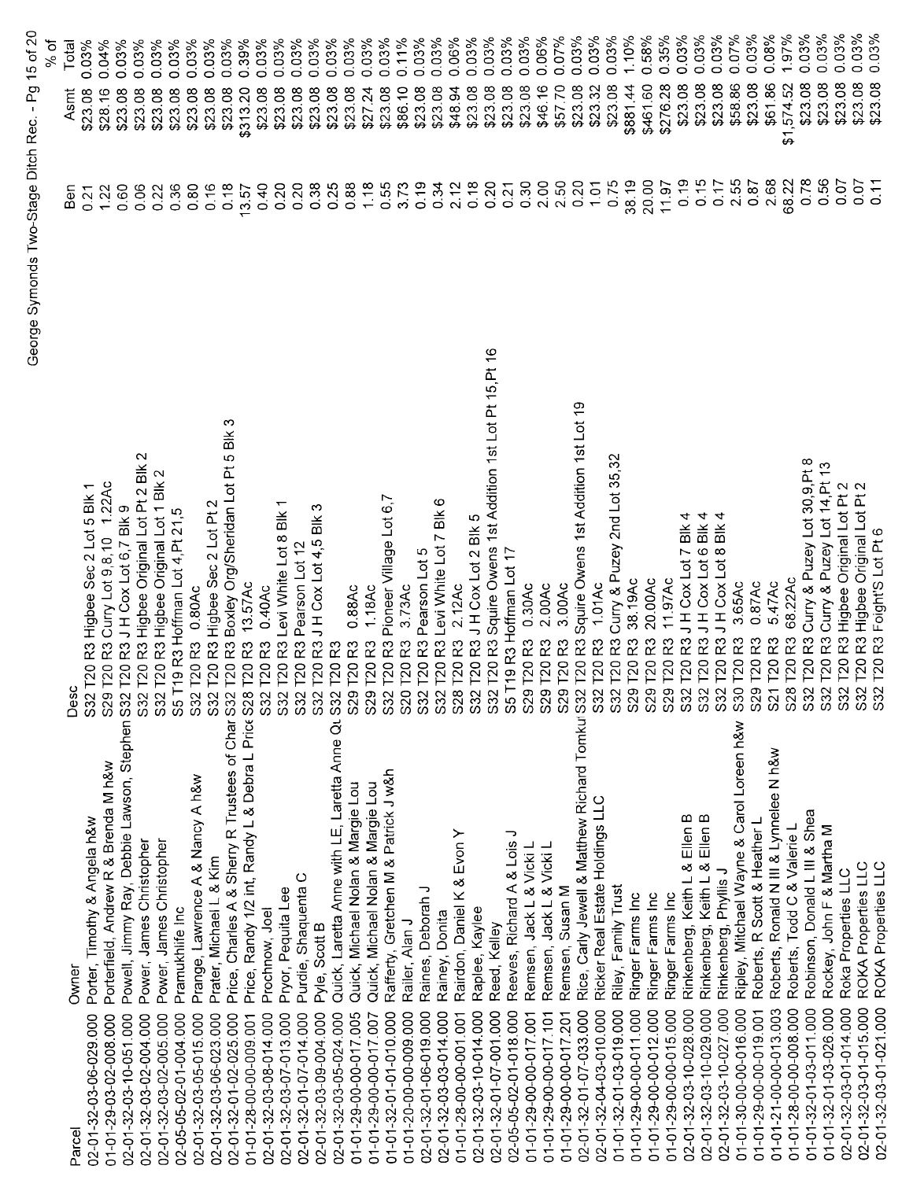George Symonds Two-Stage Ditch Rec.

| Parcel | Owner | Desc | Ben | Asmt | % of Total |
|---|---|---|---|---|---|
| 02-01-32-03-06-029.000 | Porter, Timothy & Angela h&w | S32 T20 R3 Higbee Sec 2 Lot 5 Blk 1 | 0.21 | $23.08 | 0.03% |
| 01-01-29-03-02-008.000 | Porterfield, Andrew R & Brenda M h&w | S29 T20 R3 Curry Lot 9,8,10 1.22Ac | 1.22 | $28.16 | 0.04% |
| 02-01-32-03-10-051.000 | Powell, Jimmy Ray, Debbie Lawson, Stephen | S32 T20 R3 J H Cox Lot 6,7 Blk 9 | 0.60 | $23.08 | 0.03% |
| 02-01-32-03-02-004.000 | Power, James Christopher | S32 T20 R3 Higbee Original Lot Pt 2 Blk 2 | 0.06 | $23.08 | 0.03% |
| 02-01-32-03-02-005.000 | Power, James Christopher | S32 T20 R3 Higbee Original Lot 1 Blk 2 | 0.22 | $23.08 | 0.03% |
| 02-05-05-02-01-004.000 | Pramukhlfe Inc | S5 T19 R3 Hoffman Lot 4,Pt 21,5 | 0.36 | $23.08 | 0.03% |
| 02-01-32-03-05-015.000 | Prange, Lawrence A & Nancy A h&w | S32 T20 R3 0.80Ac | 0.80 | $23.08 | 0.03% |
| 02-01-32-03-06-023.000 | Prater, Michael L & Kim | S32 T20 R3 Higbee Sec 2 Lot Pt 2 | 0.16 | $23.08 | 0.03% |
| 02-01-32-01-02-025.000 | Price, Charles A & Sherry R Trustees of Char | S32 T20 R3 Boxley Org/Sheridan Lot Pt 5 Blk 3 | 0.18 | $23.08 | 0.03% |
| 01-01-28-00-00-009.001 | Price, Randy 1/2 int, Randy L & Debra L Price | S28 T20 R3 13.57Ac | 13.57 | $313.20 | 0.39% |
| 02-01-32-03-08-014.000 | Prochnow, Joel | S32 T20 R3 0.40Ac | 0.40 | $23.08 | 0.03% |
| 02-01-32-03-07-013.000 | Pryor, Pequita Lee | S32 T20 R3 Levi White Lot 8 Blk 1 | 0.20 | $23.08 | 0.03% |
| 02-01-32-01-07-014.000 | Purdie, Shaquenta C | S32 T20 R3 Pearson Lot 12 | 0.20 | $23.08 | 0.03% |
| 02-01-32-03-09-004.000 | Pyle, Scott B | S32 T20 R3 J H Cox Lot 4,5 Blk 3 | 0.38 | $23.08 | 0.03% |
| 02-01-32-03-05-024.000 | Quick, Laretta Anne with LE, Laretta Anne Qu | S32 T20 R3 | 0.25 | $23.08 | 0.03% |
| 01-01-29-00-00-017.005 | Quick, Michael Nolan & Margie Lou | S29 T20 R3 0.88Ac | 0.88 | $23.08 | 0.03% |
| 01-01-29-00-00-017.007 | Quick, Michael Nolan & Margie Lou | S29 T20 R3 1.18Ac | 1.18 | $27.24 | 0.03% |
| 01-01-32-01-01-010.000 | Rafferty, Gretchen M & Patrick J w&h | S32 T20 R3 Pioneer Village Lot 6,7 | 0.55 | $23.08 | 0.03% |
| 01-01-20-00-00-009.000 | Railer, Alan J | S20 T20 R3 3.73Ac | 3.73 | $86.10 | 0.11% |
| 02-01-32-01-06-019.000 | Raines, Deborah J | S32 T20 R3 Pearson Lot 5 | 0.19 | $23.08 | 0.03% |
| 02-01-32-03-03-014.000 | Rainey, Donita | S32 T20 R3 Levi White Lot 7 Blk 6 | 0.34 | $23.08 | 0.03% |
| 01-01-28-00-00-001.001 | Rairdon, Daniel K & Evon Y | S28 T20 R3 2.12Ac | 2.12 | $48.94 | 0.06% |
| 02-01-32-03-10-014.000 | Raplee, Kaylee | S32 T20 R3 J H Cox Lot 2 Blk 5 | 0.18 | $23.08 | 0.03% |
| 02-01-32-01-07-001.000 | Reed, Kelley | S32 T20 R3 Squire Owens 1st Addition 1st Lot Pt 15,Pt 16 | 0.20 | $23.08 | 0.03% |
| 02-05-05-02-01-018.000 | Reeves, Richard A & Lois J | S5 T19 R3 Hoffman Lot 17 | 0.21 | $23.08 | 0.03% |
| 01-01-29-00-00-017.001 | Remsen, Jack L & Vicki L | S29 T20 R3 0.30Ac | 0.30 | $23.08 | 0.03% |
| 01-01-29-00-00-017.101 | Remsen, Jack L & Vicki L | S29 T20 R3 2.00Ac | 2.00 | $46.16 | 0.06% |
| 01-01-29-00-00-017.201 | Remsen, Susan M | S29 T20 R3 3.00Ac | 2.50 | $57.70 | 0.07% |
| 02-01-32-01-07-033.000 | Rice, Carly Jewell & Matthew Richard Tomkul | S32 T20 R3 Squire Owens 1st Addition 1st Lot 19 | 0.20 | $23.08 | 0.03% |
| 02-01-32-04-03-010.000 | Ricker Real Estate Holdings LLC | S32 T20 R3 1.01Ac | 1.01 | $23.32 | 0.03% |
| 02-01-32-01-03-019.000 | Riley, Family Trust | S32 T20 R3 Curry & Puzey 2nd Lot 35,32 | 0.75 | $23.08 | 0.03% |
| 01-01-29-00-00-011.000 | Ringer Farms Inc | S29 T20 R3 38.19Ac | 38.19 | $881.44 | 1.10% |
| 01-01-29-00-00-012.000 | Ringer Farms Inc | S29 T20 R3 20.00Ac | 20.00 | $461.60 | 0.58% |
| 01-01-29-00-00-015.000 | Ringer Farms Inc | S29 T20 R3 11.97Ac | 11.97 | $276.28 | 0.35% |
| 02-01-32-03-10-028.000 | Rinkenberg, Keith L & Ellen B | S32 T20 R3 J H Cox Lot 7 Blk 4 | 0.19 | $23.08 | 0.03% |
| 02-01-32-03-10-029.000 | Rinkenberg, Keith L & Ellen B | S32 T20 R3 J H Cox Lot 6 Blk 4 | 0.15 | $23.08 | 0.03% |
| 02-01-32-03-10-027.000 | Rinkenberg, Phyllis J | S32 T20 R3 J H Cox Lot 8 Blk 4 | 0.17 | $23.08 | 0.03% |
| 01-01-30-00-00-016.000 | Ripley, Mitchael Wayne & Carol Loreen h&w | S30 T20 R3 3.65Ac | 2.55 | $58.86 | 0.07% |
| 01-01-29-00-00-019.001 | Roberts, R Scott & Heather L | S29 T20 R3 0.87Ac | 0.87 | $23.08 | 0.03% |
| 01-01-21-00-00-013.003 | Roberts, Ronald N III & Lynnelee N h&w | S21 T20 R3 5.47Ac | 2.68 | $61.86 | 0.08% |
| 01-01-28-00-00-008.000 | Roberts, Todd C & Valerie L | S28 T20 R3 68.22Ac | 68.22 | $1,574.52 | 1.97% |
| 01-01-32-01-03-011.000 | Robinson, Donald L III & Shea | S32 T20 R3 Curry & Puzey Lot 30,9,Pt 8 | 0.78 | $23.08 | 0.03% |
| 01-01-32-01-03-026.000 | Rockey, John F & Martha M | S32 T20 R3 Curry & Puzey Lot 14,Pt 13 | 0.56 | $23.08 | 0.03% |
| 02-01-32-03-01-014.000 | Roka Properties LLC | S32 T20 R3 Higbee Original Lot Pt 2 | 0.07 | $23.08 | 0.03% |
| 02-01-32-03-01-015.000 | ROKA Properties LLC | S32 T20 R3 Higbee Original Lot Pt 2 | 0.07 | $23.08 | 0.03% |
| 02-01-32-03-01-021.000 | ROKA Properties LLC | S32 T20 R3 Foight'S Lot Pt 6 | 0.11 | $23.08 | 0.03% |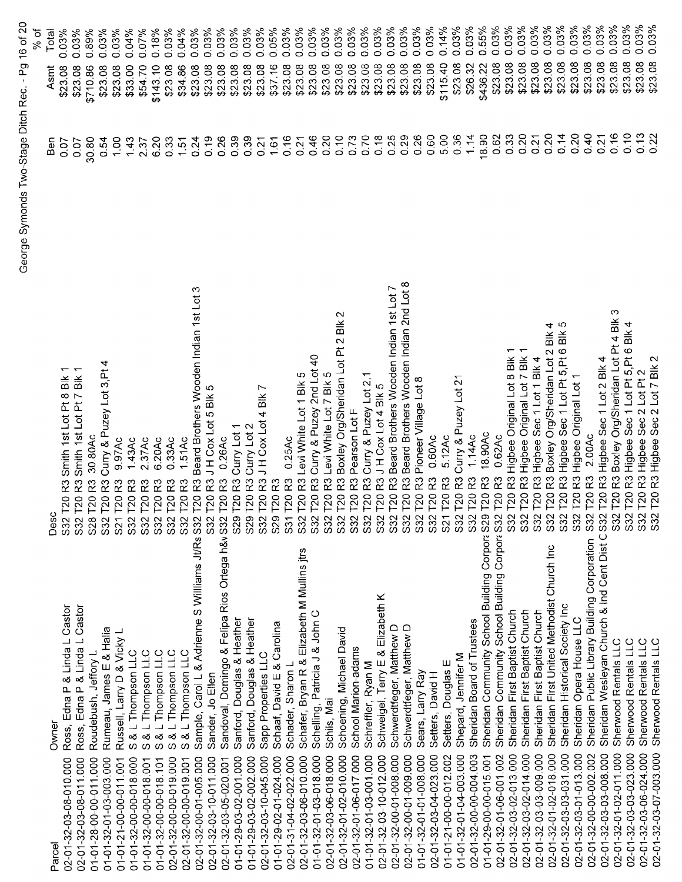| Parcel | Owner | Desc | Ben | Asmt | % of Total |
|---|---|---|---|---|---|
| 02-01-32-03-08-010.000 | Ross, Edna P & Linda L Castor | S32 T20 R3 Smith 1st Lot Pt 8 Blk 1 | 0.07 | $23.08 | 0.03% |
| 02-01-32-03-08-011.000 | Ross, Edna P & Linda L Castor | S32 T20 R3 Smith 1st Lot Pt 7 Blk 1 | 0.07 | $23.08 | 0.03% |
| 01-01-28-00-00-011.000 | Roudebush, Jeffory L | S28 T20 R3 30.80Ac | 30.80 | $710.86 | 0.89% |
| 01-01-32-01-03-003.000 | Rumeau, James E & Halia | S32 T20 R3 Curry & Puzey Lot 3,Pt 4 | 0.54 | $23.08 | 0.03% |
| 01-01-21-00-00-011.001 | Russell, Larry D & Vicky L | S21 T20 R3 9.97Ac | 1.00 | $23.08 | 0.03% |
| 01-01-32-00-00-018.000 | S & L Thompson LLC | S32 T20 R3 1.43Ac | 1.43 | $33.00 | 0.04% |
| 01-01-32-00-00-018.101 | S & L Thompson LLC | S32 T20 R3 2.37Ac | 2.37 | $54.70 | 0.07% |
| 02-01-32-00-00-019.000 | S & L Thompson LLC | S32 T20 R3 6.20Ac | 6.20 | $143.10 | 0.18% |
| 02-01-32-00-00-019.001 | S & L Thompson LLC | S32 T20 R3 0.33Ac | 0.33 | $23.08 | 0.03% |
| 02-01-32-00-01-005.000 | Sample, Carol L & Adrienne S Williams Jt/Rs | S32 T20 R3 1.51Ac | 1.51 | $34.86 | 0.04% |
| 02-01-32-03-10-011.000 | Sander, Jo Ellen | S32 T20 R3 Beard Brothers Wooden Indian 1st Lot 3 | 0.24 | $23.08 | 0.03% |
| 02-01-32-03-05-020.001 | Sandoval, Domingo & Felipa Rios Ortega h&w | S32 T20 R3 J H Cox Lot 5 Blk 5 | 0.19 | $23.08 | 0.03% |
| 01-01-29-03-02-001.000 | Sanford, Douglas & Heather | S32 T20 R3 0.26Ac | 0.26 | $23.08 | 0.03% |
| 01-01-29-03-02-002.000 | Sanford, Douglas & Heather | S29 T20 R3 Curry Lot 1 | 0.39 | $23.08 | 0.03% |
| 02-01-32-03-10-045.000 | Sapp Properties LLC | S29 T20 R3 Curry Lot 2 | 0.39 | $23.08 | 0.03% |
| 01-01-29-02-01-024.000 | Schaaf, David E & Carolina | S32 T20 R3 J H Cox Lot 4 Blk 7 | 0.21 | $23.08 | 0.03% |
| 02-01-31-04-02-022.000 | Schader, Sharon L | S29 T20 R3 | 1.61 | $37.16 | 0.05% |
| 02-01-32-03-06-010.000 | Schafer, Bryan R & Elizabeth M Mullins jtrs | S31 T20 R3 0.25Ac | 0.16 | $23.08 | 0.03% |
| 01-01-32-01-03-018.000 | Schelling, Patricia J & John C | S32 T20 R3 Levi White Lot 1 Blk 5 | 0.21 | $23.08 | 0.03% |
| 02-01-32-03-06-018.000 | Schils, Mai | S32 T20 R3 Curry & Puzey 2nd Lot 40 | 0.46 | $23.08 | 0.03% |
| 02-01-32-01-02-010.000 | Schoening, Michael David | S32 T20 R3 Levi White Lot 7 Blk 5 | 0.20 | $23.08 | 0.03% |
| 02-01-32-01-06-017.000 | School Marion-adams | S32 T20 R3 Boxley Org/Sheridan Lot Pt 2 Blk 2 | 0.10 | $23.08 | 0.03% |
| 01-01-32-01-03-001.000 | Schreffler, Ryan M | S32 T20 R3 Pearson Lot F | 0.73 | $23.08 | 0.03% |
| 02-01-32-03-10-012.000 | Schweigel, Terry E & Elizabeth K | S32 T20 R3 Curry & Puzey Lot 2,1 | 0.70 | $23.08 | 0.03% |
| 02-01-32-00-01-008.000 | Schwerdtfeger, Matthew D | S32 T20 R3 J H Cox Lot 4 Blk 5 | 0.18 | $23.08 | 0.03% |
| 02-01-32-00-01-009.000 | Schwerdtfeger, Matthew D | S32 T20 R3 Beard Brothers Wooden Indian 1st Lot 7 | 0.25 | $23.08 | 0.03% |
| 01-01-32-01-01-008.000 | Sears, Larry Ray | S32 T20 R3 Beard Brothers Wooden Indian 2nd Lot 8 | 0.29 | $23.08 | 0.03% |
| 02-01-32-03-04-023.000 | Setters, David H | S32 T20 R3 Pioneer Village Lot 8 | 0.26 | $23.08 | 0.03% |
| 01-01-21-00-00-012.002 | Setters, Douglas E | S32 T20 R3 0.60Ac | 0.60 | $23.08 | 0.03% |
| 01-01-32-01-04-003.000 | Shepard, Jennifer M | S21 T20 R3 5.12Ac | 5.00 | $115.40 | 0.14% |
| 02-01-32-00-00-004.003 | Sheridan Board of Trustees | S32 T20 R3 Curry & Puzey Lot 21 | 0.36 | $23.08 | 0.03% |
| 01-01-29-00-00-015.001 | Sheridan Community School Building Corpora | S32 T20 R3 1.14Ac | 1.14 | $26.32 | 0.03% |
| 02-01-32-01-06-001.002 | Sheridan Community School Building Corpora | S29 T20 R3 18.90Ac | 18.90 | $436.22 | 0.55% |
| 02-01-32-03-02-013.000 | Sheridan First Baptist Church | S32 T20 R3 0.62Ac | 0.62 | $23.08 | 0.03% |
| 02-01-32-03-02-014.000 | Sheridan First Baptist Church | S32 T20 R3 Higbee Original Lot 8 Blk 1 | 0.33 | $23.08 | 0.03% |
| 02-01-32-03-03-009.000 | Sheridan First Baptist Church | S32 T20 R3 Higbee Original Lot 7 Blk 1 | 0.20 | $23.08 | 0.03% |
| 02-01-32-01-02-018.000 | Sheridan First United Methodist Church Inc | S32 T20 R3 Higbee Sec 1 Lot 1 Blk 4 | 0.21 | $23.08 | 0.03% |
| 02-01-32-03-03-031.000 | Sheridan Historical Society Inc | S32 T20 R3 Boxley Org/Sheridan Lot 2 Blk 4 | 0.20 | $23.08 | 0.03% |
| 02-01-32-03-01-013.000 | Sheridan Opera House LLC | S32 T20 R3 Higbee Sec 1 Lot Pt 5,Pt 6 Blk 5 | 0.14 | $23.08 | 0.03% |
| 02-01-32-00-00-002.002 | Sheridan Public Library Building Corporation | S32 T20 R3 Higbee Original Lot 1 | 0.20 | $23.08 | 0.03% |
| 02-01-32-03-03-008.000 | Sheridan Wesleyan Church & Ind Cent Dist C | S32 T20 R3 2.00Ac | 0.40 | $23.08 | 0.03% |
| 02-01-32-01-02-011.000 | Sherwood Rentals LLC | S32 T20 R3 Higbee Sec 1 Lot 2 Blk 4 | 0.21 | $23.08 | 0.03% |
| 02-01-32-03-03-023.000 | Sherwood Rentals LLC | S32 T20 R3 Boxley Org/Sheridan Lot Pt 4 Blk 3 | 0.16 | $23.08 | 0.03% |
| 02-01-32-03-06-024.000 | Sherwood Rentals LLC | S32 T20 R3 Higbee Sec 1 Lot Pt 5,Pt 6 Blk 4 | 0.10 | $23.08 | 0.03% |
| 02-01-32-03-07-003.000 | Sherwood Rentals LLC | S32 T20 R3 Higbee Sec 2 Lot Pt 2 | 0.13 | $23.08 | 0.03% |
| | | S32 T20 R3 Higbee Sec 2 Lot 7 Blk 2 | 0.22 | $23.08 | 0.03% |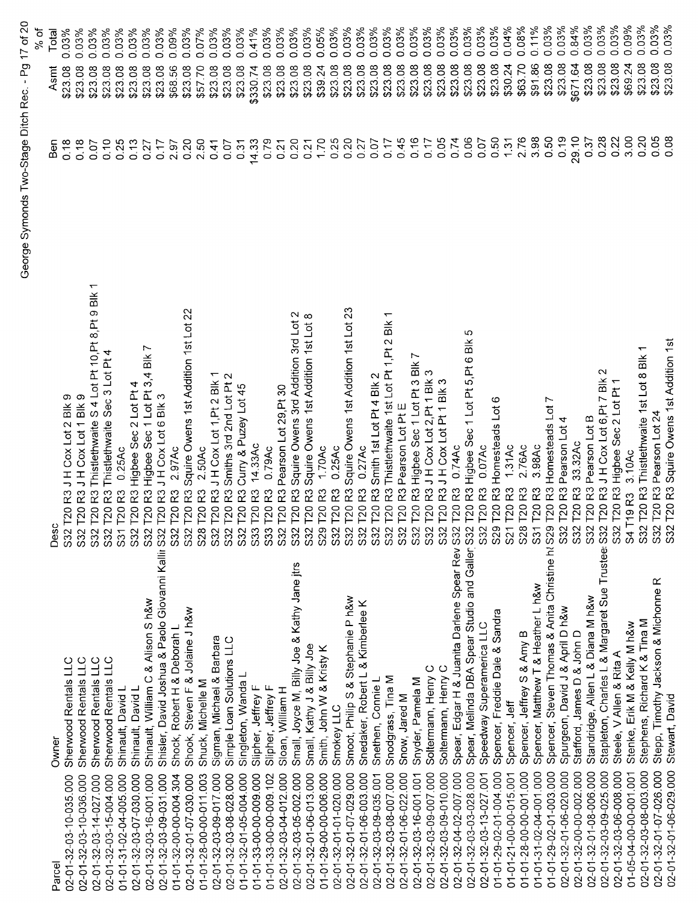| Parcel | Owner | Desc | Ben | Asmt | % of Total |
|---|---|---|---|---|---|
| 02-01-32-03-10-035.000 | Sherwood Rentals LLC | S32 T20 R3 J H Cox Lot 2 Blk 9 | 0.18 | $23.08 | 0.03% |
| 02-01-32-03-10-036.000 | Sherwood Rentals LLC | S32 T20 R3 J H Cox Lot 1 Blk 9 | 0.18 | $23.08 | 0.03% |
| 02-01-32-03-14-027.000 | Sherwood Rentals LLC | S32 T20 R3 Thistlethwaite S 4 Lot Pt 10,Pt 8,Pt 9 Blk 1 | 0.07 | $23.08 | 0.03% |
| 02-01-32-03-15-004.000 | Sherwood Rentals LLC | S32 T20 R3 Thistlethwaite Sec 3 Lot Pt 4 | 0.10 | $23.08 | 0.03% |
| 01-01-31-02-04-005.000 | Shinault, David L | S31 T20 R3 0.25Ac | 0.25 | $23.08 | 0.03% |
| 02-01-32-03-07-030.000 | Shinault, David L | S32 T20 R3 Higbee Sec 2 Lot Pt 4 | 0.13 | $23.08 | 0.03% |
| 02-01-32-03-16-001.000 | Shinault, William C & Alison S h&w | S32 T20 R3 Higbee Sec 1 Lot Pt 3,4 Blk 7 | 0.27 | $23.08 | 0.03% |
| 02-01-32-03-09-031.000 | Shisler, David Joshua & Paolo Giovanni Kalli | S32 T20 R3 J H Cox Lot 6 Blk 3 | 0.17 | $23.08 | 0.03% |
| 01-01-32-00-00-004.304 | Shock, Robert H & Deborah L | S32 T20 R3 2.97Ac | 2.97 | $68.56 | 0.09% |
| 02-01-32-01-07-030.000 | Shook, Steven F & Jolaine J h&w | S32 T20 R3 Squire Owens 1st Addition 1st Lot 22 | 0.20 | $23.08 | 0.03% |
| 01-01-28-00-00-011.003 | Shuck, Michelle M | S28 T20 R3 2.50Ac | 2.50 | $57.70 | 0.07% |
| 02-01-32-03-09-017.000 | Sigman, Michael & Barbara | S32 T20 R3 J H Cox Lot 1,Pt 2 Blk 1 | 0.41 | $23.08 | 0.03% |
| 02-01-32-03-08-028.000 | Simple Loan Solutions LLC | S32 T20 R3 Smiths 3rd 2nd Lot Pt 2 | 0.07 | $23.08 | 0.03% |
| 02-01-32-01-05-004.000 | Singleton, Wanda L | S32 T20 R3 Curry & Puzey Lot 45 | 0.31 | $23.08 | 0.03% |
| 01-01-33-00-00-009.000 | Slipher, Jeffrey F | S33 T20 R3 14.33Ac | 14.33 | $330.74 | 0.41% |
| 01-01-33-00-00-009.102 | Slipher, Jeffrey F | S33 T20 R3 0.79Ac | 0.79 | $23.08 | 0.03% |
| 02-01-32-03-04-012.000 | Sloan, William H | S32 T20 R3 Pearson Lot 29,Pt 30 | 0.21 | $23.08 | 0.03% |
| 02-01-32-03-05-002.000 | Small, Joyce M, Billy Joe & Kathy Jane jtrs | S32 T20 R3 Squire Owens 3rd Addition 3rd Lot 2 | 0.20 | $23.08 | 0.03% |
| 02-01-32-01-06-013.000 | Small, Kathy J & Billy Joe | S32 T20 R3 Squire Owens 1st Addition 1st Lot 8 | 0.21 | $23.08 | 0.03% |
| 01-01-29-00-00-006.000 | Smith, John W & Kristy K | S29 T20 R3 1.70Ac | 1.70 | $39.24 | 0.05% |
| 01-01-32-00-00-020.000 | Smokey LLC | S32 T20 R3 0.25Ac | 0.25 | $23.08 | 0.03% |
| 02-01-32-01-07-029.000 | Smoot, Philip S & Stephanie P h&w | S32 T20 R3 Squire Owens 1st Addition 1st Lot 23 | 0.20 | $23.08 | 0.03% |
| 02-01-32-01-06-003.000 | Snedaker, Robert L & Kimberlee K | S32 T20 R3 0.27Ac | 0.27 | $23.08 | 0.03% |
| 02-01-32-03-09-035.001 | Snethen, Connie L | S32 T20 R3 Smith 1st Lot Pt 4 Blk 2 | 0.07 | $23.08 | 0.03% |
| 02-01-32-03-08-007.000 | Snodgrass, Tina M | S32 T20 R3 Thistlethwaite 1st Lot Pt 1,Pt 2 Blk 1 | 0.17 | $23.08 | 0.03% |
| 02-01-32-01-06-022.000 | Snow, Jared M | S32 T20 R3 Pearson Lot Pt E | 0.45 | $23.08 | 0.03% |
| 02-01-32-03-16-001.001 | Snyder, Pamela M | S32 T20 R3 Higbee Sec 1 Lot Pt 3 Blk 7 | 0.16 | $23.08 | 0.03% |
| 02-01-32-03-09-007.000 | Soltermann, Henry C | S32 T20 R3 J H Cox Lot 2,Pt 1 Blk 3 | 0.17 | $23.08 | 0.03% |
| 02-01-32-03-09-010.000 | Soltermann, Henry C | S32 T20 R3 J H Cox Lot Pt 1 Blk 3 | 0.05 | $23.08 | 0.03% |
| 02-01-32-04-02-007.000 | Spear, Edgar H & Juanita Darlene Spear Rev | S32 T20 R3 0.74Ac | 0.74 | $23.08 | 0.03% |
| 02-01-32-03-03-028.000 | Spear, Melinda DBA Spear Studio and Galler | S32 T20 R3 Higbee Sec 1 Lot Pt 5,Pt 6 Blk 5 | 0.06 | $23.08 | 0.03% |
| 02-01-32-03-13-027.001 | Speedway Superamerica LLC | S32 T20 R3 0.07Ac | 0.07 | $23.08 | 0.03% |
| 01-01-29-02-01-004.000 | Spencer, Freddie Dale & Sandra | S29 T20 R3 Homesteads Lot 6 | 0.50 | $23.08 | 0.03% |
| 01-01-21-00-00-015.001 | Spencer, Jeff | S21 T20 R3 1.31Ac | 1.31 | $30.24 | 0.04% |
| 01-01-28-00-00-001.000 | Spencer, Jeffrey S & Amy B | S28 T20 R3 2.76Ac | 2.76 | $63.70 | 0.08% |
| 01-01-31-02-04-001.000 | Spencer, Matthew T & Heather L h&w | S31 T20 R3 3.98Ac | 3.98 | $91.86 | 0.11% |
| 01-01-29-02-01-003.000 | Spencer, Steven Thomas & Anita Christine h | S29 T20 R3 Homesteads Lot 7 | 0.50 | $23.08 | 0.03% |
| 02-01-32-01-06-020.000 | Spurgeon, David J & April D h&w | S32 T20 R3 Pearson Lot 4 | 0.19 | $23.08 | 0.03% |
| 02-01-32-00-00-002.000 | Stafford, James D & John D | S32 T20 R3 33.32Ac | 29.10 | $671.64 | 0.84% |
| 02-01-32-01-08-006.000 | Standridge, Allen L & Diana M h&w | S32 T20 R3 Pearson Lot B | 0.37 | $23.08 | 0.03% |
| 02-01-32-03-09-025.000 | Stapleton, Charles L & Margaret Sue Trustee | S32 T20 R3 J H Cox Lot 6,Pt 7 Blk 2 | 0.28 | $23.08 | 0.03% |
| 02-01-32-03-06-008.000 | Steele, V Allen & Rita A | S32 T20 R3 Higbee Sec 2 Lot Pt 1 | 0.22 | $23.08 | 0.03% |
| 01-05-04-00-00-001.001 | Stenke, Erik M & Kelly M h&w | S4 T19 R3 3.10Ac | 3.00 | $69.24 | 0.09% |
| 02-01-32-03-08-003.000 | Stephens, Richard K & Tina M | S32 T20 R3 Thistlethwaite 1st Lot 8 Blk 1 | 0.20 | $23.08 | 0.03% |
| 02-01-32-01-07-026.000 | Stepp, Timothy Jackson & Michonne R | S32 T20 R3 Pearson Lot 24 | 0.05 | $23.08 | 0.03% |
| 02-01-32-01-06-029.000 | Stewart, David | S32 T20 R3 Squire Owens 1st Addition 1st | 0.08 | $23.08 | 0.03% |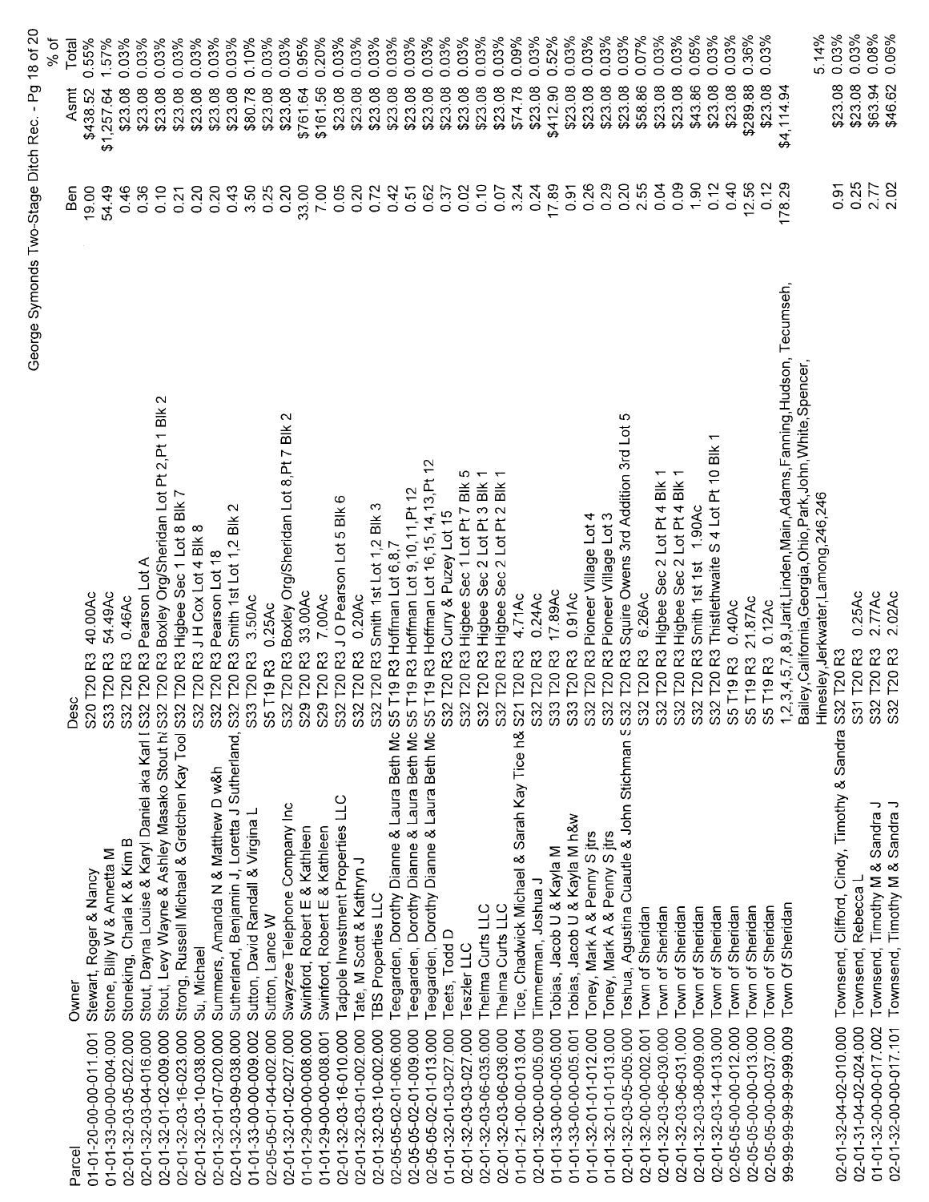| Parcel | Owner | Desc | Ben | Asmt | % of Total |
|---|---|---|---|---|---|
| 01-01-20-00-00-011.001 | Stewart, Roger & Nancy | S20 T20 R3 40.00Ac | 19.00 | $438.52 | 0.55% |
| 01-01-33-00-00-004.000 | Stone, Billy W & Annetta M | S33 T20 R3 54.49Ac | 54.49 | $1,257.64 | 1.57% |
| 02-01-32-03-05-022.000 | Stoneking, Charla K & Kim B | S32 T20 R3 0.46Ac | 0.46 | $23.08 | 0.03% |
| 02-01-32-03-04-016.000 | Stout, Dayna Louise & Karyl Daniel aka Karl I | S32 T20 R3 Pearson Lot A | 0.36 | $23.08 | 0.03% |
| 02-01-32-01-02-009.000 | Stout, Levy Wayne & Ashley Masako Stout h | S32 T20 R3 Boxley Org/Sheridan Lot Pt 2,Pt 1 Blk 2 | 0.10 | $23.08 | 0.03% |
| 02-01-32-03-16-023.000 | Strong, Russell Michael & Gretchen Kay Tool | S32 T20 R3 Higbee Sec 1 Lot 8 Blk 7 | 0.21 | $23.08 | 0.03% |
| 02-01-32-03-10-038.000 | Su, Michael | S32 T20 R3 J H Cox Lot 4 Blk 8 | 0.20 | $23.08 | 0.03% |
| 02-01-32-01-07-020.000 | Summers, Amanda N & Matthew D w&h | S32 T20 R3 Pearson Lot 18 | 0.20 | $23.08 | 0.03% |
| 02-01-32-03-09-038.000 | Sutherland, Benjamin J, Loretta J Sutherland, | S32 T20 R3 Smith 1st Lot 1,2 Blk 2 | 0.43 | $23.08 | 0.03% |
| 01-01-33-00-00-009.002 | Sutton, David Randall & Virgina L | S33 T20 R3 3.50Ac | 3.50 | $80.78 | 0.10% |
| 02-05-05-01-04-002.000 | Sutton, Lance W | S5 T19 R3 0.25Ac | 0.25 | $23.08 | 0.03% |
| 02-01-32-01-02-027.000 | Swayzee Telephone Company Inc | S32 T20 R3 Boxley Org/Sheridan Lot 8,Pt 7 Blk 2 | 0.20 | $23.08 | 0.03% |
| 01-01-29-00-00-008.000 | Swinford, Robert E & Kathleen | S29 T20 R3 33.00Ac | 33.00 | $761.64 | 0.95% |
| 01-01-29-00-00-008.001 | Swinford, Robert E & Kathleen | S29 T20 R3 7.00Ac | 7.00 | $161.56 | 0.20% |
| 02-01-32-03-16-010.000 | Tadpole Investment Properties LLC | S32 T20 R3 J O Pearson Lot 5 Blk 6 | 0.05 | $23.08 | 0.03% |
| 02-01-32-03-01-002.000 | Tate, M Scott & Kathryn J | S32 T20 R3 0.20Ac | 0.20 | $23.08 | 0.03% |
| 02-01-32-03-10-002.000 | TBS Properties LLC | S32 T20 R3 Smith 1st Lot 1,2 Blk 3 | 0.72 | $23.08 | 0.03% |
| 02-05-05-02-01-006.000 | Teegarden, Dorothy Dianne & Laura Beth Mc | S5 T19 R3 Hoffman Lot 6,8,7 | 0.42 | $23.08 | 0.03% |
| 02-05-05-02-01-009.000 | Teegarden, Dorothy Dianne & Laura Beth Mc | S5 T19 R3 Hoffman Lot 9,10,11,Pt 12 | 0.51 | $23.08 | 0.03% |
| 02-05-05-02-01-013.000 | Teegarden, Dorothy Dianne & Laura Beth Mc | S5 T19 R3 Hoffman Lot 16,15,14,13,Pt 12 | 0.62 | $23.08 | 0.03% |
| 02-01-32-01-03-003.000 | Teets, Todd D | S32 T20 R3 Curry & Puzey Lot 15 | 0.37 | $23.08 | 0.03% |
| 02-01-32-03-03-027.000 | Teszler LLC | S32 T20 R3 Higbee Sec 1 Lot Pt 7 Blk 5 | 0.02 | $23.08 | 0.03% |
| 02-01-32-03-06-035.000 | Thelma Curts LLC | S32 T20 R3 Higbee Sec 2 Lot Pt 3 Blk 1 | 0.10 | $23.08 | 0.03% |
| 02-01-32-03-06-036.000 | Thelma Curts LLC | S32 T20 R3 Higbee Sec 2 Lot Pt 2 Blk 1 | 0.07 | $23.08 | 0.03% |
| 01-01-21-00-00-013.004 | Tice, Chadwick Michael & Sarah Kay Tice h& | S21 T20 R3 4.71Ac | 3.24 | $74.78 | 0.09% |
| 01-01-33-00-00-005.009 | Timmerman, Joshua J | S32 T20 R3 0.24Ac | 0.24 | $23.08 | 0.03% |
| 01-01-33-00-00-005.000 | Tobias, Jacob U & Kayla M | S33 T20 R3 17.89Ac | 17.89 | $412.90 | 0.52% |
| 01-01-33-00-00-005.001 | Tobias, Jacob U & Kayla M h&w | S33 T20 R3 0.91Ac | 0.91 | $23.08 | 0.03% |
| 01-01-32-01-01-012.000 | Toney, Mark A & Penny S jtrs | S32 T20 R3 Pioneer Village Lot 4 | 0.26 | $23.08 | 0.03% |
| 01-01-32-01-01-013.000 | Toney, Mark A & Penny S jtrs | S32 T20 R3 Pioneer Village Lot 3 | 0.29 | $23.08 | 0.03% |
| 02-01-32-03-05-005.000 | Toshua, Agustina Cuautle & John Stichman S | S32 T20 R3 Squire Owens 3rd Addition 3rd Lot 5 | 0.20 | $23.08 | 0.03% |
| 02-01-32-00-00-002.001 | Town of Sheridan | S32 T20 R3 6.26Ac | 2.55 | $58.86 | 0.07% |
| 02-01-32-03-06-030.000 | Town of Sheridan | S32 T20 R3 Higbee Sec 2 Lot Pt 4 Blk 1 | 0.04 | $23.08 | 0.03% |
| 02-01-32-03-06-031.000 | Town of Sheridan | S32 T20 R3 Higbee Sec 2 Lot Pt 4 Blk 1 | 0.09 | $23.08 | 0.03% |
| 02-01-32-03-08-009.000 | Town of Sheridan | S32 T20 R3 Smith 1st 1st 1.90Ac | 1.90 | $43.86 | 0.05% |
| 02-01-32-03-14-013.000 | Town of Sheridan | S32 T20 R3 Thistlethwaite S 4 Lot Pt 10 Blk 1 | 1.12 | $23.08 | 0.03% |
| 02-05-05-00-00-012.000 | Town of Sheridan | S5 T19 R3 0.40Ac | 0.40 | $23.08 | 0.03% |
| 02-05-05-00-00-013.000 | Town of Sheridan | S5 T19 R3 21.87Ac | 12.56 | $289.88 | 0.36% |
| 02-05-05-00-00-037.000 | Town of Sheridan | S5 T19 R3 0.12Ac | 0.12 | $23.08 | 0.03% |
| 99-99-99-99-999.009 | Town Of Sheridan | 1,2,3,4,5,7,8,9,Jarit,Linden,Main,Adams,Fanning,Hudson, Tecumseh, Bailey,California,Georgia,Ohio,Park,John,White,Spencer, Hinesley,Jerkwater,Lamong,246,246 | 178.29 | $4,114.94 | 5.14% |
| 02-01-32-04-02-010.000 | Townsend, Clifford, Cindy, Timothy & Sandra | S32 T20 R3 | 0.91 | $23.08 | 0.03% |
| 02-01-31-04-02-024.000 | Townsend, Rebecca L | S31 T20 R3 0.25Ac | 0.25 | $23.08 | 0.03% |
| 01-01-32-00-00-017.002 | Townsend, Timothy M & Sandra J | S32 T20 R3 2.77Ac | 2.77 | $63.94 | 0.08% |
| 01-01-32-00-00-017.101 | Townsend, Timothy M & Sandra J | S32 T20 R3 2.02Ac | 2.02 | $46.62 | 0.06% |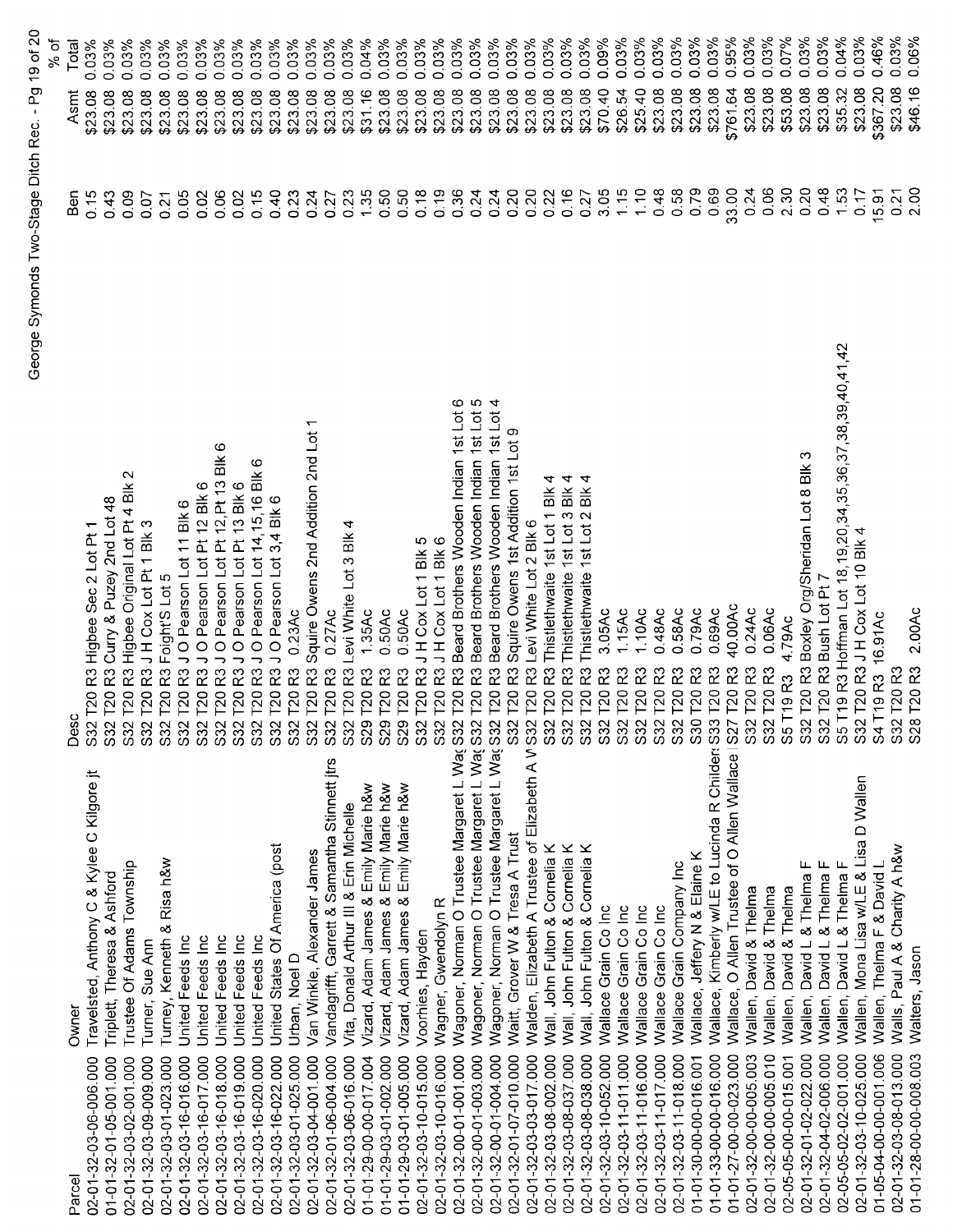| Parcel | Owner | Desc | Ben | Asmt | % of Total |
|---|---|---|---|---|---|
| 02-01-32-03-06-006.000 | Travelsted, Anthony C & Kylee C Kilgore jt | S32 T20 R3 Higbee Sec 2 Lot Pt 1 | 0.15 | $23.08 | 0.03% |
| 01-01-32-01-05-001.000 | Triplett, Theresa & Ashford | S32 T20 R3 Curry & Puzey 2nd Lot 48 | 0.43 | $23.08 | 0.03% |
| 02-01-32-03-02-001.000 | Trustee Of Adams Township | S32 T20 R3 Higbee Original Lot Pt 4 Blk 2 | 0.09 | $23.08 | 0.03% |
| 02-01-32-03-09-009.000 | Turner, Sue Ann | S32 T20 R3 J H Cox Lot Pt 1 Blk 3 | 0.07 | $23.08 | 0.03% |
| 02-01-32-03-01-023.000 | Turney, Kenneth & Risa h&w | S32 T20 R3 Foight'S Lot 5 | 0.21 | $23.08 | 0.03% |
| 02-01-32-03-16-016.000 | United Feeds Inc | S32 T20 R3 J O Pearson Lot 11 Blk 6 | 0.05 | $23.08 | 0.03% |
| 02-01-32-03-16-017.000 | United Feeds Inc | S32 T20 R3 J O Pearson Lot Pt 12 Blk 6 | 0.02 | $23.08 | 0.03% |
| 02-01-32-03-16-018.000 | United Feeds Inc | S32 T20 R3 J O Pearson Lot Pt 12,Pt 13 Blk 6 | 0.06 | $23.08 | 0.03% |
| 02-01-32-03-16-019.000 | United Feeds Inc | S32 T20 R3 J O Pearson Lot Pt 13 Blk 6 | 0.02 | $23.08 | 0.03% |
| 02-01-32-03-16-020.000 | United Feeds Inc | S32 T20 R3 J O Pearson Lot 14,15,16 Blk 6 | 0.15 | $23.08 | 0.03% |
| 02-01-32-03-16-022.000 | United States Of America (post | S32 T20 R3 J O Pearson Lot 3,4 Blk 6 | 0.40 | $23.08 | 0.03% |
| 02-01-32-03-01-025.000 | Urban, Noel D | S32 T20 R3 0.23Ac | 0.23 | $23.08 | 0.03% |
| 02-01-32-03-04-001.000 | Van Winkle, Alexander James | S32 T20 R3 Squire Owens 2nd Addition 2nd Lot 1 | 0.24 | $23.08 | 0.03% |
| 02-01-32-01-06-004.000 | Vandagrifft, Garrett & Samantha Stinnett jtrs | S32 T20 R3 0.27Ac | 0.27 | $23.08 | 0.03% |
| 02-01-32-03-06-016.000 | Vita, Donald Arthur III & Erin Michelle | S32 T20 R3 Levi White Lot 3 Blk 4 | 0.23 | $23.08 | 0.03% |
| 01-01-29-00-00-017.004 | Vizard, Adam James & Emily Marie h&w | S29 T20 R3 1.35Ac | 1.35 | $31.16 | 0.04% |
| 01-01-29-03-01-002.000 | Vizard, Adam James & Emily Marie h&w | S29 T20 R3 0.50Ac | 0.50 | $23.08 | 0.03% |
| 01-01-29-03-01-005.000 | Vizard, Adam James & Emily Marie h&w | S29 T20 R3 0.50Ac | 0.50 | $23.08 | 0.03% |
| 02-01-32-03-10-015.000 | Voorhies, Hayden | S32 T20 R3 J H Cox Lot 1 Blk 5 | 0.18 | $23.08 | 0.03% |
| 02-01-32-03-10-016.000 | Wagner, Gwendolyn R | S32 T20 R3 J H Cox Lot 1 Blk 6 | 0.19 | $23.08 | 0.03% |
| 02-01-32-00-01-001.000 | Wagoner, Norman O Trustee Margaret L Wag | S32 T20 R3 Beard Brothers Wooden Indian 1st Lot 6 | 0.36 | $23.08 | 0.03% |
| 02-01-32-00-01-003.000 | Wagoner, Norman O Trustee Margaret L Wag | S32 T20 R3 Beard Brothers Wooden Indian 1st Lot 5 | 0.24 | $23.08 | 0.03% |
| 02-01-32-00-01-004.000 | Wagoner, Norman O Trustee Margaret L Wag | S32 T20 R3 Beard Brothers Wooden Indian 1st Lot 4 | 0.24 | $23.08 | 0.03% |
| 02-01-32-01-07-010.000 | Waitt, Grover W & Tresa A Trust | S32 T20 R3 Squire Owens 1st Addition 1st Lot 9 | 0.20 | $23.08 | 0.03% |
| 02-01-32-03-03-017.000 | Walden, Elizabeth A Trustee of Elizabeth A W | S32 T20 R3 Levi White Lot 2 Blk 6 | 0.20 | $23.08 | 0.03% |
| 02-01-32-03-08-002.000 | Wall, John Fulton & Cornelia K | S32 T20 R3 Thistlethwaite 1st Lot 1 Blk 4 | 0.22 | $23.08 | 0.03% |
| 02-01-32-03-08-037.000 | Wall, John Fulton & Cornelia K | S32 T20 R3 Thistlethwaite 1st Lot 3 Blk 4 | 0.16 | $23.08 | 0.03% |
| 02-01-32-03-08-038.000 | Wall, John Fulton & Cornelia K | S32 T20 R3 Thistlethwaite 1st Lot 2 Blk 4 | 0.27 | $23.08 | 0.03% |
| 02-01-32-03-10-052.000 | Wallace Grain Co Inc | S32 T20 R3 3.05Ac | 3.05 | $70.40 | 0.09% |
| 02-01-32-03-11-011.000 | Wallace Grain Co Inc | S32 T20 R3 1.15Ac | 1.15 | $26.54 | 0.03% |
| 02-01-32-03-11-016.000 | Wallace Grain Co Inc | S32 T20 R3 1.10Ac | 1.10 | $25.40 | 0.03% |
| 02-01-32-03-11-017.000 | Wallace Grain Co Inc | S32 T20 R3 0.48Ac | 0.48 | $23.08 | 0.03% |
| 02-01-32-03-11-018.000 | Wallace Grain Company Inc | S32 T20 R3 0.58Ac | 0.58 | $23.08 | 0.03% |
| 01-01-30-00-00-016.001 | Wallace, Jeffery N & Elaine K | S30 T20 R3 0.79Ac | 0.79 | $23.08 | 0.03% |
| 01-01-33-00-00-016.000 | Wallace, Kimberly w/LE to Lucinda R Childers | S33 T20 R3 0.69Ac | 0.69 | $23.08 | 0.03% |
| 01-01-27-00-00-023.000 | Wallace, O Allen Trustee of O Allen Wallace | S27 T20 R3 40.00Ac | 33.00 | $761.64 | 0.95% |
| 02-01-32-00-00-005.003 | Wallen, David & Thelma | S32 T20 R3 0.24Ac | 0.24 | $23.08 | 0.03% |
| 02-01-32-00-00-005.010 | Wallen, David & Thelma | S32 T20 R3 0.06Ac | 0.06 | $23.08 | 0.03% |
| 02-05-05-00-00-015.001 | Wallen, David & Thelma | S5 T19 R3 4.79Ac | 2.30 | $53.08 | 0.07% |
| 02-01-32-01-02-022.000 | Wallen, David L & Thelma F | S32 T20 R3 Boxley Org/Sheridan Lot 8 Blk 3 | 0.20 | $23.08 | 0.03% |
| 02-01-32-04-02-006.000 | Wallen, David L & Thelma F | S32 T20 R3 Bush Lot Pt 7 | 0.48 | $23.08 | 0.03% |
| 02-05-05-02-02-001.000 | Wallen, David L & Thelma F | S5 T19 R3 Hoffman Lot 18,19,20,34,35,36,37,38,39,40,41,42 | 1.53 | $35.32 | 0.04% |
| 02-01-32-03-10-025.000 | Wallen, Mona Lisa w/LE & Lisa D Wallen | S32 T20 R3 J H Cox Lot 10 Blk 4 | 0.17 | $23.08 | 0.03% |
| 01-05-04-00-00-001.006 | Wallen, Thelma F & David L | S4 T19 R3 16.91Ac | 15.91 | $367.20 | 0.46% |
| 02-01-32-03-08-013.000 | Walls, Paul A & Charity A h&w | S32 T20 R3 | 0.21 | $23.08 | 0.03% |
| 01-01-28-00-00-008.003 | Walters, Jason | S28 T20 R3 2.00Ac | 2.00 | $46.16 | 0.06% |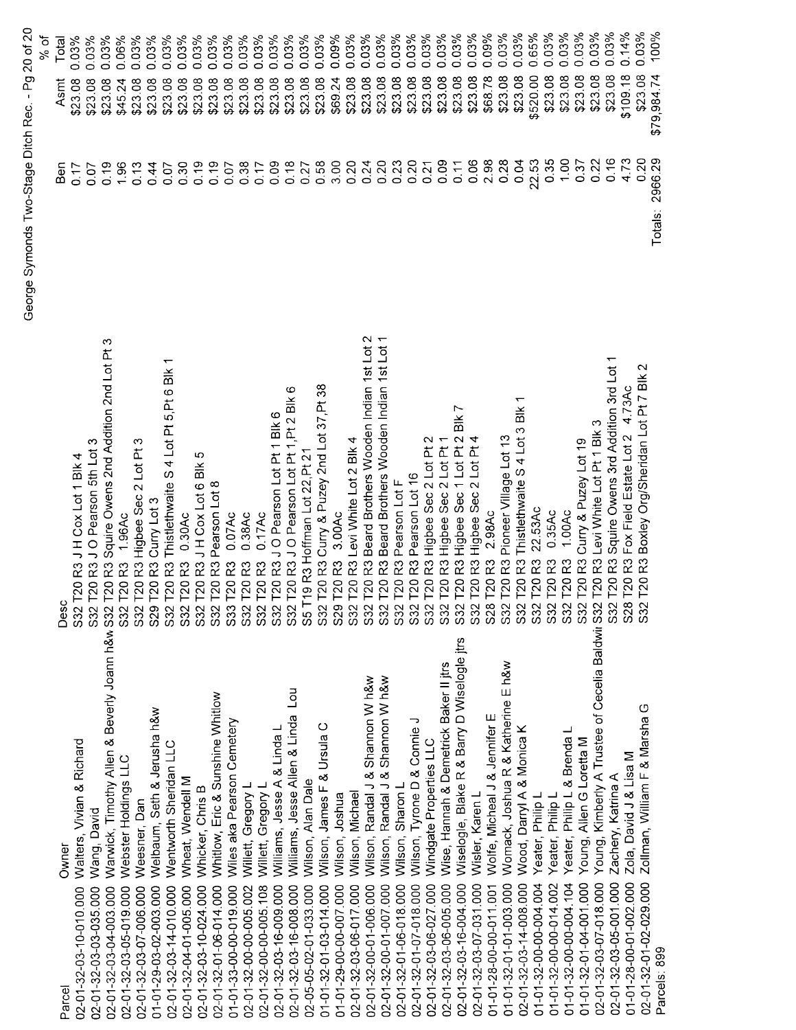George Symonds Two-Stage Ditch Rec.

| Parcel | Owner | Desc | Ben | Asmt | % of Total |
|---|---|---|---|---|---|
| 02-01-32-03-10-010.000 | Walters, Vivian & Richard | S32 T20 R3 J H Cox Lot 1 Blk 4 | 0.17 | $23.08 | 0.03% |
| 02-01-32-03-03-035.000 | Wang, David | S32 T20 R3 J O Pearson 5th Lot 3 | 0.07 | $23.08 | 0.03% |
| 02-01-32-03-04-003.000 | Warwick, Timothy Allen & Beverly Joann h&w | S32 T20 R3 Squire Owens 2nd Addition 2nd Lot Pt 3 | 0.19 | $23.08 | 0.03% |
| 02-01-32-03-05-019.000 | Webster Holdings LLC | S32 T20 R3 1.96Ac | 1.96 | $45.24 | 0.06% |
| 02-01-32-03-07-006.000 | Weesner, Dan | S32 T20 R3 Higbee Sec 2 Lot Pt 3 | 0.13 | $23.08 | 0.03% |
| 01-01-29-03-02-003.000 | Welbaum, Seth & Jerusha h&w | S29 T20 R3 Curry Lot 3 | 0.44 | $23.08 | 0.03% |
| 02-01-32-03-14-010.000 | Wentworth Sheridan LLC | S32 T20 R3 Thistlethwaite S 4 Lot Pt 5,Pt 6 Blk 1 | 0.07 | $23.08 | 0.03% |
| 02-01-32-04-01-005.000 | Wheat, Wendell M | S32 T20 R3 0.30Ac | 0.30 | $23.08 | 0.03% |
| 02-01-32-03-10-024.000 | Whicker, Chris B | S32 T20 R3 J H Cox Lot 6 Blk 5 | 0.19 | $23.08 | 0.03% |
| 02-01-32-01-06-014.000 | Whitlow, Eric & Sunshine Whitlow | S32 T20 R3 Pearson Lot 8 | 0.19 | $23.08 | 0.03% |
| 01-01-33-00-00-019.000 | Wiles aka Pearson Cemetery | S33 T20 R3 0.07Ac | 0.07 | $23.08 | 0.03% |
| 02-01-32-00-00-005.002 | Willett, Gregory L | S32 T20 R3 0.38Ac | 0.38 | $23.08 | 0.03% |
| 02-01-32-00-00-005.108 | Willett, Gregory L | S32 T20 R3 0.17Ac | 0.17 | $23.08 | 0.03% |
| 02-01-32-03-16-009.000 | Williams, Jesse A & Linda L | S32 T20 R3 J O Pearson Lot Pt 1 Blk 6 | 0.09 | $23.08 | 0.03% |
| 02-01-32-03-16-008.000 | Williams, Jesse Allen & Linda Lou | S32 T20 R3 J O Pearson Lot Pt 1,Pt 2 Blk 6 | 0.18 | $23.08 | 0.03% |
| 02-05-05-02-01-033.000 | Wilson, Alan Dale | S5 T19 R3 Hoffman Lot 22,Pt 21 | 0.27 | $23.08 | 0.03% |
| 01-01-32-01-03-014.000 | Wilson, James F & Ursula C | S32 T20 R3 Curry & Puzey 2nd Lot 37,Pt 38 | 0.58 | $23.08 | 0.03% |
| 01-01-29-00-00-007.000 | Wilson, Joshua | S29 T20 R3 3.00Ac | 3.00 | $69.24 | 0.09% |
| 02-01-32-03-06-017.000 | Wilson, Michael | S32 T20 R3 Levi White Lot 2 Blk 4 | 0.20 | $23.08 | 0.03% |
| 02-01-32-00-01-006.000 | Wilson, Randal J & Shannon W h&w | S32 T20 R3 Beard Brothers Wooden Indian 1st Lot 2 | 0.24 | $23.08 | 0.03% |
| 02-01-32-00-01-007.000 | Wilson, Randal J & Shannon W h&w | S32 T20 R3 Beard Brothers Wooden Indian 1st Lot 1 | 0.20 | $23.08 | 0.03% |
| 02-01-32-01-06-018.000 | Wilson, Sharon L | S32 T20 R3 Pearson Lot F | 0.23 | $23.08 | 0.03% |
| 02-01-32-01-07-018.000 | Wilson, Tyrone D & Connie J | S32 T20 R3 Pearson Lot 16 | 0.20 | $23.08 | 0.03% |
| 02-01-32-03-06-027.000 | Windgate Properties LLC | S32 T20 R3 Higbee Sec 2 Lot Pt 2 | 0.21 | $23.08 | 0.03% |
| 02-01-32-03-06-005.000 | Wise, Hannah & Demetrick Baker II jtrs | S32 T20 R3 Higbee Sec 2 Lot Pt 1 | 0.09 | $23.08 | 0.03% |
| 02-01-32-03-16-004.000 | Wiselogle, Blake R & Barry D Wiselogle jtrs | S32 T20 R3 Higbee Sec 1 Lot Pt 2 Blk 7 | 0.11 | $23.08 | 0.03% |
| 02-01-32-03-07-031.000 | Wisler, Karen L | S32 T20 R3 Higbee Sec 2 Lot Pt 4 | 0.06 | $23.08 | 0.03% |
| 01-01-28-00-00-011.001 | Wolfe, Micheal J & Jennifer E | S28 T20 R3 2.98Ac | 2.98 | $68.78 | 0.09% |
| 01-01-32-01-01-003.000 | Womack, Joshua R & Katherine E h&w | S32 T20 R3 Pioneer Village Lot 13 | 0.28 | $23.08 | 0.03% |
| 02-01-32-03-14-008.000 | Wood, Darryl A & Monica K | S32 T20 R3 Thistlethwaite S 4 Lot 3 Blk 1 | 0.04 | $23.08 | 0.03% |
| 01-01-32-00-00-004.004 | Yeater, Philip L | S32 T20 R3 22.53Ac | 22.53 | $520.00 | 0.65% |
| 01-01-32-00-00-014.002 | Yeater, Philip L | S32 T20 R3 0.35Ac | 0.35 | $23.08 | 0.03% |
| 01-01-32-00-00-004.104 | Yeater, Philip L & Brenda L | S32 T20 R3 1.00Ac | 1.00 | $23.08 | 0.03% |
| 01-01-32-01-04-001.000 | Young, Allen G Loretta M | S32 T20 R3 Curry & Puzey Lot 19 | 0.37 | $23.08 | 0.03% |
| 02-01-32-03-07-018.000 | Young, Kimberly A Trustee of Cecelia Baldwi | S32 T20 R3 Levi White Lot Pt 1 Blk 3 | 0.22 | $23.08 | 0.03% |
| 02-01-32-03-05-001.000 | Zachery, Katrina A | S32 T20 R3 Squire Owens 3rd Addition 3rd Lot 1 | 0.16 | $23.08 | 0.03% |
| 01-01-28-00-01-002.000 | Zola, David J & Lisa M | S28 T20 R3 Fox Field Estate Lot 2 4.73Ac | 4.73 | $109.18 | 0.14% |
| 02-01-32-01-02-029.000 | Zollman, William F & Marsha G | S32 T20 R3 Boxley Org/Sheridan Lot Pt 7 Blk 2 | 0.20 | $23.08 | 0.03% |
| Parcels: 899 | | Totals: | 2966.29 | $79,984.74 | 100% |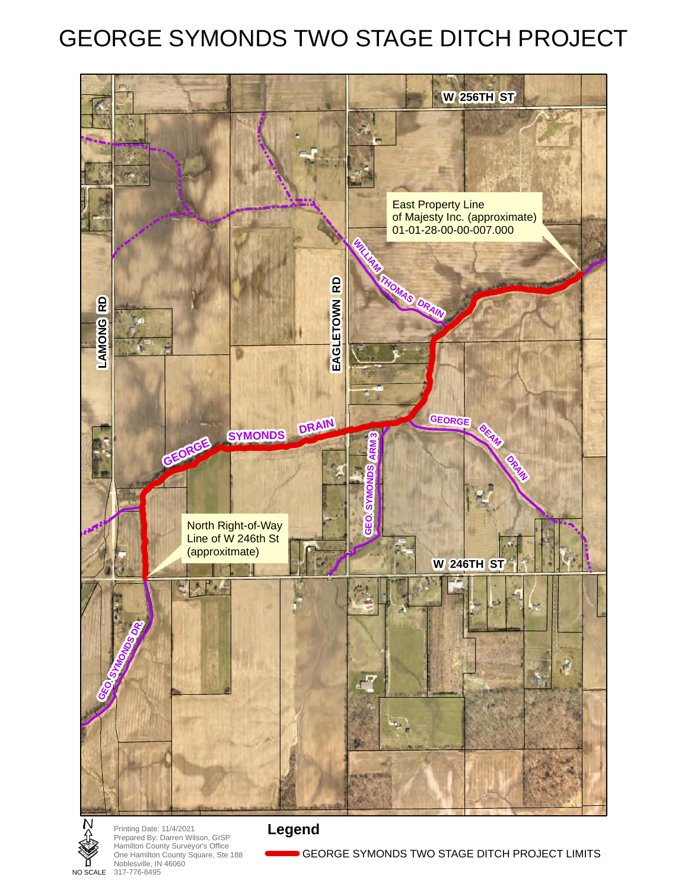# GEORGE SYMONDS TWO STAGE DITCH PROJECT

W 256TH ST

East Property Line
of Majesty Inc. (approximate)
01-01-28-00-00-007.000

WILLIAM THOMAS DRAIN

LAMONG RD

EAGLETOWN RD

GEORGE SYMONDS DRAIN

GEORGE BEAM DRAIN

GEO. SYMONDS ARM 3

North Right-of-Way
Line of W 246th St
(approximate)

W 246TH ST

GEO. SYMONDS DR.

N

NO SCALE

Printing Date: 11/4/2021
Prepared By: Darren Wilson, GISP
Hamilton County Surveyor's Office
One Hamilton County Square, Ste 188
Noblesville, IN 46060
317-776-8495

**Legend**

GEORGE SYMONDS TWO STAGE DITCH PROJECT LIMITS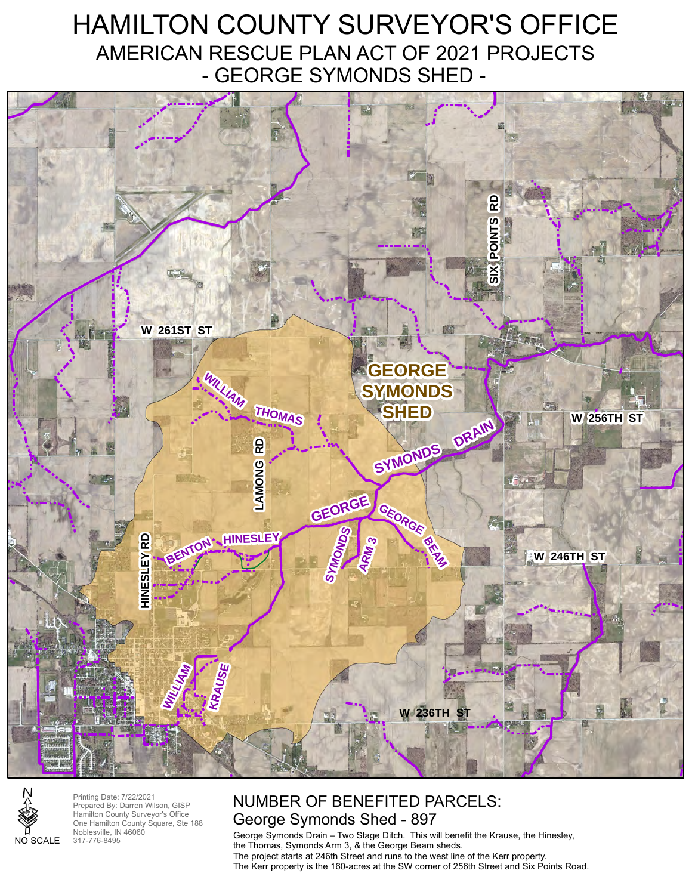# HAMILTON COUNTY SURVEYOR'S OFFICE

## AMERICAN RESCUE PLAN ACT OF 2021 PROJECTS

## - GEORGE SYMONDS SHED -

W 261ST ST

SIX POINTS RD

GEORGE SYMONDS SHED

WILLIAM THOMAS

W 256TH ST

LAMONG RD

SYMONDS DRAIN

GEORGE

GEORGE BEAM

HINESLEY RD

BENTON

HINESLEY

SYMONDS ARM 3

W 246TH ST

WILLIAM

KRAUSE

W 236TH ST

N

NO SCALE

Printing Date: 7/22/2021
Prepared By: Darren Wilson, GISP
Hamilton County Surveyor's Office
One Hamilton County Square, Ste 188
Noblesville, IN 46060
317-776-8495

NUMBER OF BENEFITED PARCELS:
George Symonds Shed - 897

George Symonds Drain – Two Stage Ditch. This will benefit the Krause, the Hinesley, the Thomas, Symonds Arm 3, & the George Beam sheds.
The project starts at 246th Street and runs to the west line of the Kerr property.
The Kerr property is the 160-acres at the SW corner of 256th Street and Six Points Road.